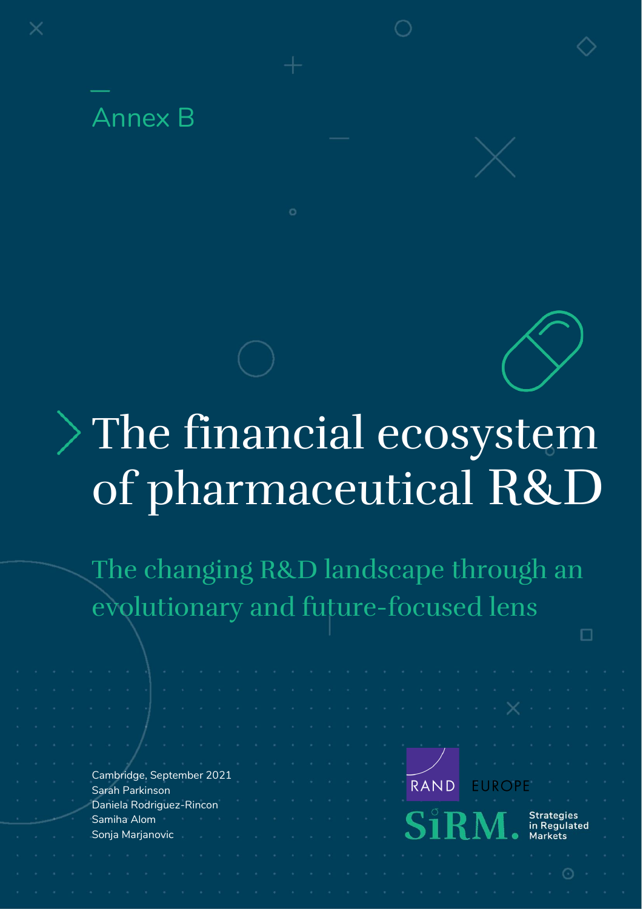Annex B

# The financial ecosystem of pharmaceutical R&D

## The changing R&D landscape through an evolutionary and future-focused lens

Cambridge, September 2021

Sarah Parkinson

Daniela Rodriguez-Rincon

Samiha Alom

Sonja Marjanovic

RAND EUROPE

SiRM. Strategies in Regulated Markets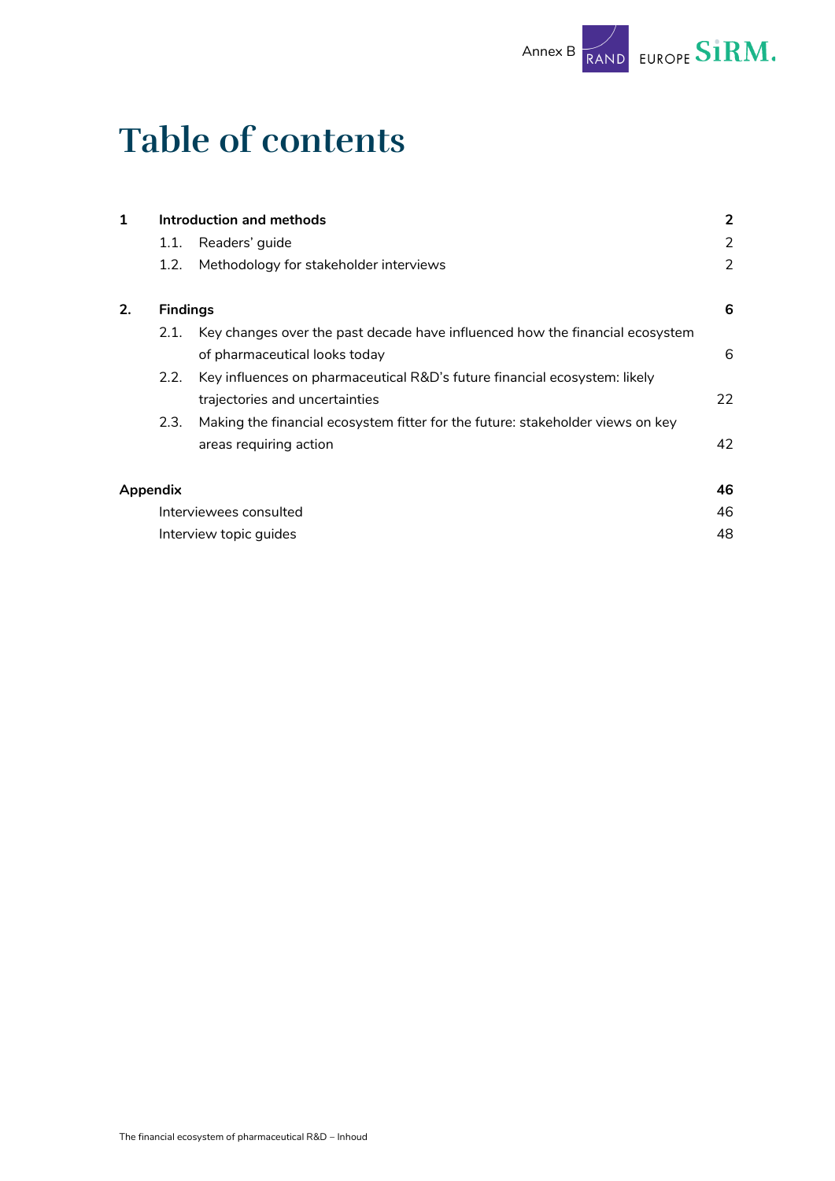# Table of contents

| | | | |
|---|---|---|---|
| **1** | **Introduction and methods** | | **2** |
| | 1.1. | Readers' guide | 2 |
| | 1.2. | Methodology for stakeholder interviews | 2 |
| **2.** | **Findings** | | **6** |
| | 2.1. | Key changes over the past decade have influenced how the financial ecosystem of pharmaceutical looks today | 6 |
| | 2.2. | Key influences on pharmaceutical R&D's future financial ecosystem: likely trajectories and uncertainties | 22 |
| | 2.3. | Making the financial ecosystem fitter for the future: stakeholder views on key areas requiring action | 42 |
| **Appendix** | | | **46** |
| | Interviewees consulted | | 46 |
| | Interview topic guides | | 48 |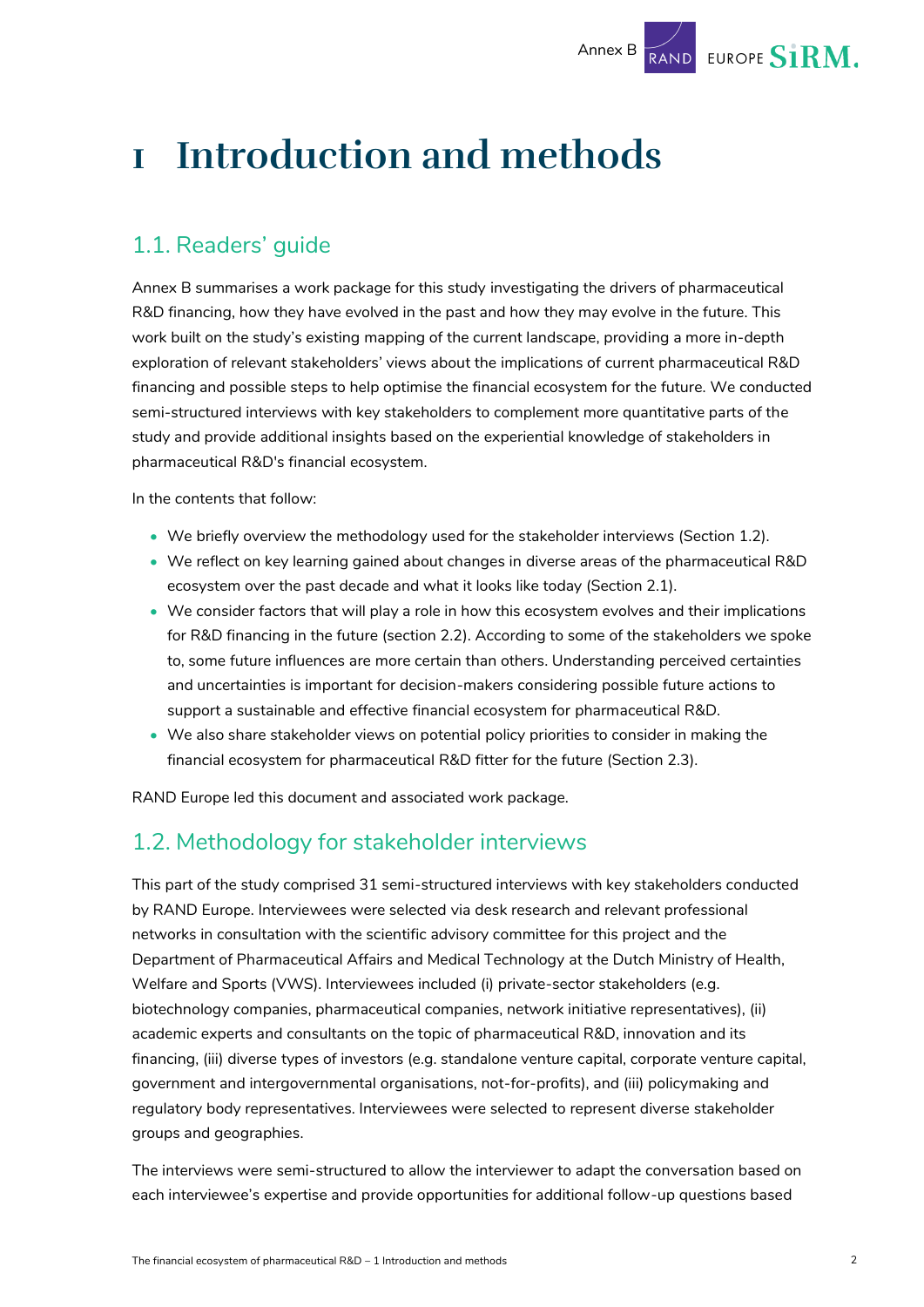# 1 Introduction and methods

## 1.1. Readers' guide

Annex B summarises a work package for this study investigating the drivers of pharmaceutical R&D financing, how they have evolved in the past and how they may evolve in the future. This work built on the study's existing mapping of the current landscape, providing a more in-depth exploration of relevant stakeholders' views about the implications of current pharmaceutical R&D financing and possible steps to help optimise the financial ecosystem for the future. We conducted semi-structured interviews with key stakeholders to complement more quantitative parts of the study and provide additional insights based on the experiential knowledge of stakeholders in pharmaceutical R&D's financial ecosystem.

In the contents that follow:

- We briefly overview the methodology used for the stakeholder interviews (Section 1.2).
- We reflect on key learning gained about changes in diverse areas of the pharmaceutical R&D ecosystem over the past decade and what it looks like today (Section 2.1).
- We consider factors that will play a role in how this ecosystem evolves and their implications for R&D financing in the future (section 2.2). According to some of the stakeholders we spoke to, some future influences are more certain than others. Understanding perceived certainties and uncertainties is important for decision-makers considering possible future actions to support a sustainable and effective financial ecosystem for pharmaceutical R&D.
- We also share stakeholder views on potential policy priorities to consider in making the financial ecosystem for pharmaceutical R&D fitter for the future (Section 2.3).

RAND Europe led this document and associated work package.

## 1.2. Methodology for stakeholder interviews

This part of the study comprised 31 semi-structured interviews with key stakeholders conducted by RAND Europe. Interviewees were selected via desk research and relevant professional networks in consultation with the scientific advisory committee for this project and the Department of Pharmaceutical Affairs and Medical Technology at the Dutch Ministry of Health, Welfare and Sports (VWS). Interviewees included (i) private-sector stakeholders (e.g. biotechnology companies, pharmaceutical companies, network initiative representatives), (ii) academic experts and consultants on the topic of pharmaceutical R&D, innovation and its financing, (iii) diverse types of investors (e.g. standalone venture capital, corporate venture capital, government and intergovernmental organisations, not-for-profits), and (iii) policymaking and regulatory body representatives. Interviewees were selected to represent diverse stakeholder groups and geographies.

The interviews were semi-structured to allow the interviewer to adapt the conversation based on each interviewee's expertise and provide opportunities for additional follow-up questions based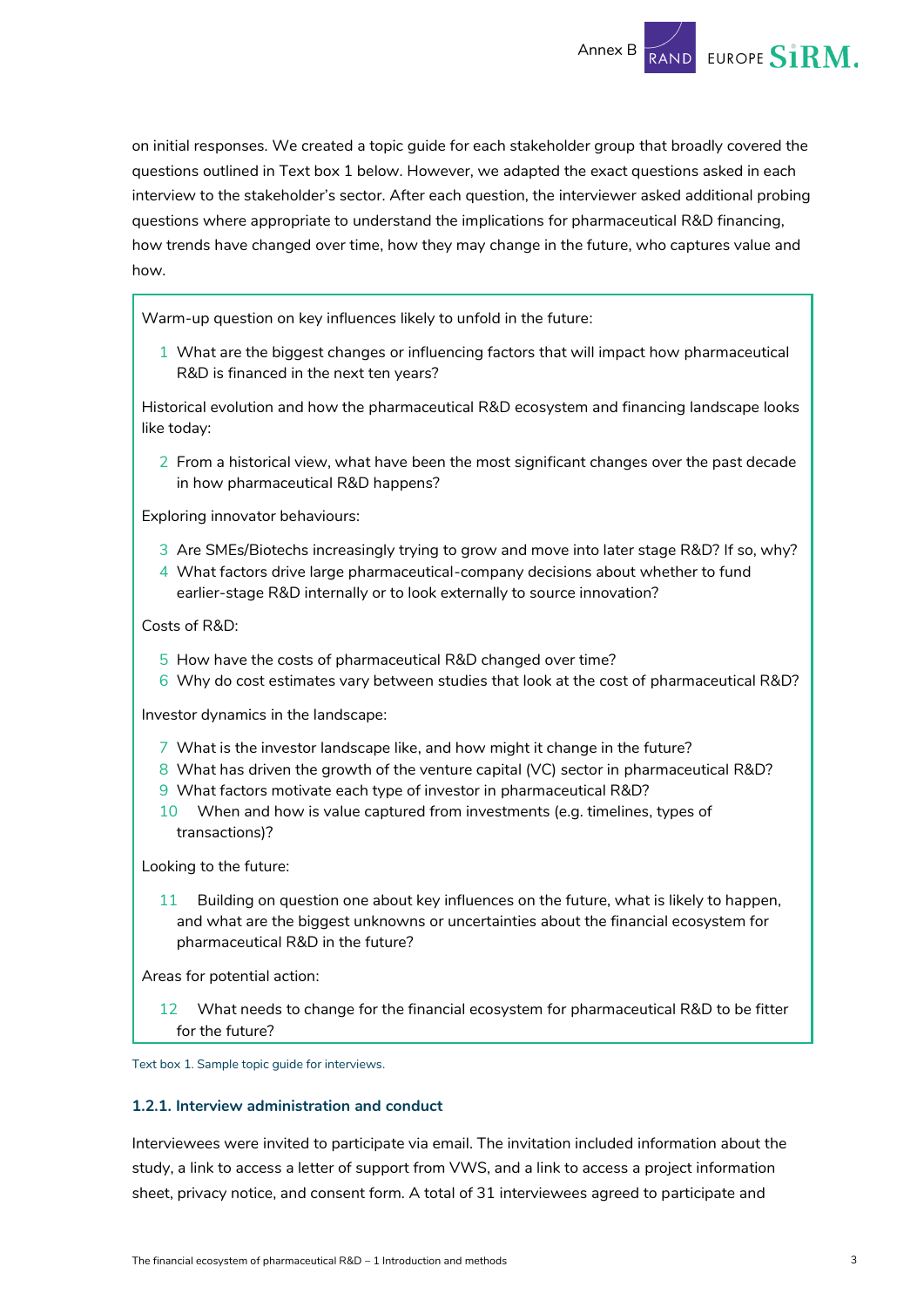on initial responses. We created a topic guide for each stakeholder group that broadly covered the questions outlined in Text box 1 below. However, we adapted the exact questions asked in each interview to the stakeholder's sector. After each question, the interviewer asked additional probing questions where appropriate to understand the implications for pharmaceutical R&D financing, how trends have changed over time, how they may change in the future, who captures value and how.

> Warm-up question on key influences likely to unfold in the future:
>
> 1. What are the biggest changes or influencing factors that will impact how pharmaceutical R&D is financed in the next ten years?
>
> Historical evolution and how the pharmaceutical R&D ecosystem and financing landscape looks like today:
>
> 2. From a historical view, what have been the most significant changes over the past decade in how pharmaceutical R&D happens?
>
> Exploring innovator behaviours:
>
> 3. Are SMEs/Biotechs increasingly trying to grow and move into later stage R&D? If so, why?
> 4. What factors drive large pharmaceutical-company decisions about whether to fund earlier-stage R&D internally or to look externally to source innovation?
>
> Costs of R&D:
>
> 5. How have the costs of pharmaceutical R&D changed over time?
> 6. Why do cost estimates vary between studies that look at the cost of pharmaceutical R&D?
>
> Investor dynamics in the landscape:
>
> 7. What is the investor landscape like, and how might it change in the future?
> 8. What has driven the growth of the venture capital (VC) sector in pharmaceutical R&D?
> 9. What factors motivate each type of investor in pharmaceutical R&D?
> 10. When and how is value captured from investments (e.g. timelines, types of transactions)?
>
> Looking to the future:
>
> 11. Building on question one about key influences on the future, what is likely to happen, and what are the biggest unknowns or uncertainties about the financial ecosystem for pharmaceutical R&D in the future?
>
> Areas for potential action:
>
> 12. What needs to change for the financial ecosystem for pharmaceutical R&D to be fitter for the future?

Text box 1. Sample topic guide for interviews.

### 1.2.1. Interview administration and conduct

Interviewees were invited to participate via email. The invitation included information about the study, a link to access a letter of support from VWS, and a link to access a project information sheet, privacy notice, and consent form. A total of 31 interviewees agreed to participate and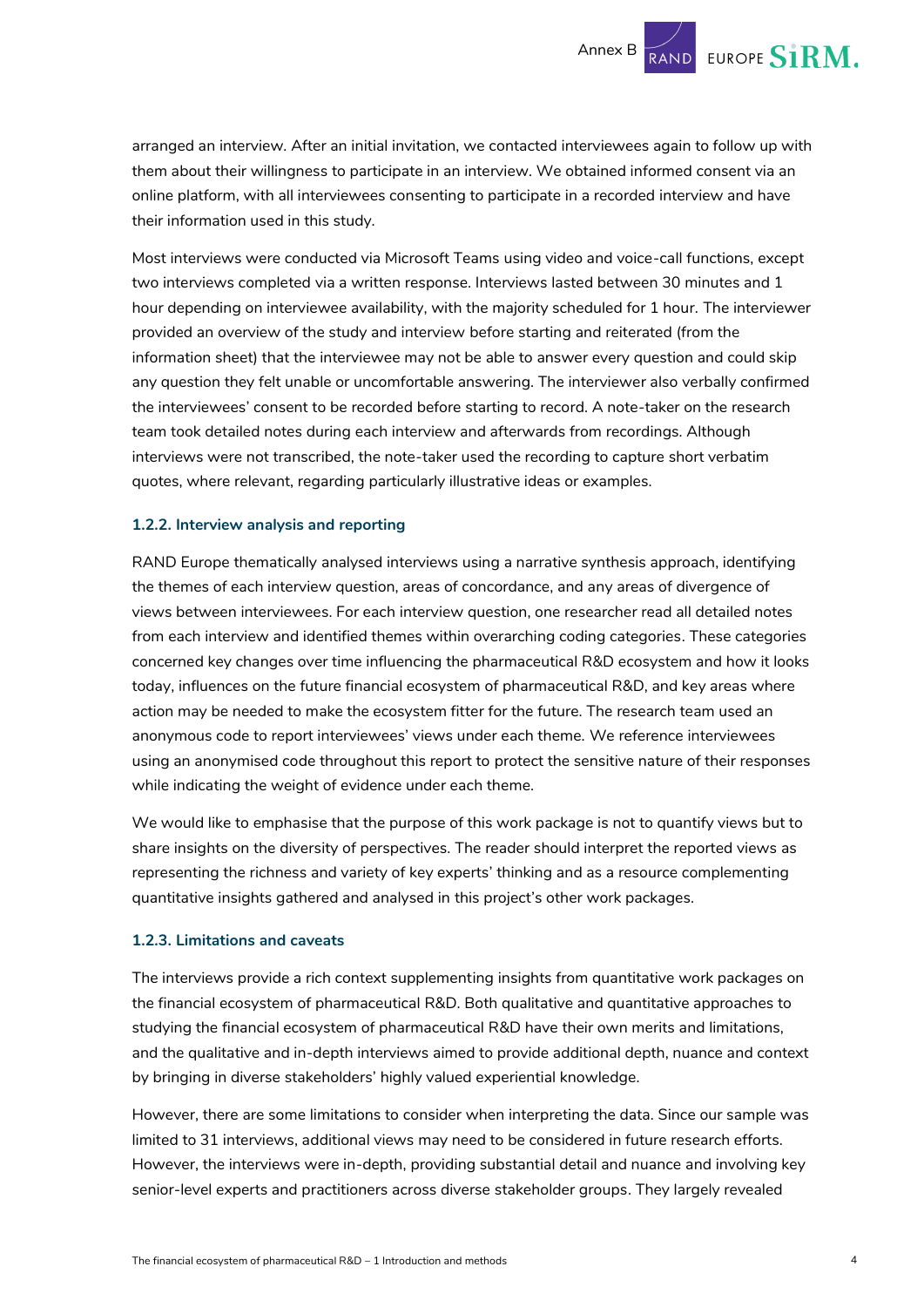arranged an interview. After an initial invitation, we contacted interviewees again to follow up with them about their willingness to participate in an interview. We obtained informed consent via an online platform, with all interviewees consenting to participate in a recorded interview and have their information used in this study.

Most interviews were conducted via Microsoft Teams using video and voice-call functions, except two interviews completed via a written response. Interviews lasted between 30 minutes and 1 hour depending on interviewee availability, with the majority scheduled for 1 hour. The interviewer provided an overview of the study and interview before starting and reiterated (from the information sheet) that the interviewee may not be able to answer every question and could skip any question they felt unable or uncomfortable answering. The interviewer also verbally confirmed the interviewees' consent to be recorded before starting to record. A note-taker on the research team took detailed notes during each interview and afterwards from recordings. Although interviews were not transcribed, the note-taker used the recording to capture short verbatim quotes, where relevant, regarding particularly illustrative ideas or examples.

#### 1.2.2. Interview analysis and reporting

RAND Europe thematically analysed interviews using a narrative synthesis approach, identifying the themes of each interview question, areas of concordance, and any areas of divergence of views between interviewees. For each interview question, one researcher read all detailed notes from each interview and identified themes within overarching coding categories. These categories concerned key changes over time influencing the pharmaceutical R&D ecosystem and how it looks today, influences on the future financial ecosystem of pharmaceutical R&D, and key areas where action may be needed to make the ecosystem fitter for the future. The research team used an anonymous code to report interviewees' views under each theme. We reference interviewees using an anonymised code throughout this report to protect the sensitive nature of their responses while indicating the weight of evidence under each theme.

We would like to emphasise that the purpose of this work package is not to quantify views but to share insights on the diversity of perspectives. The reader should interpret the reported views as representing the richness and variety of key experts' thinking and as a resource complementing quantitative insights gathered and analysed in this project's other work packages.

#### 1.2.3. Limitations and caveats

The interviews provide a rich context supplementing insights from quantitative work packages on the financial ecosystem of pharmaceutical R&D. Both qualitative and quantitative approaches to studying the financial ecosystem of pharmaceutical R&D have their own merits and limitations, and the qualitative and in-depth interviews aimed to provide additional depth, nuance and context by bringing in diverse stakeholders' highly valued experiential knowledge.

However, there are some limitations to consider when interpreting the data. Since our sample was limited to 31 interviews, additional views may need to be considered in future research efforts. However, the interviews were in-depth, providing substantial detail and nuance and involving key senior-level experts and practitioners across diverse stakeholder groups. They largely revealed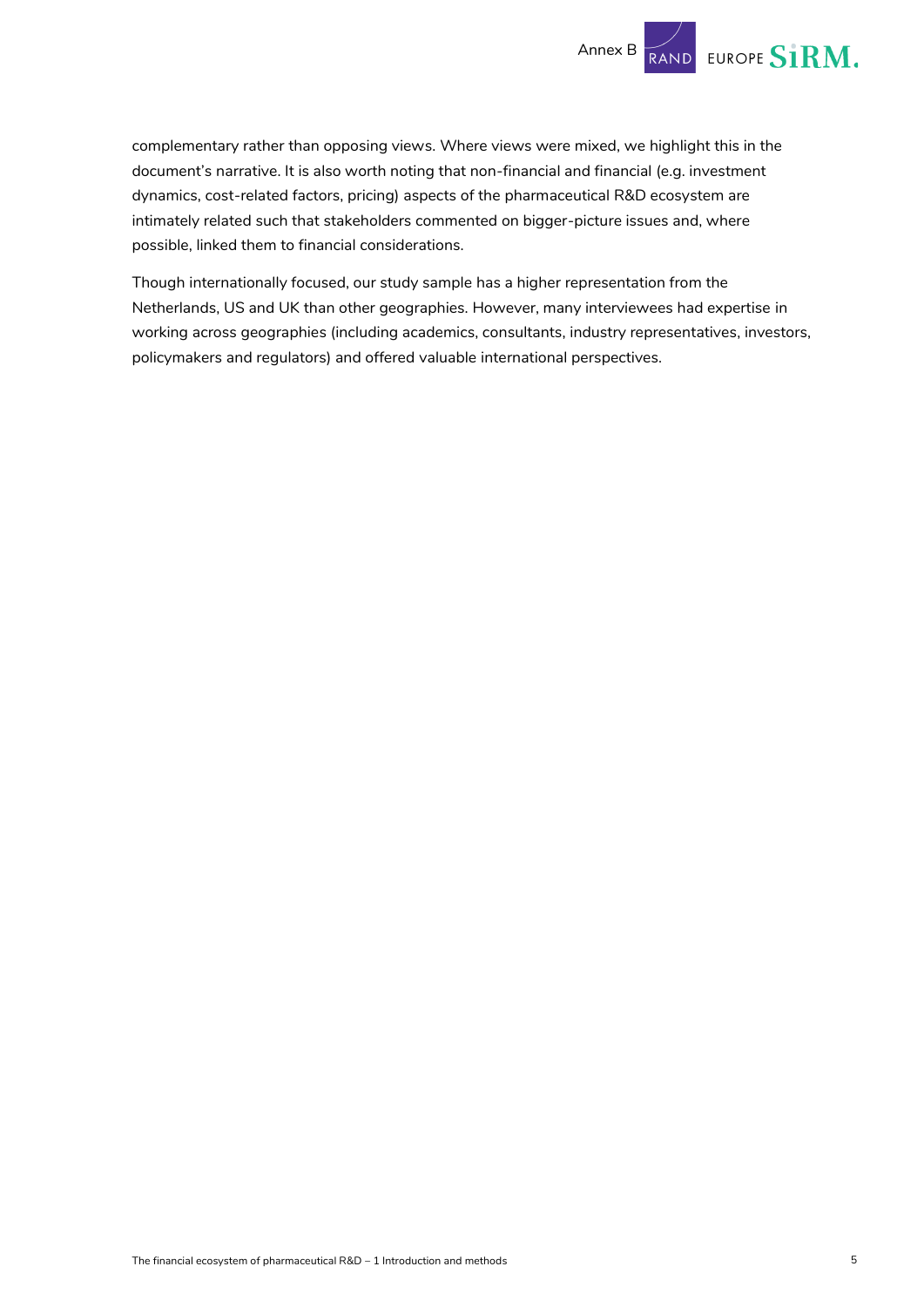complementary rather than opposing views. Where views were mixed, we highlight this in the document's narrative. It is also worth noting that non-financial and financial (e.g. investment dynamics, cost-related factors, pricing) aspects of the pharmaceutical R&D ecosystem are intimately related such that stakeholders commented on bigger-picture issues and, where possible, linked them to financial considerations.

Though internationally focused, our study sample has a higher representation from the Netherlands, US and UK than other geographies. However, many interviewees had expertise in working across geographies (including academics, consultants, industry representatives, investors, policymakers and regulators) and offered valuable international perspectives.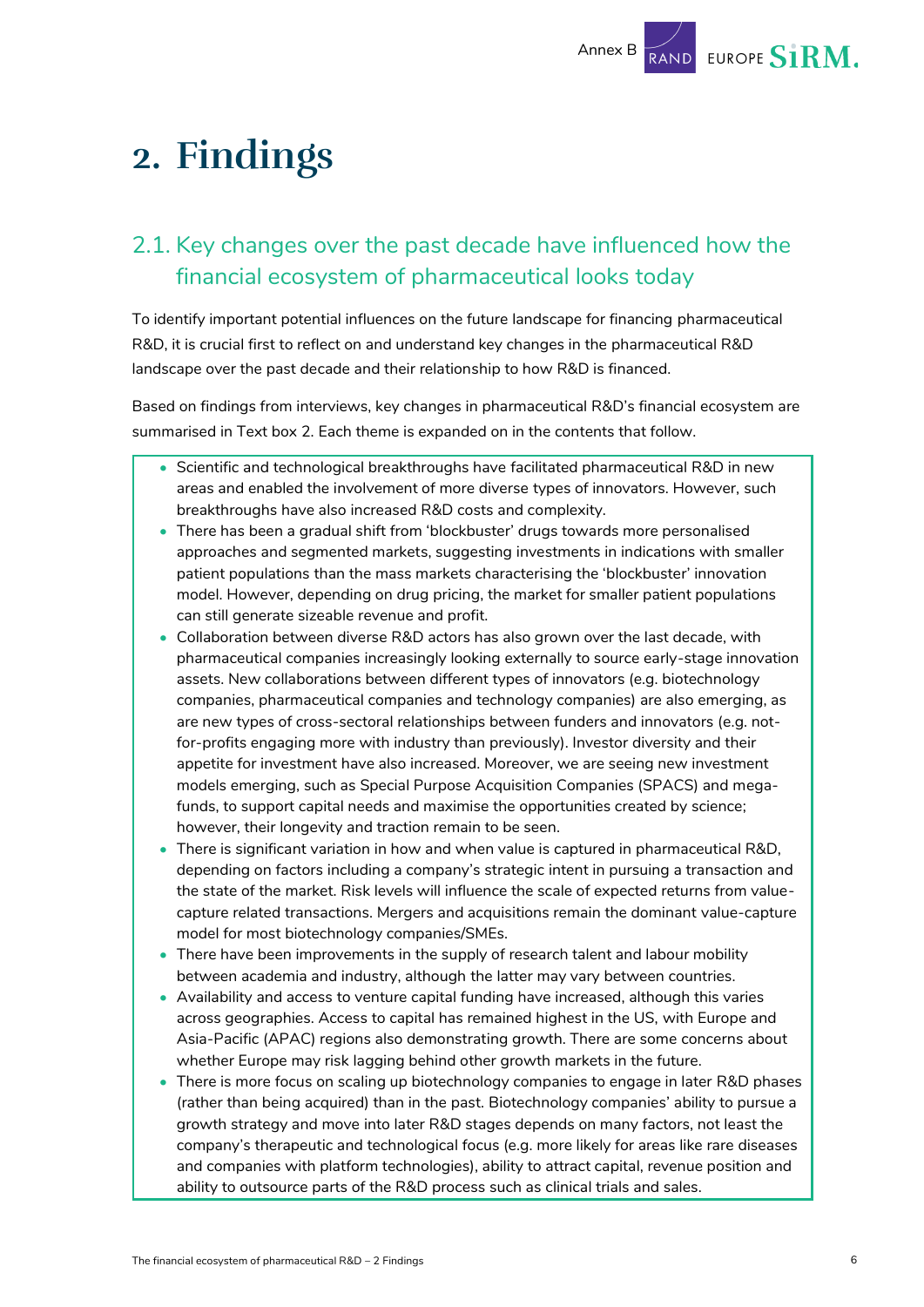# 2. Findings

## 2.1. Key changes over the past decade have influenced how the financial ecosystem of pharmaceutical looks today

To identify important potential influences on the future landscape for financing pharmaceutical R&D, it is crucial first to reflect on and understand key changes in the pharmaceutical R&D landscape over the past decade and their relationship to how R&D is financed.

Based on findings from interviews, key changes in pharmaceutical R&D's financial ecosystem are summarised in Text box 2. Each theme is expanded on in the contents that follow.

- Scientific and technological breakthroughs have facilitated pharmaceutical R&D in new areas and enabled the involvement of more diverse types of innovators. However, such breakthroughs have also increased R&D costs and complexity.
- There has been a gradual shift from 'blockbuster' drugs towards more personalised approaches and segmented markets, suggesting investments in indications with smaller patient populations than the mass markets characterising the 'blockbuster' innovation model. However, depending on drug pricing, the market for smaller patient populations can still generate sizeable revenue and profit.
- Collaboration between diverse R&D actors has also grown over the last decade, with pharmaceutical companies increasingly looking externally to source early-stage innovation assets. New collaborations between different types of innovators (e.g. biotechnology companies, pharmaceutical companies and technology companies) are also emerging, as are new types of cross-sectoral relationships between funders and innovators (e.g. not-for-profits engaging more with industry than previously). Investor diversity and their appetite for investment have also increased. Moreover, we are seeing new investment models emerging, such as Special Purpose Acquisition Companies (SPACS) and mega-funds, to support capital needs and maximise the opportunities created by science; however, their longevity and traction remain to be seen.
- There is significant variation in how and when value is captured in pharmaceutical R&D, depending on factors including a company's strategic intent in pursuing a transaction and the state of the market. Risk levels will influence the scale of expected returns from value-capture related transactions. Mergers and acquisitions remain the dominant value-capture model for most biotechnology companies/SMEs.
- There have been improvements in the supply of research talent and labour mobility between academia and industry, although the latter may vary between countries.
- Availability and access to venture capital funding have increased, although this varies across geographies. Access to capital has remained highest in the US, with Europe and Asia-Pacific (APAC) regions also demonstrating growth. There are some concerns about whether Europe may risk lagging behind other growth markets in the future.
- There is more focus on scaling up biotechnology companies to engage in later R&D phases (rather than being acquired) than in the past. Biotechnology companies' ability to pursue a growth strategy and move into later R&D stages depends on many factors, not least the company's therapeutic and technological focus (e.g. more likely for areas like rare diseases and companies with platform technologies), ability to attract capital, revenue position and ability to outsource parts of the R&D process such as clinical trials and sales.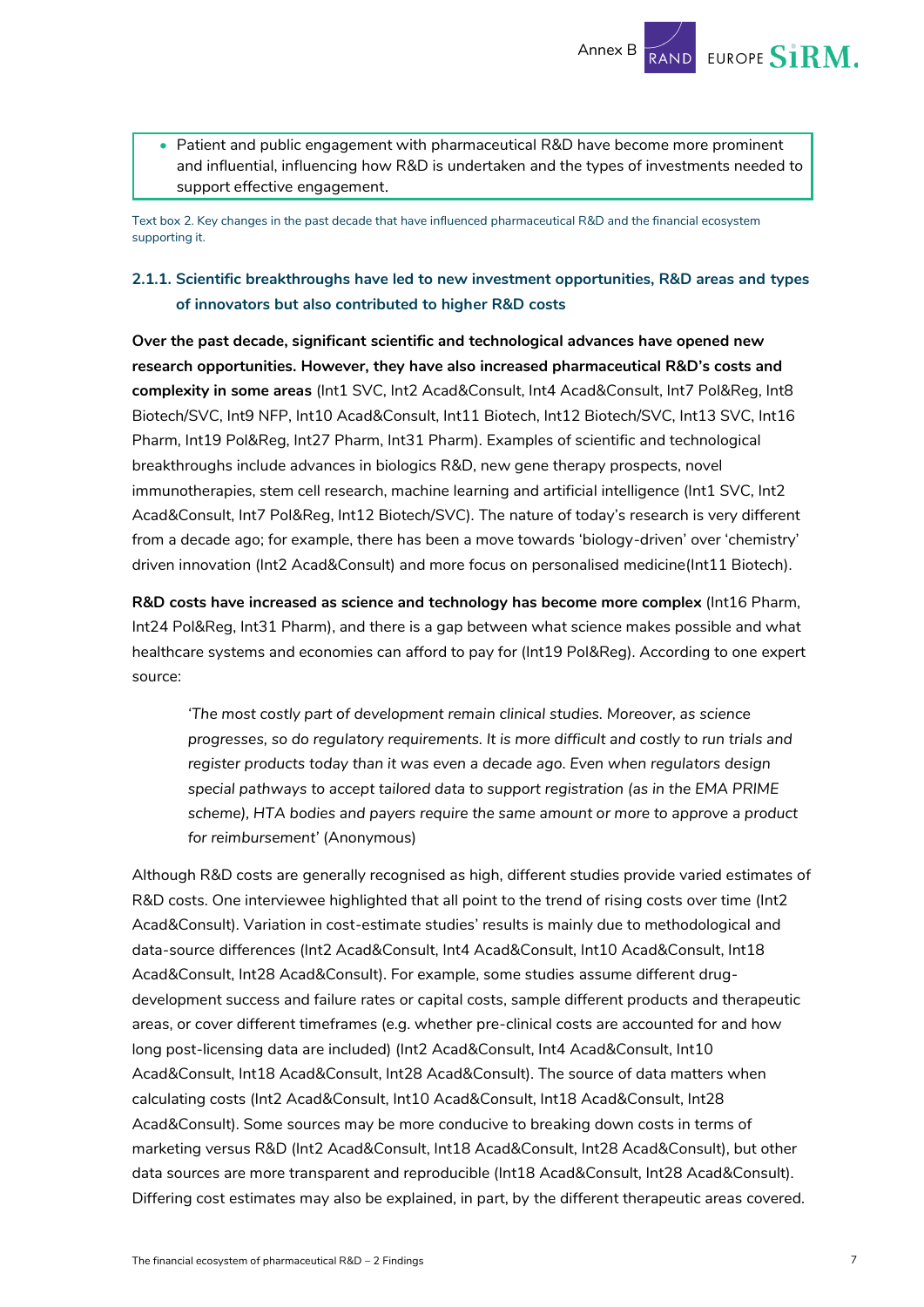- Patient and public engagement with pharmaceutical R&D have become more prominent and influential, influencing how R&D is undertaken and the types of investments needed to support effective engagement.

Text box 2. Key changes in the past decade that have influenced pharmaceutical R&D and the financial ecosystem supporting it.

### 2.1.1. Scientific breakthroughs have led to new investment opportunities, R&D areas and types of innovators but also contributed to higher R&D costs

**Over the past decade, significant scientific and technological advances have opened new research opportunities. However, they have also increased pharmaceutical R&D's costs and complexity in some areas** (Int1 SVC, Int2 Acad&Consult, Int4 Acad&Consult, Int7 Pol&Reg, Int8 Biotech/SVC, Int9 NFP, Int10 Acad&Consult, Int11 Biotech, Int12 Biotech/SVC, Int13 SVC, Int16 Pharm, Int19 Pol&Reg, Int27 Pharm, Int31 Pharm). Examples of scientific and technological breakthroughs include advances in biologics R&D, new gene therapy prospects, novel immunotherapies, stem cell research, machine learning and artificial intelligence (Int1 SVC, Int2 Acad&Consult, Int7 Pol&Reg, Int12 Biotech/SVC). The nature of today's research is very different from a decade ago; for example, there has been a move towards 'biology-driven' over 'chemistry' driven innovation (Int2 Acad&Consult) and more focus on personalised medicine(Int11 Biotech).

**R&D costs have increased as science and technology has become more complex** (Int16 Pharm, Int24 Pol&Reg, Int31 Pharm), and there is a gap between what science makes possible and what healthcare systems and economies can afford to pay for (Int19 Pol&Reg). According to one expert source:

> *'The most costly part of development remain clinical studies. Moreover, as science progresses, so do regulatory requirements. It is more difficult and costly to run trials and register products today than it was even a decade ago. Even when regulators design special pathways to accept tailored data to support registration (as in the EMA PRIME scheme), HTA bodies and payers require the same amount or more to approve a product for reimbursement'* (Anonymous)

Although R&D costs are generally recognised as high, different studies provide varied estimates of R&D costs. One interviewee highlighted that all point to the trend of rising costs over time (Int2 Acad&Consult). Variation in cost-estimate studies' results is mainly due to methodological and data-source differences (Int2 Acad&Consult, Int4 Acad&Consult, Int10 Acad&Consult, Int18 Acad&Consult, Int28 Acad&Consult). For example, some studies assume different drug-development success and failure rates or capital costs, sample different products and therapeutic areas, or cover different timeframes (e.g. whether pre-clinical costs are accounted for and how long post-licensing data are included) (Int2 Acad&Consult, Int4 Acad&Consult, Int10 Acad&Consult, Int18 Acad&Consult, Int28 Acad&Consult). The source of data matters when calculating costs (Int2 Acad&Consult, Int10 Acad&Consult, Int18 Acad&Consult, Int28 Acad&Consult). Some sources may be more conducive to breaking down costs in terms of marketing versus R&D (Int2 Acad&Consult, Int18 Acad&Consult, Int28 Acad&Consult), but other data sources are more transparent and reproducible (Int18 Acad&Consult, Int28 Acad&Consult). Differing cost estimates may also be explained, in part, by the different therapeutic areas covered.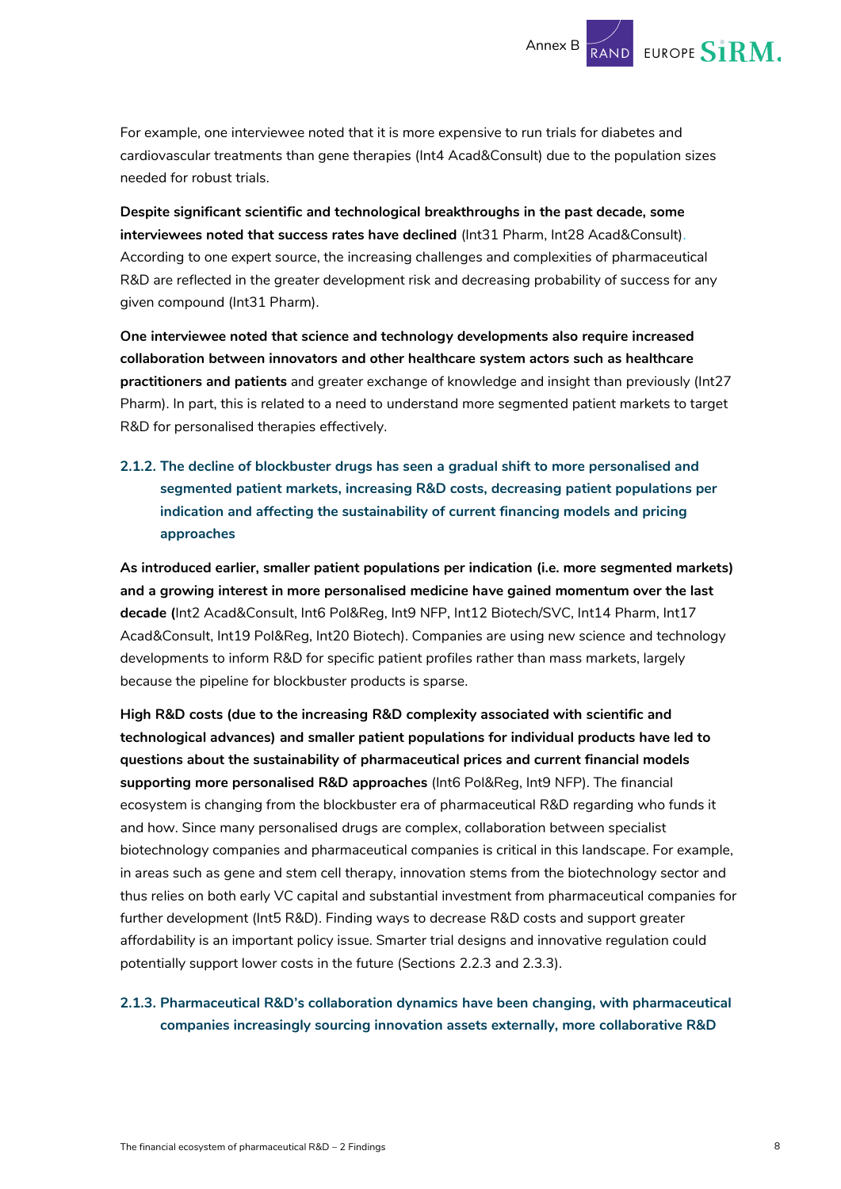For example, one interviewee noted that it is more expensive to run trials for diabetes and cardiovascular treatments than gene therapies (Int4 Acad&Consult) due to the population sizes needed for robust trials.

**Despite significant scientific and technological breakthroughs in the past decade, some interviewees noted that success rates have declined** (Int31 Pharm, Int28 Acad&Consult). According to one expert source, the increasing challenges and complexities of pharmaceutical R&D are reflected in the greater development risk and decreasing probability of success for any given compound (Int31 Pharm).

**One interviewee noted that science and technology developments also require increased collaboration between innovators and other healthcare system actors such as healthcare practitioners and patients** and greater exchange of knowledge and insight than previously (Int27 Pharm). In part, this is related to a need to understand more segmented patient markets to target R&D for personalised therapies effectively.

### 2.1.2. The decline of blockbuster drugs has seen a gradual shift to more personalised and segmented patient markets, increasing R&D costs, decreasing patient populations per indication and affecting the sustainability of current financing models and pricing approaches

**As introduced earlier, smaller patient populations per indication (i.e. more segmented markets) and a growing interest in more personalised medicine have gained momentum over the last decade (**Int2 Acad&Consult, Int6 Pol&Reg, Int9 NFP, Int12 Biotech/SVC, Int14 Pharm, Int17 Acad&Consult, Int19 Pol&Reg, Int20 Biotech). Companies are using new science and technology developments to inform R&D for specific patient profiles rather than mass markets, largely because the pipeline for blockbuster products is sparse.

**High R&D costs (due to the increasing R&D complexity associated with scientific and technological advances) and smaller patient populations for individual products have led to questions about the sustainability of pharmaceutical prices and current financial models supporting more personalised R&D approaches** (Int6 Pol&Reg, Int9 NFP). The financial ecosystem is changing from the blockbuster era of pharmaceutical R&D regarding who funds it and how. Since many personalised drugs are complex, collaboration between specialist biotechnology companies and pharmaceutical companies is critical in this landscape. For example, in areas such as gene and stem cell therapy, innovation stems from the biotechnology sector and thus relies on both early VC capital and substantial investment from pharmaceutical companies for further development (Int5 R&D). Finding ways to decrease R&D costs and support greater affordability is an important policy issue. Smarter trial designs and innovative regulation could potentially support lower costs in the future (Sections 2.2.3 and 2.3.3).

### 2.1.3. Pharmaceutical R&D's collaboration dynamics have been changing, with pharmaceutical companies increasingly sourcing innovation assets externally, more collaborative R&D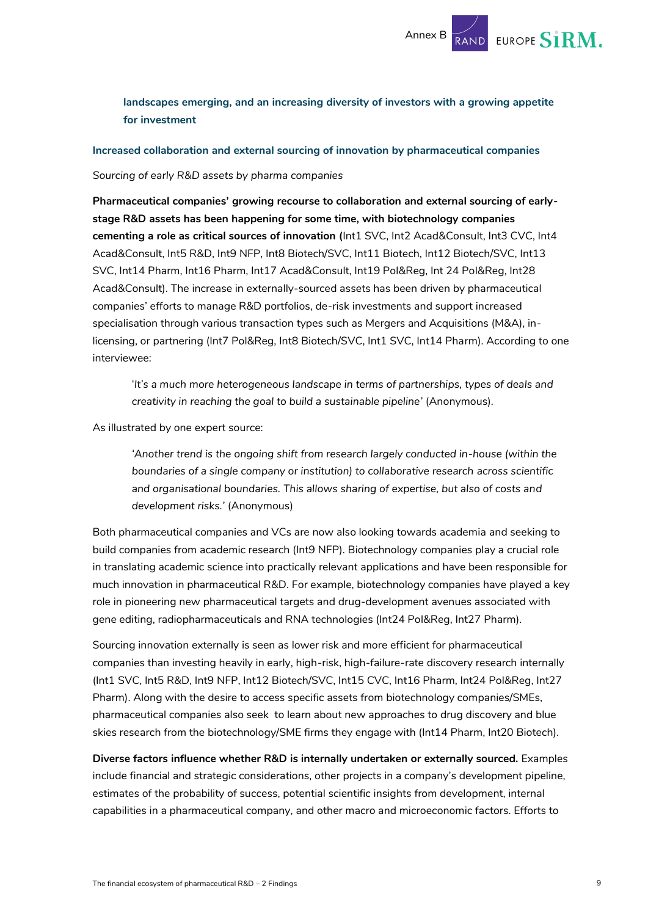**landscapes emerging, and an increasing diversity of investors with a growing appetite for investment**

### Increased collaboration and external sourcing of innovation by pharmaceutical companies

*Sourcing of early R&D assets by pharma companies*

**Pharmaceutical companies' growing recourse to collaboration and external sourcing of early-stage R&D assets has been happening for some time, with biotechnology companies cementing a role as critical sources of innovation (**Int1 SVC, Int2 Acad&Consult, Int3 CVC, Int4 Acad&Consult, Int5 R&D, Int9 NFP, Int8 Biotech/SVC, Int11 Biotech, Int12 Biotech/SVC, Int13 SVC, Int14 Pharm, Int16 Pharm, Int17 Acad&Consult, Int19 Pol&Reg, Int 24 Pol&Reg, Int28 Acad&Consult). The increase in externally-sourced assets has been driven by pharmaceutical companies' efforts to manage R&D portfolios, de-risk investments and support increased specialisation through various transaction types such as Mergers and Acquisitions (M&A), in-licensing, or partnering (Int7 Pol&Reg, Int8 Biotech/SVC, Int1 SVC, Int14 Pharm). According to one interviewee:

> '*It's a much more heterogeneous landscape in terms of partnerships, types of deals and creativity in reaching the goal to build a sustainable pipeline*' (Anonymous).

As illustrated by one expert source:

> '*Another trend is the ongoing shift from research largely conducted in-house (within the boundaries of a single company or institution) to collaborative research across scientific and organisational boundaries. This allows sharing of expertise, but also of costs and development risks.*' (Anonymous)

Both pharmaceutical companies and VCs are now also looking towards academia and seeking to build companies from academic research (Int9 NFP). Biotechnology companies play a crucial role in translating academic science into practically relevant applications and have been responsible for much innovation in pharmaceutical R&D. For example, biotechnology companies have played a key role in pioneering new pharmaceutical targets and drug-development avenues associated with gene editing, radiopharmaceuticals and RNA technologies (Int24 Pol&Reg, Int27 Pharm).

Sourcing innovation externally is seen as lower risk and more efficient for pharmaceutical companies than investing heavily in early, high-risk, high-failure-rate discovery research internally (Int1 SVC, Int5 R&D, Int9 NFP, Int12 Biotech/SVC, Int15 CVC, Int16 Pharm, Int24 Pol&Reg, Int27 Pharm). Along with the desire to access specific assets from biotechnology companies/SMEs, pharmaceutical companies also seek to learn about new approaches to drug discovery and blue skies research from the biotechnology/SME firms they engage with (Int14 Pharm, Int20 Biotech).

**Diverse factors influence whether R&D is internally undertaken or externally sourced.** Examples include financial and strategic considerations, other projects in a company's development pipeline, estimates of the probability of success, potential scientific insights from development, internal capabilities in a pharmaceutical company, and other macro and microeconomic factors. Efforts to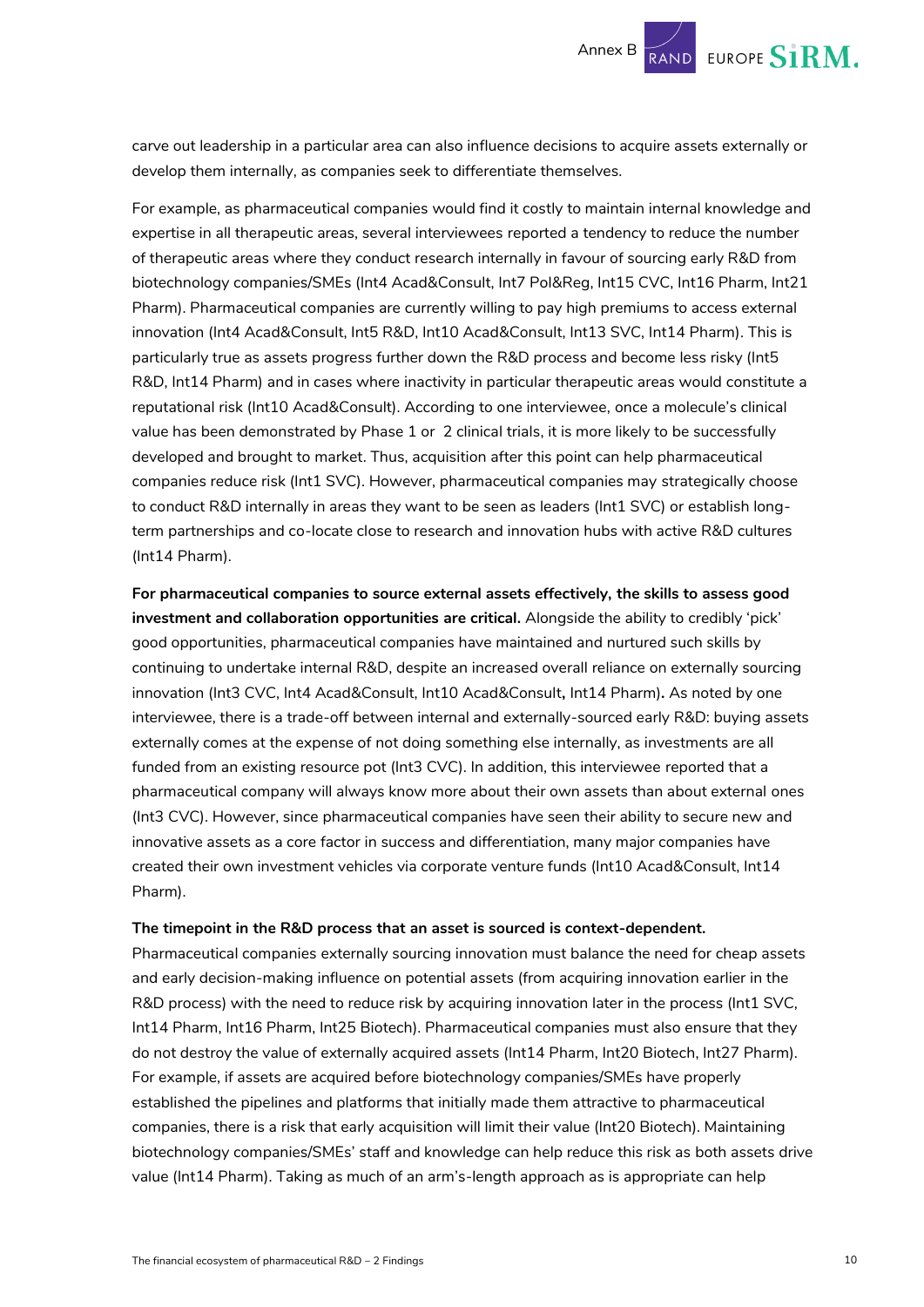carve out leadership in a particular area can also influence decisions to acquire assets externally or develop them internally, as companies seek to differentiate themselves.

For example, as pharmaceutical companies would find it costly to maintain internal knowledge and expertise in all therapeutic areas, several interviewees reported a tendency to reduce the number of therapeutic areas where they conduct research internally in favour of sourcing early R&D from biotechnology companies/SMEs (Int4 Acad&Consult, Int7 Pol&Reg, Int15 CVC, Int16 Pharm, Int21 Pharm). Pharmaceutical companies are currently willing to pay high premiums to access external innovation (Int4 Acad&Consult, Int5 R&D, Int10 Acad&Consult, Int13 SVC, Int14 Pharm). This is particularly true as assets progress further down the R&D process and become less risky (Int5 R&D, Int14 Pharm) and in cases where inactivity in particular therapeutic areas would constitute a reputational risk (Int10 Acad&Consult). According to one interviewee, once a molecule's clinical value has been demonstrated by Phase 1 or 2 clinical trials, it is more likely to be successfully developed and brought to market. Thus, acquisition after this point can help pharmaceutical companies reduce risk (Int1 SVC). However, pharmaceutical companies may strategically choose to conduct R&D internally in areas they want to be seen as leaders (Int1 SVC) or establish long-term partnerships and co-locate close to research and innovation hubs with active R&D cultures (Int14 Pharm).

**For pharmaceutical companies to source external assets effectively, the skills to assess good investment and collaboration opportunities are critical.** Alongside the ability to credibly 'pick' good opportunities, pharmaceutical companies have maintained and nurtured such skills by continuing to undertake internal R&D, despite an increased overall reliance on externally sourcing innovation (Int3 CVC, Int4 Acad&Consult, Int10 Acad&Consult**,** Int14 Pharm)**.** As noted by one interviewee, there is a trade-off between internal and externally-sourced early R&D: buying assets externally comes at the expense of not doing something else internally, as investments are all funded from an existing resource pot (Int3 CVC). In addition, this interviewee reported that a pharmaceutical company will always know more about their own assets than about external ones (Int3 CVC). However, since pharmaceutical companies have seen their ability to secure new and innovative assets as a core factor in success and differentiation, many major companies have created their own investment vehicles via corporate venture funds (Int10 Acad&Consult, Int14 Pharm).

**The timepoint in the R&D process that an asset is sourced is context-dependent.**
Pharmaceutical companies externally sourcing innovation must balance the need for cheap assets and early decision-making influence on potential assets (from acquiring innovation earlier in the R&D process) with the need to reduce risk by acquiring innovation later in the process (Int1 SVC, Int14 Pharm, Int16 Pharm, Int25 Biotech). Pharmaceutical companies must also ensure that they do not destroy the value of externally acquired assets (Int14 Pharm, Int20 Biotech, Int27 Pharm). For example, if assets are acquired before biotechnology companies/SMEs have properly established the pipelines and platforms that initially made them attractive to pharmaceutical companies, there is a risk that early acquisition will limit their value (Int20 Biotech). Maintaining biotechnology companies/SMEs' staff and knowledge can help reduce this risk as both assets drive value (Int14 Pharm). Taking as much of an arm's-length approach as is appropriate can help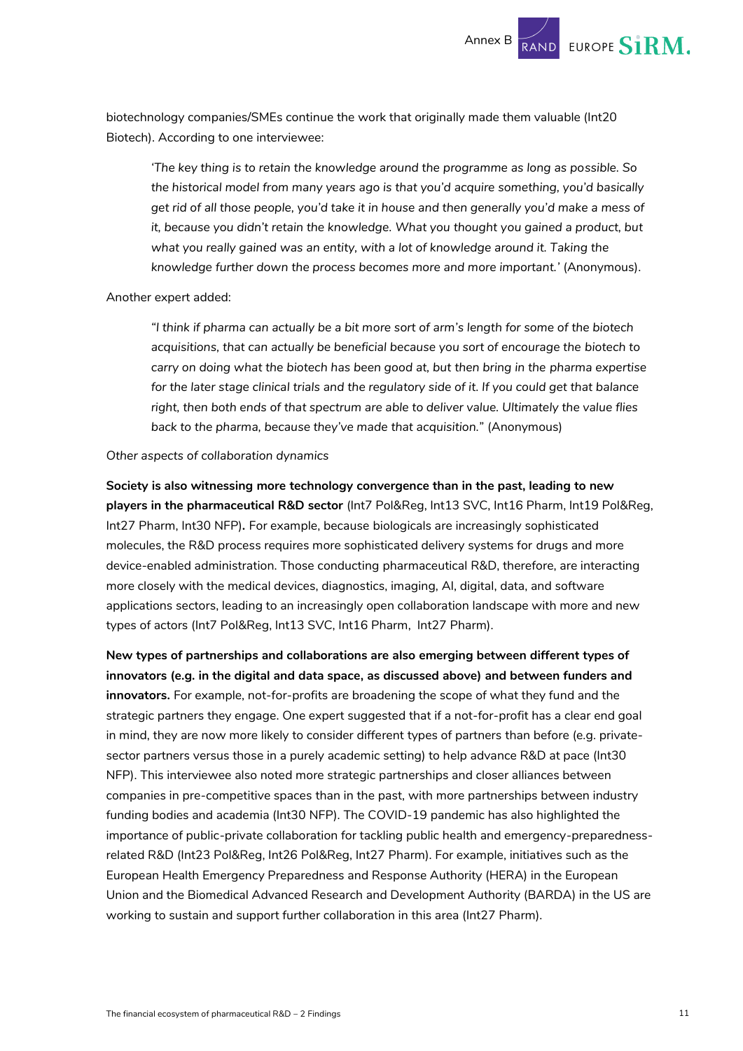biotechnology companies/SMEs continue the work that originally made them valuable (Int20 Biotech). According to one interviewee:

> *'The key thing is to retain the knowledge around the programme as long as possible. So the historical model from many years ago is that you'd acquire something, you'd basically get rid of all those people, you'd take it in house and then generally you'd make a mess of it, because you didn't retain the knowledge. What you thought you gained a product, but what you really gained was an entity, with a lot of knowledge around it. Taking the knowledge further down the process becomes more and more important.'* (Anonymous).

Another expert added:

> *"I think if pharma can actually be a bit more sort of arm's length for some of the biotech acquisitions, that can actually be beneficial because you sort of encourage the biotech to carry on doing what the biotech has been good at, but then bring in the pharma expertise for the later stage clinical trials and the regulatory side of it. If you could get that balance right, then both ends of that spectrum are able to deliver value. Ultimately the value flies back to the pharma, because they've made that acquisition."* (Anonymous)

*Other aspects of collaboration dynamics*

**Society is also witnessing more technology convergence than in the past, leading to new players in the pharmaceutical R&D sector** (Int7 Pol&Reg, Int13 SVC, Int16 Pharm, Int19 Pol&Reg, Int27 Pharm, Int30 NFP)**.** For example, because biologicals are increasingly sophisticated molecules, the R&D process requires more sophisticated delivery systems for drugs and more device-enabled administration. Those conducting pharmaceutical R&D, therefore, are interacting more closely with the medical devices, diagnostics, imaging, AI, digital, data, and software applications sectors, leading to an increasingly open collaboration landscape with more and new types of actors (Int7 Pol&Reg, Int13 SVC, Int16 Pharm, Int27 Pharm).

**New types of partnerships and collaborations are also emerging between different types of innovators (e.g. in the digital and data space, as discussed above) and between funders and innovators.** For example, not-for-profits are broadening the scope of what they fund and the strategic partners they engage. One expert suggested that if a not-for-profit has a clear end goal in mind, they are now more likely to consider different types of partners than before (e.g. private-sector partners versus those in a purely academic setting) to help advance R&D at pace (Int30 NFP). This interviewee also noted more strategic partnerships and closer alliances between companies in pre-competitive spaces than in the past, with more partnerships between industry funding bodies and academia (Int30 NFP). The COVID-19 pandemic has also highlighted the importance of public-private collaboration for tackling public health and emergency-preparedness-related R&D (Int23 Pol&Reg, Int26 Pol&Reg, Int27 Pharm). For example, initiatives such as the European Health Emergency Preparedness and Response Authority (HERA) in the European Union and the Biomedical Advanced Research and Development Authority (BARDA) in the US are working to sustain and support further collaboration in this area (Int27 Pharm).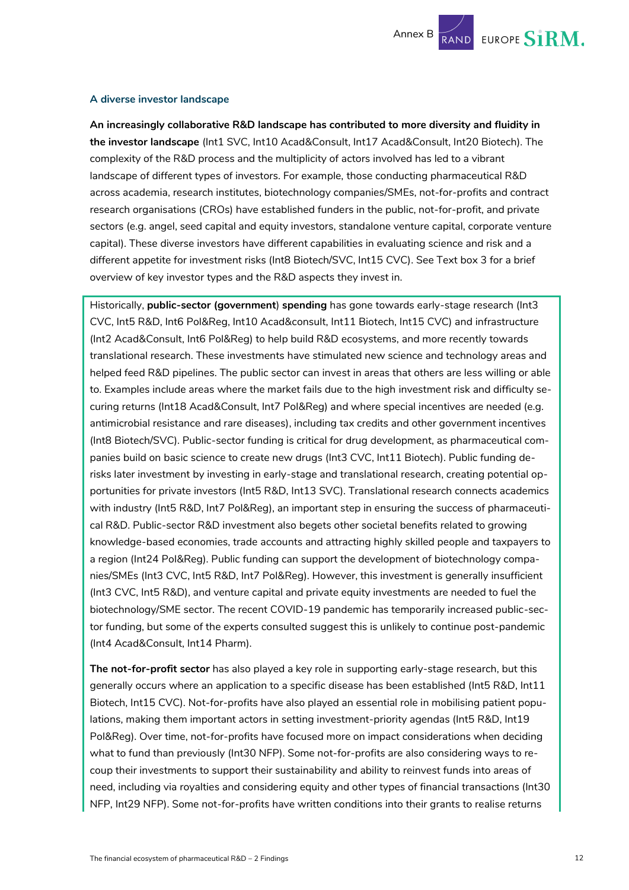### A diverse investor landscape

**An increasingly collaborative R&D landscape has contributed to more diversity and fluidity in the investor landscape** (Int1 SVC, Int10 Acad&Consult, Int17 Acad&Consult, Int20 Biotech). The complexity of the R&D process and the multiplicity of actors involved has led to a vibrant landscape of different types of investors. For example, those conducting pharmaceutical R&D across academia, research institutes, biotechnology companies/SMEs, not-for-profits and contract research organisations (CROs) have established funders in the public, not-for-profit, and private sectors (e.g. angel, seed capital and equity investors, standalone venture capital, corporate venture capital). These diverse investors have different capabilities in evaluating science and risk and a different appetite for investment risks (Int8 Biotech/SVC, Int15 CVC). See Text box 3 for a brief overview of key investor types and the R&D aspects they invest in.

Historically, **public-sector (government) spending** has gone towards early-stage research (Int3 CVC, Int5 R&D, Int6 Pol&Reg, Int10 Acad&consult, Int11 Biotech, Int15 CVC) and infrastructure (Int2 Acad&Consult, Int6 Pol&Reg) to help build R&D ecosystems, and more recently towards translational research. These investments have stimulated new science and technology areas and helped feed R&D pipelines. The public sector can invest in areas that others are less willing or able to. Examples include areas where the market fails due to the high investment risk and difficulty securing returns (Int18 Acad&Consult, Int7 Pol&Reg) and where special incentives are needed (e.g. antimicrobial resistance and rare diseases), including tax credits and other government incentives (Int8 Biotech/SVC). Public-sector funding is critical for drug development, as pharmaceutical companies build on basic science to create new drugs (Int3 CVC, Int11 Biotech). Public funding de-risks later investment by investing in early-stage and translational research, creating potential opportunities for private investors (Int5 R&D, Int13 SVC). Translational research connects academics with industry (Int5 R&D, Int7 Pol&Reg), an important step in ensuring the success of pharmaceutical R&D. Public-sector R&D investment also begets other societal benefits related to growing knowledge-based economies, trade accounts and attracting highly skilled people and taxpayers to a region (Int24 Pol&Reg). Public funding can support the development of biotechnology companies/SMEs (Int3 CVC, Int5 R&D, Int7 Pol&Reg). However, this investment is generally insufficient (Int3 CVC, Int5 R&D), and venture capital and private equity investments are needed to fuel the biotechnology/SME sector. The recent COVID-19 pandemic has temporarily increased public-sector funding, but some of the experts consulted suggest this is unlikely to continue post-pandemic (Int4 Acad&Consult, Int14 Pharm).

**The not-for-profit sector** has also played a key role in supporting early-stage research, but this generally occurs where an application to a specific disease has been established (Int5 R&D, Int11 Biotech, Int15 CVC). Not-for-profits have also played an essential role in mobilising patient populations, making them important actors in setting investment-priority agendas (Int5 R&D, Int19 Pol&Reg). Over time, not-for-profits have focused more on impact considerations when deciding what to fund than previously (Int30 NFP). Some not-for-profits are also considering ways to recoup their investments to support their sustainability and ability to reinvest funds into areas of need, including via royalties and considering equity and other types of financial transactions (Int30 NFP, Int29 NFP). Some not-for-profits have written conditions into their grants to realise returns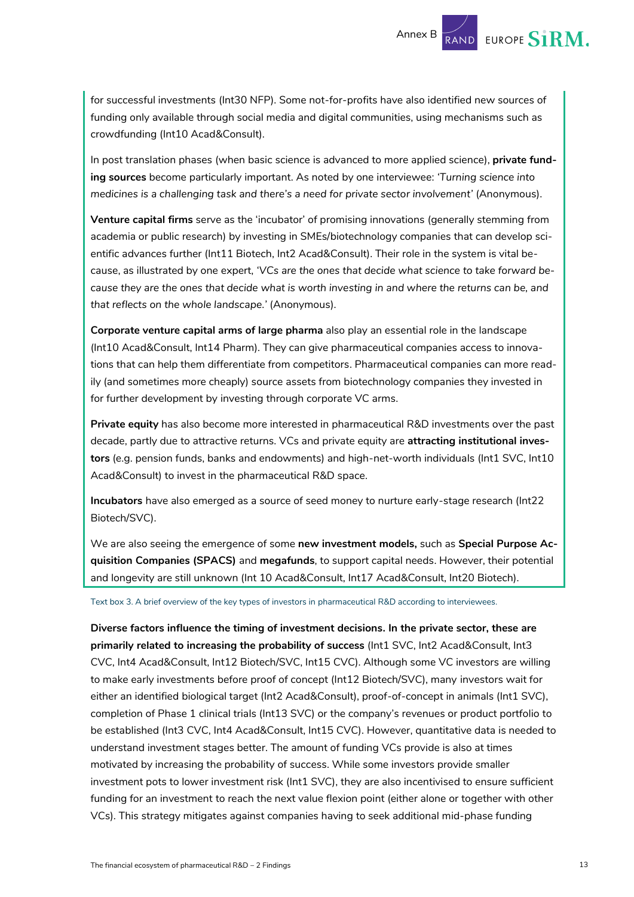for successful investments (Int30 NFP). Some not-for-profits have also identified new sources of funding only available through social media and digital communities, using mechanisms such as crowdfunding (Int10 Acad&Consult).

In post translation phases (when basic science is advanced to more applied science), **private funding sources** become particularly important. As noted by one interviewee: *'Turning science into medicines is a challenging task and there's a need for private sector involvement'* (Anonymous).

**Venture capital firms** serve as the 'incubator' of promising innovations (generally stemming from academia or public research) by investing in SMEs/biotechnology companies that can develop scientific advances further (Int11 Biotech, Int2 Acad&Consult). Their role in the system is vital because, as illustrated by one expert, *'VCs are the ones that decide what science to take forward because they are the ones that decide what is worth investing in and where the returns can be, and that reflects on the whole landscape.'* (Anonymous).

**Corporate venture capital arms of large pharma** also play an essential role in the landscape (Int10 Acad&Consult, Int14 Pharm). They can give pharmaceutical companies access to innovations that can help them differentiate from competitors. Pharmaceutical companies can more readily (and sometimes more cheaply) source assets from biotechnology companies they invested in for further development by investing through corporate VC arms.

**Private equity** has also become more interested in pharmaceutical R&D investments over the past decade, partly due to attractive returns. VCs and private equity are **attracting institutional investors** (e.g. pension funds, banks and endowments) and high-net-worth individuals (Int1 SVC, Int10 Acad&Consult) to invest in the pharmaceutical R&D space.

**Incubators** have also emerged as a source of seed money to nurture early-stage research (Int22 Biotech/SVC).

We are also seeing the emergence of some **new investment models,** such as **Special Purpose Acquisition Companies (SPACS)** and **megafunds**, to support capital needs. However, their potential and longevity are still unknown (Int 10 Acad&Consult, Int17 Acad&Consult, Int20 Biotech).

Text box 3. A brief overview of the key types of investors in pharmaceutical R&D according to interviewees.

**Diverse factors influence the timing of investment decisions. In the private sector, these are primarily related to increasing the probability of success** (Int1 SVC, Int2 Acad&Consult, Int3 CVC, Int4 Acad&Consult, Int12 Biotech/SVC, Int15 CVC). Although some VC investors are willing to make early investments before proof of concept (Int12 Biotech/SVC), many investors wait for either an identified biological target (Int2 Acad&Consult), proof-of-concept in animals (Int1 SVC), completion of Phase 1 clinical trials (Int13 SVC) or the company's revenues or product portfolio to be established (Int3 CVC, Int4 Acad&Consult, Int15 CVC). However, quantitative data is needed to understand investment stages better. The amount of funding VCs provide is also at times motivated by increasing the probability of success. While some investors provide smaller investment pots to lower investment risk (Int1 SVC), they are also incentivised to ensure sufficient funding for an investment to reach the next value flexion point (either alone or together with other VCs). This strategy mitigates against companies having to seek additional mid-phase funding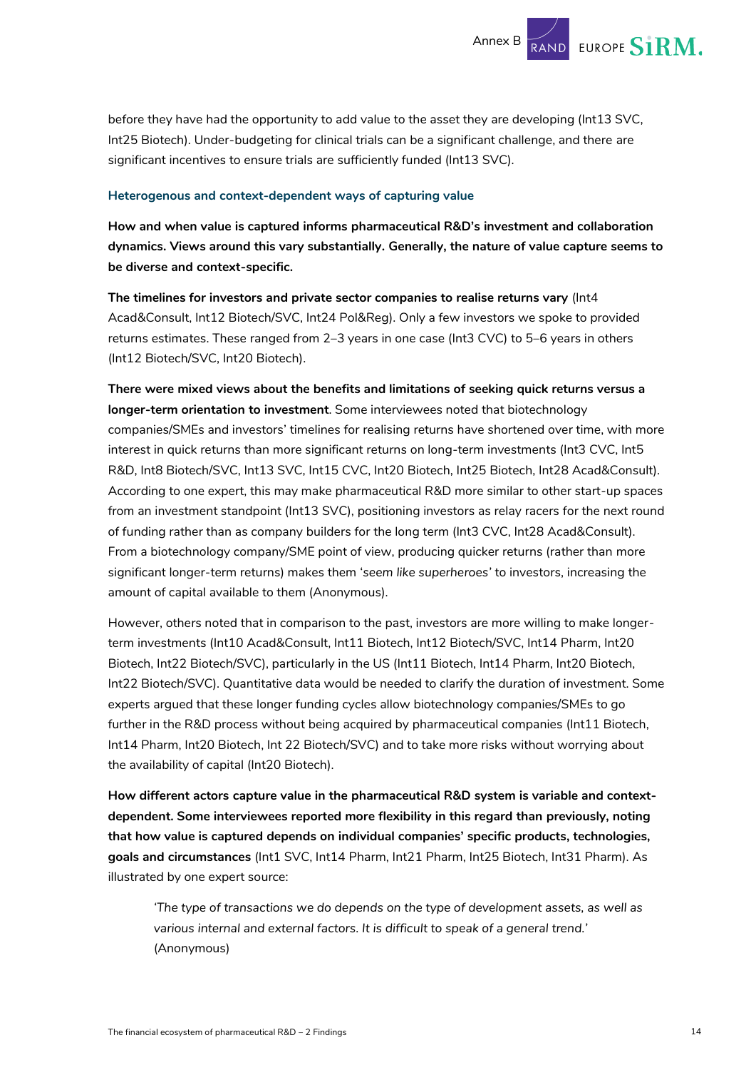before they have had the opportunity to add value to the asset they are developing (Int13 SVC, Int25 Biotech). Under-budgeting for clinical trials can be a significant challenge, and there are significant incentives to ensure trials are sufficiently funded (Int13 SVC).

### Heterogenous and context-dependent ways of capturing value

**How and when value is captured informs pharmaceutical R&D's investment and collaboration dynamics. Views around this vary substantially. Generally, the nature of value capture seems to be diverse and context-specific.**

**The timelines for investors and private sector companies to realise returns vary** (Int4 Acad&Consult, Int12 Biotech/SVC, Int24 Pol&Reg). Only a few investors we spoke to provided returns estimates. These ranged from 2–3 years in one case (Int3 CVC) to 5–6 years in others (Int12 Biotech/SVC, Int20 Biotech).

**There were mixed views about the benefits and limitations of seeking quick returns versus a longer-term orientation to investment**. Some interviewees noted that biotechnology companies/SMEs and investors' timelines for realising returns have shortened over time, with more interest in quick returns than more significant returns on long-term investments (Int3 CVC, Int5 R&D, Int8 Biotech/SVC, Int13 SVC, Int15 CVC, Int20 Biotech, Int25 Biotech, Int28 Acad&Consult). According to one expert, this may make pharmaceutical R&D more similar to other start-up spaces from an investment standpoint (Int13 SVC), positioning investors as relay racers for the next round of funding rather than as company builders for the long term (Int3 CVC, Int28 Acad&Consult). From a biotechnology company/SME point of view, producing quicker returns (rather than more significant longer-term returns) makes them '*seem like superheroes*' to investors, increasing the amount of capital available to them (Anonymous).

However, others noted that in comparison to the past, investors are more willing to make longer-term investments (Int10 Acad&Consult, Int11 Biotech, Int12 Biotech/SVC, Int14 Pharm, Int20 Biotech, Int22 Biotech/SVC), particularly in the US (Int11 Biotech, Int14 Pharm, Int20 Biotech, Int22 Biotech/SVC). Quantitative data would be needed to clarify the duration of investment. Some experts argued that these longer funding cycles allow biotechnology companies/SMEs to go further in the R&D process without being acquired by pharmaceutical companies (Int11 Biotech, Int14 Pharm, Int20 Biotech, Int 22 Biotech/SVC) and to take more risks without worrying about the availability of capital (Int20 Biotech).

**How different actors capture value in the pharmaceutical R&D system is variable and context-dependent. Some interviewees reported more flexibility in this regard than previously, noting that how value is captured depends on individual companies' specific products, technologies, goals and circumstances** (Int1 SVC, Int14 Pharm, Int21 Pharm, Int25 Biotech, Int31 Pharm). As illustrated by one expert source:

> '*The type of transactions we do depends on the type of development assets, as well as various internal and external factors. It is difficult to speak of a general trend.*' (Anonymous)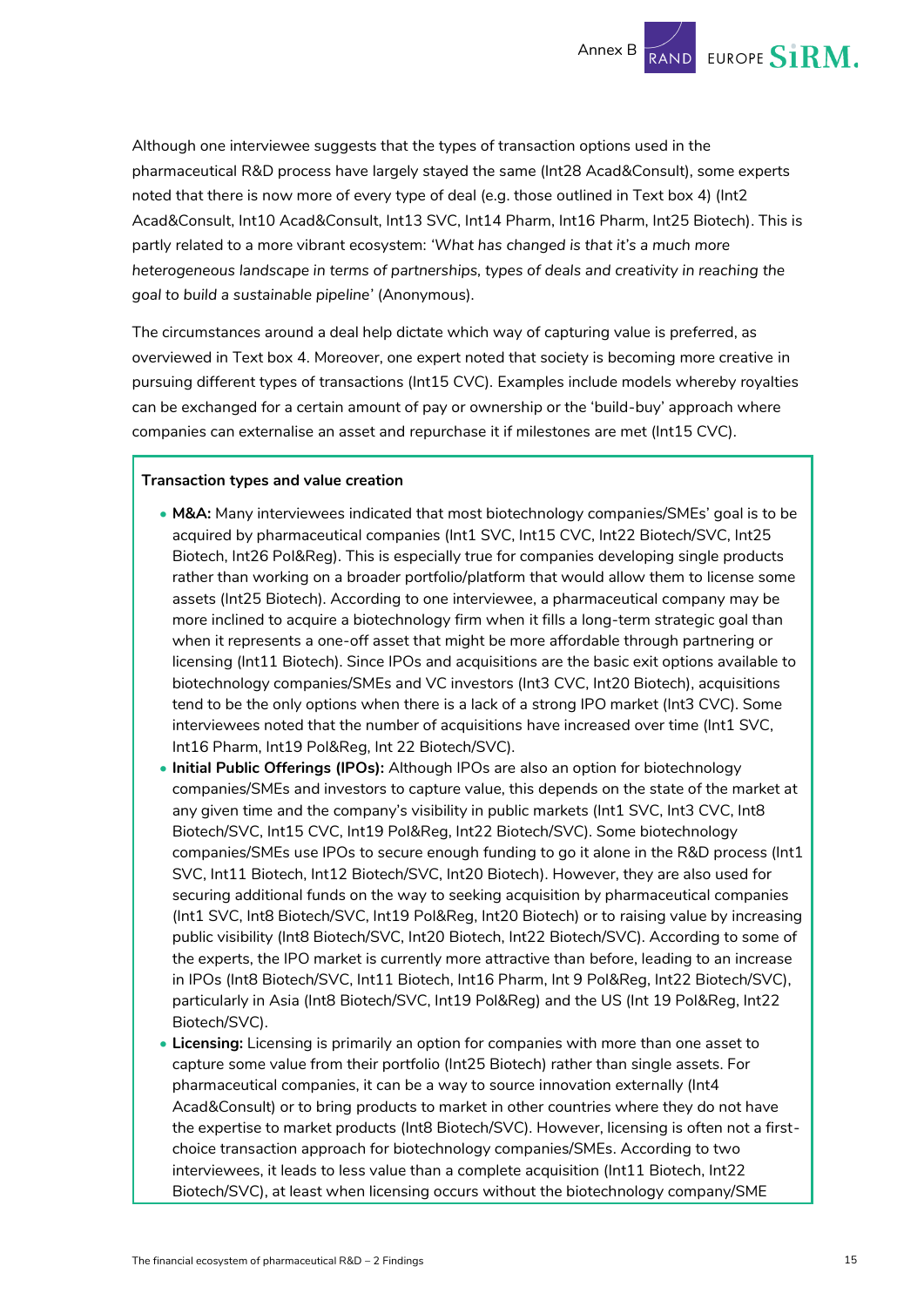Although one interviewee suggests that the types of transaction options used in the pharmaceutical R&D process have largely stayed the same (Int28 Acad&Consult), some experts noted that there is now more of every type of deal (e.g. those outlined in Text box 4) (Int2 Acad&Consult, Int10 Acad&Consult, Int13 SVC, Int14 Pharm, Int16 Pharm, Int25 Biotech). This is partly related to a more vibrant ecosystem: *'What has changed is that it's a much more heterogeneous landscape in terms of partnerships, types of deals and creativity in reaching the goal to build a sustainable pipeline'* (Anonymous).

The circumstances around a deal help dictate which way of capturing value is preferred, as overviewed in Text box 4. Moreover, one expert noted that society is becoming more creative in pursuing different types of transactions (Int15 CVC). Examples include models whereby royalties can be exchanged for a certain amount of pay or ownership or the 'build-buy' approach where companies can externalise an asset and repurchase it if milestones are met (Int15 CVC).

**Transaction types and value creation**

- **M&A:** Many interviewees indicated that most biotechnology companies/SMEs' goal is to be acquired by pharmaceutical companies (Int1 SVC, Int15 CVC, Int22 Biotech/SVC, Int25 Biotech, Int26 Pol&Reg). This is especially true for companies developing single products rather than working on a broader portfolio/platform that would allow them to license some assets (Int25 Biotech). According to one interviewee, a pharmaceutical company may be more inclined to acquire a biotechnology firm when it fills a long-term strategic goal than when it represents a one-off asset that might be more affordable through partnering or licensing (Int11 Biotech). Since IPOs and acquisitions are the basic exit options available to biotechnology companies/SMEs and VC investors (Int3 CVC, Int20 Biotech), acquisitions tend to be the only options when there is a lack of a strong IPO market (Int3 CVC). Some interviewees noted that the number of acquisitions have increased over time (Int1 SVC, Int16 Pharm, Int19 Pol&Reg, Int 22 Biotech/SVC).
- **Initial Public Offerings (IPOs):** Although IPOs are also an option for biotechnology companies/SMEs and investors to capture value, this depends on the state of the market at any given time and the company's visibility in public markets (Int1 SVC, Int3 CVC, Int8 Biotech/SVC, Int15 CVC, Int19 Pol&Reg, Int22 Biotech/SVC). Some biotechnology companies/SMEs use IPOs to secure enough funding to go it alone in the R&D process (Int1 SVC, Int11 Biotech, Int12 Biotech/SVC, Int20 Biotech). However, they are also used for securing additional funds on the way to seeking acquisition by pharmaceutical companies (Int1 SVC, Int8 Biotech/SVC, Int19 Pol&Reg, Int20 Biotech) or to raising value by increasing public visibility (Int8 Biotech/SVC, Int20 Biotech, Int22 Biotech/SVC). According to some of the experts, the IPO market is currently more attractive than before, leading to an increase in IPOs (Int8 Biotech/SVC, Int11 Biotech, Int16 Pharm, Int 9 Pol&Reg, Int22 Biotech/SVC), particularly in Asia (Int8 Biotech/SVC, Int19 Pol&Reg) and the US (Int 19 Pol&Reg, Int22 Biotech/SVC).
- **Licensing:** Licensing is primarily an option for companies with more than one asset to capture some value from their portfolio (Int25 Biotech) rather than single assets. For pharmaceutical companies, it can be a way to source innovation externally (Int4 Acad&Consult) or to bring products to market in other countries where they do not have the expertise to market products (Int8 Biotech/SVC). However, licensing is often not a first-choice transaction approach for biotechnology companies/SMEs. According to two interviewees, it leads to less value than a complete acquisition (Int11 Biotech, Int22 Biotech/SVC), at least when licensing occurs without the biotechnology company/SME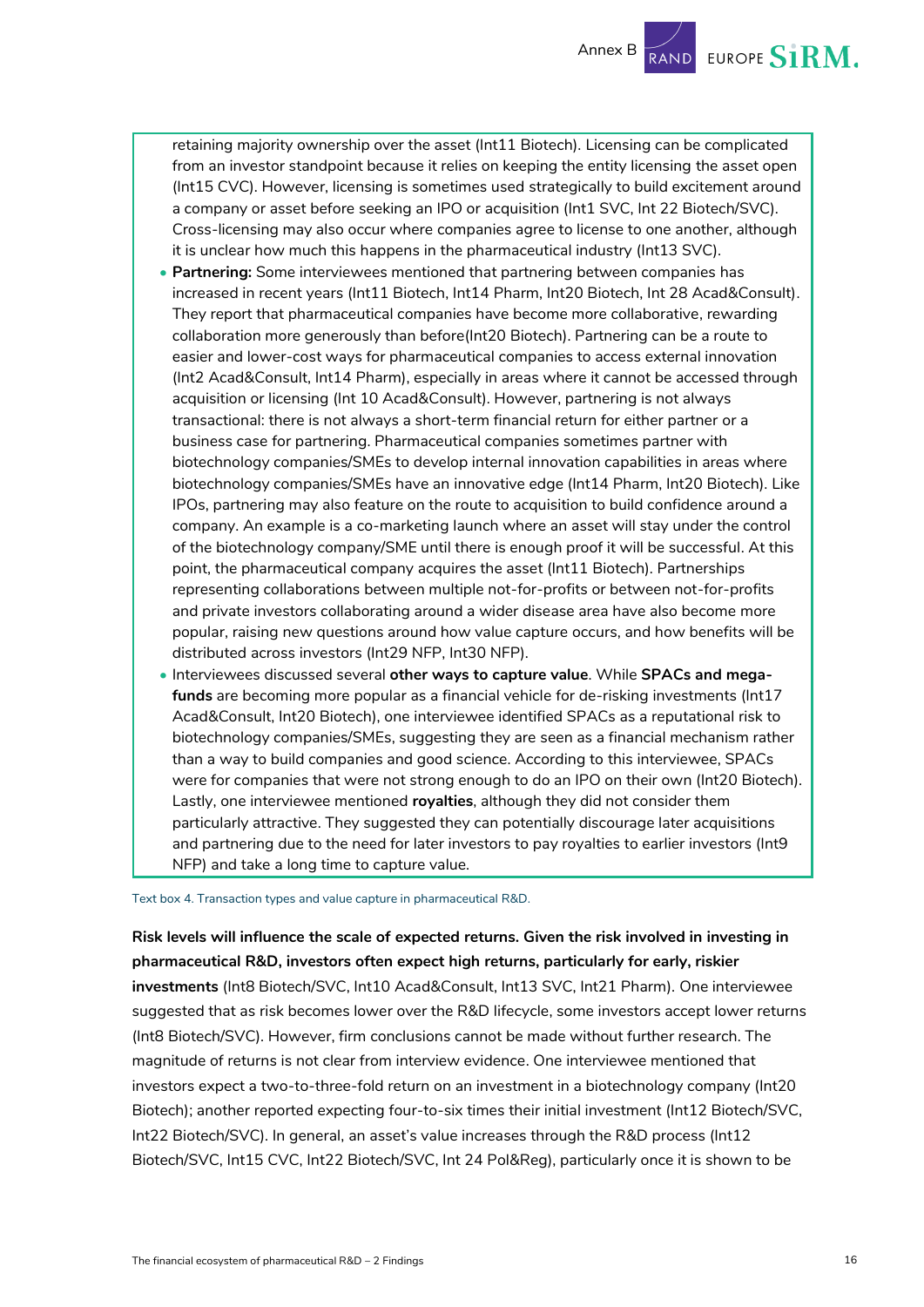retaining majority ownership over the asset (Int11 Biotech). Licensing can be complicated from an investor standpoint because it relies on keeping the entity licensing the asset open (Int15 CVC). However, licensing is sometimes used strategically to build excitement around a company or asset before seeking an IPO or acquisition (Int1 SVC, Int 22 Biotech/SVC). Cross-licensing may also occur where companies agree to license to one another, although it is unclear how much this happens in the pharmaceutical industry (Int13 SVC).

- **Partnering:** Some interviewees mentioned that partnering between companies has increased in recent years (Int11 Biotech, Int14 Pharm, Int20 Biotech, Int 28 Acad&Consult). They report that pharmaceutical companies have become more collaborative, rewarding collaboration more generously than before(Int20 Biotech). Partnering can be a route to easier and lower-cost ways for pharmaceutical companies to access external innovation (Int2 Acad&Consult, Int14 Pharm), especially in areas where it cannot be accessed through acquisition or licensing (Int 10 Acad&Consult). However, partnering is not always transactional: there is not always a short-term financial return for either partner or a business case for partnering. Pharmaceutical companies sometimes partner with biotechnology companies/SMEs to develop internal innovation capabilities in areas where biotechnology companies/SMEs have an innovative edge (Int14 Pharm, Int20 Biotech). Like IPOs, partnering may also feature on the route to acquisition to build confidence around a company. An example is a co-marketing launch where an asset will stay under the control of the biotechnology company/SME until there is enough proof it will be successful. At this point, the pharmaceutical company acquires the asset (Int11 Biotech). Partnerships representing collaborations between multiple not-for-profits or between not-for-profits and private investors collaborating around a wider disease area have also become more popular, raising new questions around how value capture occurs, and how benefits will be distributed across investors (Int29 NFP, Int30 NFP).
- Interviewees discussed several **other ways to capture value**. While **SPACs and mega-funds** are becoming more popular as a financial vehicle for de-risking investments (Int17 Acad&Consult, Int20 Biotech), one interviewee identified SPACs as a reputational risk to biotechnology companies/SMEs, suggesting they are seen as a financial mechanism rather than a way to build companies and good science. According to this interviewee, SPACs were for companies that were not strong enough to do an IPO on their own (Int20 Biotech). Lastly, one interviewee mentioned **royalties**, although they did not consider them particularly attractive. They suggested they can potentially discourage later acquisitions and partnering due to the need for later investors to pay royalties to earlier investors (Int9 NFP) and take a long time to capture value.

Text box 4. Transaction types and value capture in pharmaceutical R&D.

**Risk levels will influence the scale of expected returns. Given the risk involved in investing in pharmaceutical R&D, investors often expect high returns, particularly for early, riskier investments** (Int8 Biotech/SVC, Int10 Acad&Consult, Int13 SVC, Int21 Pharm). One interviewee suggested that as risk becomes lower over the R&D lifecycle, some investors accept lower returns (Int8 Biotech/SVC). However, firm conclusions cannot be made without further research. The magnitude of returns is not clear from interview evidence. One interviewee mentioned that investors expect a two-to-three-fold return on an investment in a biotechnology company (Int20 Biotech); another reported expecting four-to-six times their initial investment (Int12 Biotech/SVC, Int22 Biotech/SVC). In general, an asset's value increases through the R&D process (Int12 Biotech/SVC, Int15 CVC, Int22 Biotech/SVC, Int 24 Pol&Reg), particularly once it is shown to be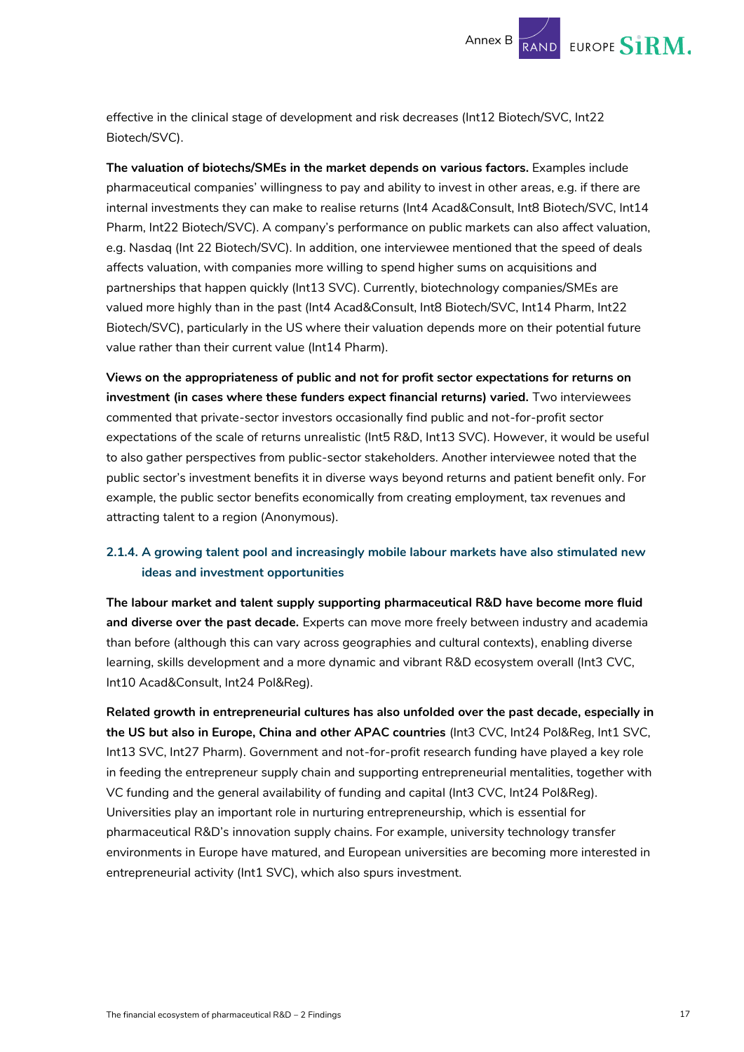effective in the clinical stage of development and risk decreases (Int12 Biotech/SVC, Int22 Biotech/SVC).

**The valuation of biotechs/SMEs in the market depends on various factors.** Examples include pharmaceutical companies' willingness to pay and ability to invest in other areas, e.g. if there are internal investments they can make to realise returns (Int4 Acad&Consult, Int8 Biotech/SVC, Int14 Pharm, Int22 Biotech/SVC). A company's performance on public markets can also affect valuation, e.g. Nasdaq (Int 22 Biotech/SVC). In addition, one interviewee mentioned that the speed of deals affects valuation, with companies more willing to spend higher sums on acquisitions and partnerships that happen quickly (Int13 SVC). Currently, biotechnology companies/SMEs are valued more highly than in the past (Int4 Acad&Consult, Int8 Biotech/SVC, Int14 Pharm, Int22 Biotech/SVC), particularly in the US where their valuation depends more on their potential future value rather than their current value (Int14 Pharm).

**Views on the appropriateness of public and not for profit sector expectations for returns on investment (in cases where these funders expect financial returns) varied.** Two interviewees commented that private-sector investors occasionally find public and not-for-profit sector expectations of the scale of returns unrealistic (Int5 R&D, Int13 SVC). However, it would be useful to also gather perspectives from public-sector stakeholders. Another interviewee noted that the public sector's investment benefits it in diverse ways beyond returns and patient benefit only. For example, the public sector benefits economically from creating employment, tax revenues and attracting talent to a region (Anonymous).

### 2.1.4. A growing talent pool and increasingly mobile labour markets have also stimulated new ideas and investment opportunities

**The labour market and talent supply supporting pharmaceutical R&D have become more fluid and diverse over the past decade.** Experts can move more freely between industry and academia than before (although this can vary across geographies and cultural contexts), enabling diverse learning, skills development and a more dynamic and vibrant R&D ecosystem overall (Int3 CVC, Int10 Acad&Consult, Int24 Pol&Reg).

**Related growth in entrepreneurial cultures has also unfolded over the past decade, especially in the US but also in Europe, China and other APAC countries** (Int3 CVC, Int24 Pol&Reg, Int1 SVC, Int13 SVC, Int27 Pharm). Government and not-for-profit research funding have played a key role in feeding the entrepreneur supply chain and supporting entrepreneurial mentalities, together with VC funding and the general availability of funding and capital (Int3 CVC, Int24 Pol&Reg). Universities play an important role in nurturing entrepreneurship, which is essential for pharmaceutical R&D's innovation supply chains. For example, university technology transfer environments in Europe have matured, and European universities are becoming more interested in entrepreneurial activity (Int1 SVC), which also spurs investment.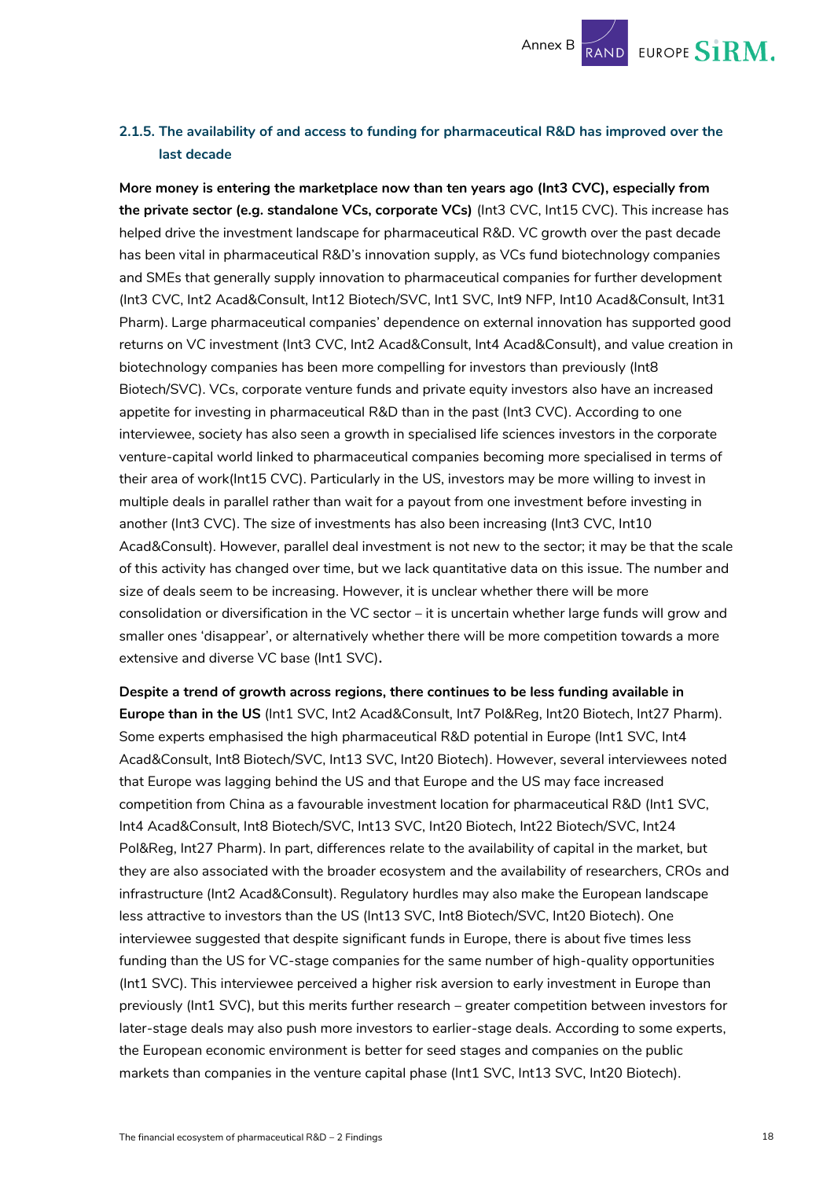### 2.1.5. The availability of and access to funding for pharmaceutical R&D has improved over the last decade

**More money is entering the marketplace now than ten years ago (Int3 CVC), especially from the private sector (e.g. standalone VCs, corporate VCs)** (Int3 CVC, Int15 CVC). This increase has helped drive the investment landscape for pharmaceutical R&D. VC growth over the past decade has been vital in pharmaceutical R&D's innovation supply, as VCs fund biotechnology companies and SMEs that generally supply innovation to pharmaceutical companies for further development (Int3 CVC, Int2 Acad&Consult, Int12 Biotech/SVC, Int1 SVC, Int9 NFP, Int10 Acad&Consult, Int31 Pharm). Large pharmaceutical companies' dependence on external innovation has supported good returns on VC investment (Int3 CVC, Int2 Acad&Consult, Int4 Acad&Consult), and value creation in biotechnology companies has been more compelling for investors than previously (Int8 Biotech/SVC). VCs, corporate venture funds and private equity investors also have an increased appetite for investing in pharmaceutical R&D than in the past (Int3 CVC). According to one interviewee, society has also seen a growth in specialised life sciences investors in the corporate venture-capital world linked to pharmaceutical companies becoming more specialised in terms of their area of work(Int15 CVC). Particularly in the US, investors may be more willing to invest in multiple deals in parallel rather than wait for a payout from one investment before investing in another (Int3 CVC). The size of investments has also been increasing (Int3 CVC, Int10 Acad&Consult). However, parallel deal investment is not new to the sector; it may be that the scale of this activity has changed over time, but we lack quantitative data on this issue. The number and size of deals seem to be increasing. However, it is unclear whether there will be more consolidation or diversification in the VC sector – it is uncertain whether large funds will grow and smaller ones 'disappear', or alternatively whether there will be more competition towards a more extensive and diverse VC base (Int1 SVC).

**Despite a trend of growth across regions, there continues to be less funding available in Europe than in the US** (Int1 SVC, Int2 Acad&Consult, Int7 Pol&Reg, Int20 Biotech, Int27 Pharm). Some experts emphasised the high pharmaceutical R&D potential in Europe (Int1 SVC, Int4 Acad&Consult, Int8 Biotech/SVC, Int13 SVC, Int20 Biotech). However, several interviewees noted that Europe was lagging behind the US and that Europe and the US may face increased competition from China as a favourable investment location for pharmaceutical R&D (Int1 SVC, Int4 Acad&Consult, Int8 Biotech/SVC, Int13 SVC, Int20 Biotech, Int22 Biotech/SVC, Int24 Pol&Reg, Int27 Pharm). In part, differences relate to the availability of capital in the market, but they are also associated with the broader ecosystem and the availability of researchers, CROs and infrastructure (Int2 Acad&Consult). Regulatory hurdles may also make the European landscape less attractive to investors than the US (Int13 SVC, Int8 Biotech/SVC, Int20 Biotech). One interviewee suggested that despite significant funds in Europe, there is about five times less funding than the US for VC-stage companies for the same number of high-quality opportunities (Int1 SVC). This interviewee perceived a higher risk aversion to early investment in Europe than previously (Int1 SVC), but this merits further research – greater competition between investors for later-stage deals may also push more investors to earlier-stage deals. According to some experts, the European economic environment is better for seed stages and companies on the public markets than companies in the venture capital phase (Int1 SVC, Int13 SVC, Int20 Biotech).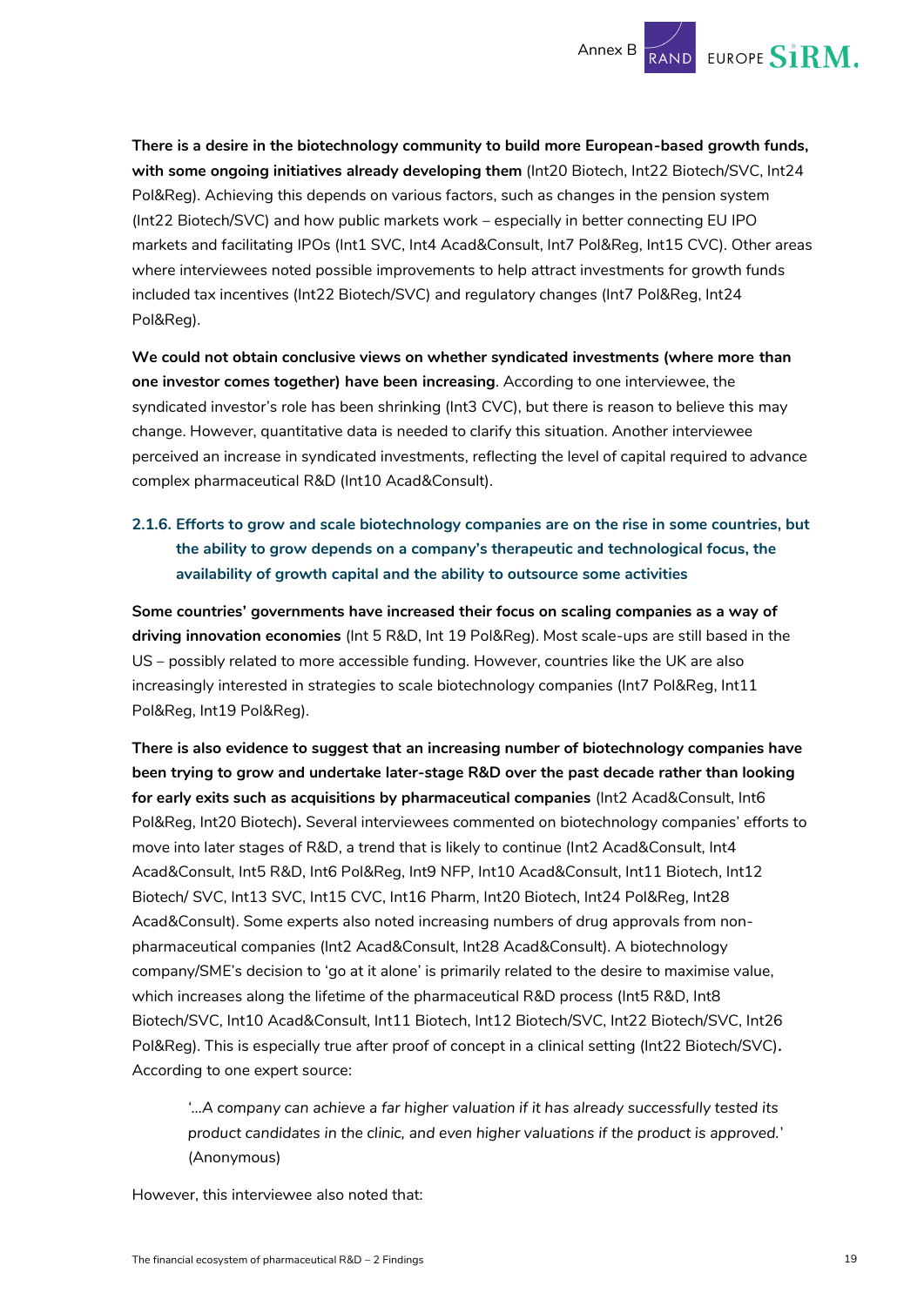**There is a desire in the biotechnology community to build more European-based growth funds, with some ongoing initiatives already developing them** (Int20 Biotech, Int22 Biotech/SVC, Int24 Pol&Reg). Achieving this depends on various factors, such as changes in the pension system (Int22 Biotech/SVC) and how public markets work – especially in better connecting EU IPO markets and facilitating IPOs (Int1 SVC, Int4 Acad&Consult, Int7 Pol&Reg, Int15 CVC). Other areas where interviewees noted possible improvements to help attract investments for growth funds included tax incentives (Int22 Biotech/SVC) and regulatory changes (Int7 Pol&Reg, Int24 Pol&Reg).

**We could not obtain conclusive views on whether syndicated investments (where more than one investor comes together) have been increasing**. According to one interviewee, the syndicated investor's role has been shrinking (Int3 CVC), but there is reason to believe this may change. However, quantitative data is needed to clarify this situation. Another interviewee perceived an increase in syndicated investments, reflecting the level of capital required to advance complex pharmaceutical R&D (Int10 Acad&Consult).

### 2.1.6. Efforts to grow and scale biotechnology companies are on the rise in some countries, but the ability to grow depends on a company's therapeutic and technological focus, the availability of growth capital and the ability to outsource some activities

**Some countries' governments have increased their focus on scaling companies as a way of driving innovation economies** (Int 5 R&D, Int 19 Pol&Reg). Most scale-ups are still based in the US – possibly related to more accessible funding. However, countries like the UK are also increasingly interested in strategies to scale biotechnology companies (Int7 Pol&Reg, Int11 Pol&Reg, Int19 Pol&Reg).

**There is also evidence to suggest that an increasing number of biotechnology companies have been trying to grow and undertake later-stage R&D over the past decade rather than looking for early exits such as acquisitions by pharmaceutical companies** (Int2 Acad&Consult, Int6 Pol&Reg, Int20 Biotech)**.** Several interviewees commented on biotechnology companies' efforts to move into later stages of R&D, a trend that is likely to continue (Int2 Acad&Consult, Int4 Acad&Consult, Int5 R&D, Int6 Pol&Reg, Int9 NFP, Int10 Acad&Consult, Int11 Biotech, Int12 Biotech/ SVC, Int13 SVC, Int15 CVC, Int16 Pharm, Int20 Biotech, Int24 Pol&Reg, Int28 Acad&Consult). Some experts also noted increasing numbers of drug approvals from non-pharmaceutical companies (Int2 Acad&Consult, Int28 Acad&Consult). A biotechnology company/SME's decision to 'go at it alone' is primarily related to the desire to maximise value, which increases along the lifetime of the pharmaceutical R&D process (Int5 R&D, Int8 Biotech/SVC, Int10 Acad&Consult, Int11 Biotech, Int12 Biotech/SVC, Int22 Biotech/SVC, Int26 Pol&Reg). This is especially true after proof of concept in a clinical setting (Int22 Biotech/SVC)**.** According to one expert source:

> '*...A company can achieve a far higher valuation if it has already successfully tested its product candidates in the clinic, and even higher valuations if the product is approved.*' (Anonymous)

However, this interviewee also noted that: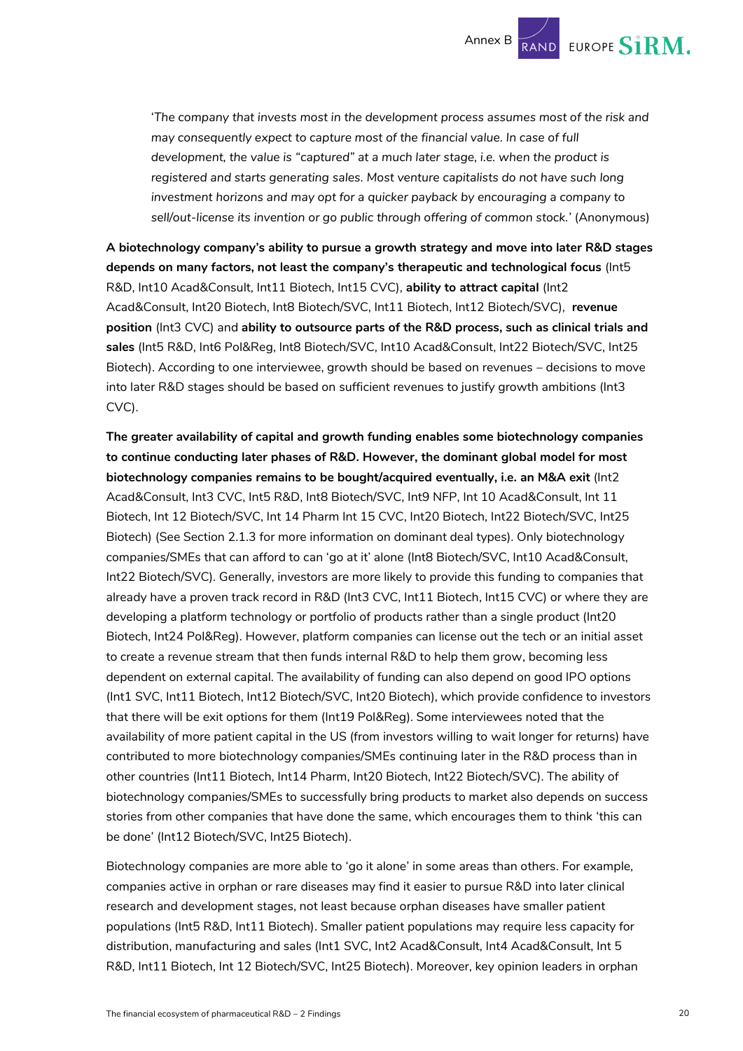'*The company that invests most in the development process assumes most of the risk and may consequently expect to capture most of the financial value. In case of full development, the value is "captured" at a much later stage, i.e. when the product is registered and starts generating sales. Most venture capitalists do not have such long investment horizons and may opt for a quicker payback by encouraging a company to sell/out-license its invention or go public through offering of common stock.*' (Anonymous)

**A biotechnology company's ability to pursue a growth strategy and move into later R&D stages depends on many factors, not least the company's therapeutic and technological focus** (Int5 R&D, Int10 Acad&Consult, Int11 Biotech, Int15 CVC), **ability to attract capital** (Int2 Acad&Consult, Int20 Biotech, Int8 Biotech/SVC, Int11 Biotech, Int12 Biotech/SVC), **revenue position** (Int3 CVC) and **ability to outsource parts of the R&D process, such as clinical trials and sales** (Int5 R&D, Int6 Pol&Reg, Int8 Biotech/SVC, Int10 Acad&Consult, Int22 Biotech/SVC, Int25 Biotech). According to one interviewee, growth should be based on revenues – decisions to move into later R&D stages should be based on sufficient revenues to justify growth ambitions (Int3 CVC).

**The greater availability of capital and growth funding enables some biotechnology companies to continue conducting later phases of R&D. However, the dominant global model for most biotechnology companies remains to be bought/acquired eventually, i.e. an M&A exit** (Int2 Acad&Consult, Int3 CVC, Int5 R&D, Int8 Biotech/SVC, Int9 NFP, Int 10 Acad&Consult, Int 11 Biotech, Int 12 Biotech/SVC, Int 14 Pharm Int 15 CVC, Int20 Biotech, Int22 Biotech/SVC, Int25 Biotech) (See Section 2.1.3 for more information on dominant deal types). Only biotechnology companies/SMEs that can afford to can 'go at it' alone (Int8 Biotech/SVC, Int10 Acad&Consult, Int22 Biotech/SVC). Generally, investors are more likely to provide this funding to companies that already have a proven track record in R&D (Int3 CVC, Int11 Biotech, Int15 CVC) or where they are developing a platform technology or portfolio of products rather than a single product (Int20 Biotech, Int24 Pol&Reg). However, platform companies can license out the tech or an initial asset to create a revenue stream that then funds internal R&D to help them grow, becoming less dependent on external capital. The availability of funding can also depend on good IPO options (Int1 SVC, Int11 Biotech, Int12 Biotech/SVC, Int20 Biotech), which provide confidence to investors that there will be exit options for them (Int19 Pol&Reg). Some interviewees noted that the availability of more patient capital in the US (from investors willing to wait longer for returns) have contributed to more biotechnology companies/SMEs continuing later in the R&D process than in other countries (Int11 Biotech, Int14 Pharm, Int20 Biotech, Int22 Biotech/SVC). The ability of biotechnology companies/SMEs to successfully bring products to market also depends on success stories from other companies that have done the same, which encourages them to think 'this can be done' (Int12 Biotech/SVC, Int25 Biotech).

Biotechnology companies are more able to 'go it alone' in some areas than others. For example, companies active in orphan or rare diseases may find it easier to pursue R&D into later clinical research and development stages, not least because orphan diseases have smaller patient populations (Int5 R&D, Int11 Biotech). Smaller patient populations may require less capacity for distribution, manufacturing and sales (Int1 SVC, Int2 Acad&Consult, Int4 Acad&Consult, Int 5 R&D, Int11 Biotech, Int 12 Biotech/SVC, Int25 Biotech). Moreover, key opinion leaders in orphan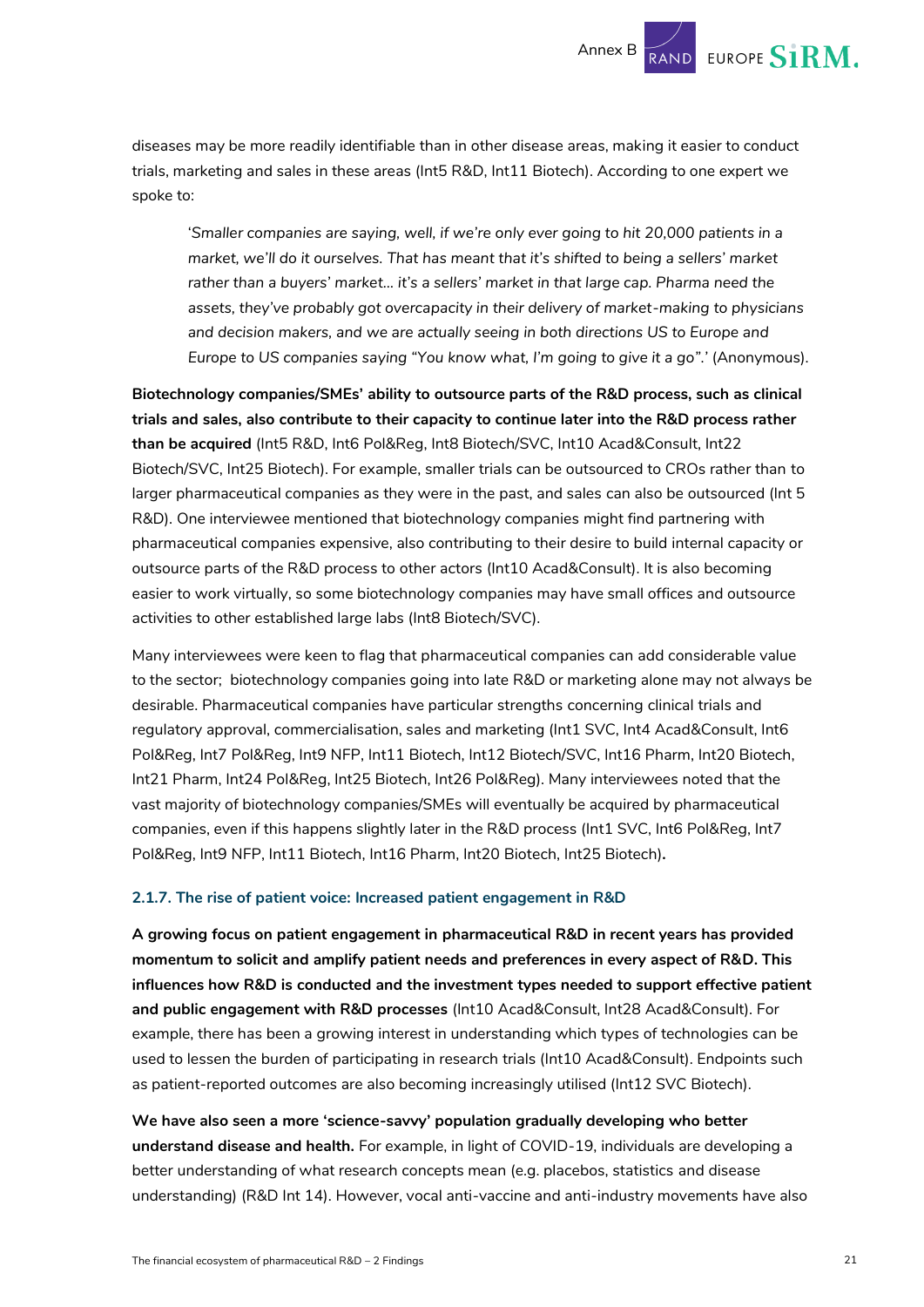diseases may be more readily identifiable than in other disease areas, making it easier to conduct trials, marketing and sales in these areas (Int5 R&D, Int11 Biotech). According to one expert we spoke to:

> '*Smaller companies are saying, well, if we're only ever going to hit 20,000 patients in a market, we'll do it ourselves. That has meant that it's shifted to being a sellers' market rather than a buyers' market… it's a sellers' market in that large cap. Pharma need the assets, they've probably got overcapacity in their delivery of market-making to physicians and decision makers, and we are actually seeing in both directions US to Europe and Europe to US companies saying "You know what, I'm going to give it a go".*' (Anonymous).

**Biotechnology companies/SMEs' ability to outsource parts of the R&D process, such as clinical trials and sales, also contribute to their capacity to continue later into the R&D process rather than be acquired** (Int5 R&D, Int6 Pol&Reg, Int8 Biotech/SVC, Int10 Acad&Consult, Int22 Biotech/SVC, Int25 Biotech). For example, smaller trials can be outsourced to CROs rather than to larger pharmaceutical companies as they were in the past, and sales can also be outsourced (Int 5 R&D). One interviewee mentioned that biotechnology companies might find partnering with pharmaceutical companies expensive, also contributing to their desire to build internal capacity or outsource parts of the R&D process to other actors (Int10 Acad&Consult). It is also becoming easier to work virtually, so some biotechnology companies may have small offices and outsource activities to other established large labs (Int8 Biotech/SVC).

Many interviewees were keen to flag that pharmaceutical companies can add considerable value to the sector; biotechnology companies going into late R&D or marketing alone may not always be desirable. Pharmaceutical companies have particular strengths concerning clinical trials and regulatory approval, commercialisation, sales and marketing (Int1 SVC, Int4 Acad&Consult, Int6 Pol&Reg, Int7 Pol&Reg, Int9 NFP, Int11 Biotech, Int12 Biotech/SVC, Int16 Pharm, Int20 Biotech, Int21 Pharm, Int24 Pol&Reg, Int25 Biotech, Int26 Pol&Reg). Many interviewees noted that the vast majority of biotechnology companies/SMEs will eventually be acquired by pharmaceutical companies, even if this happens slightly later in the R&D process (Int1 SVC, Int6 Pol&Reg, Int7 Pol&Reg, Int9 NFP, Int11 Biotech, Int16 Pharm, Int20 Biotech, Int25 Biotech)**.**

#### 2.1.7. The rise of patient voice: Increased patient engagement in R&D

**A growing focus on patient engagement in pharmaceutical R&D in recent years has provided momentum to solicit and amplify patient needs and preferences in every aspect of R&D. This influences how R&D is conducted and the investment types needed to support effective patient and public engagement with R&D processes** (Int10 Acad&Consult, Int28 Acad&Consult). For example, there has been a growing interest in understanding which types of technologies can be used to lessen the burden of participating in research trials (Int10 Acad&Consult). Endpoints such as patient-reported outcomes are also becoming increasingly utilised (Int12 SVC Biotech).

**We have also seen a more 'science-savvy' population gradually developing who better understand disease and health.** For example, in light of COVID-19, individuals are developing a better understanding of what research concepts mean (e.g. placebos, statistics and disease understanding) (R&D Int 14). However, vocal anti-vaccine and anti-industry movements have also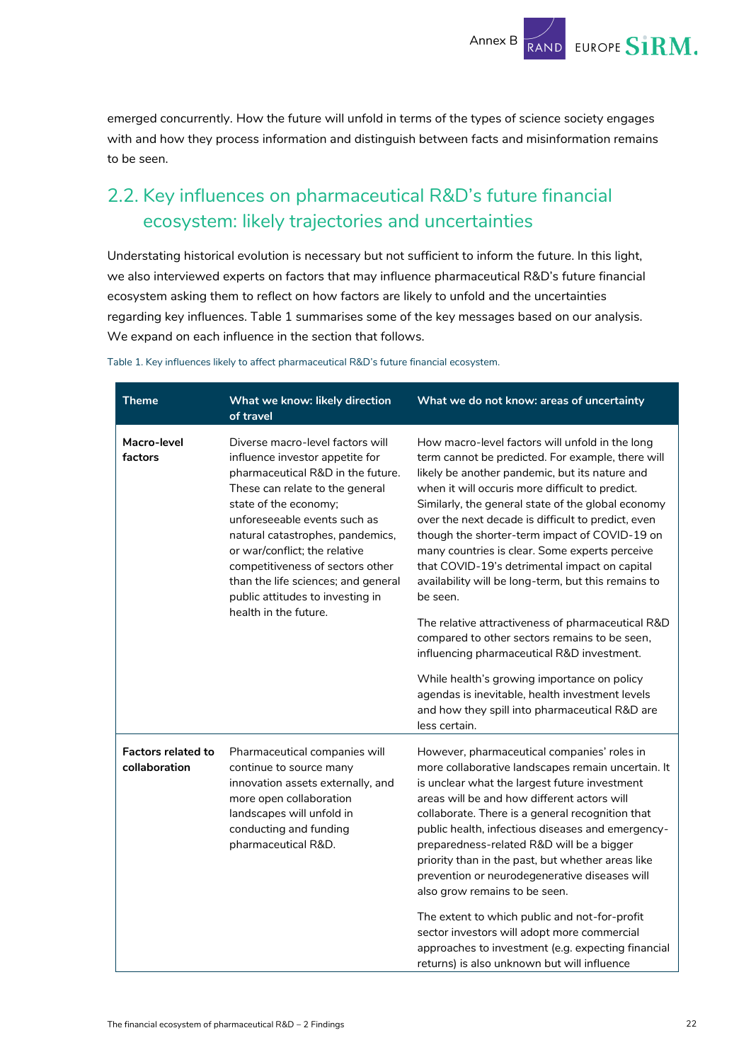emerged concurrently. How the future will unfold in terms of the types of science society engages with and how they process information and distinguish between facts and misinformation remains to be seen.

## 2.2. Key influences on pharmaceutical R&D's future financial ecosystem: likely trajectories and uncertainties

Understating historical evolution is necessary but not sufficient to inform the future. In this light, we also interviewed experts on factors that may influence pharmaceutical R&D's future financial ecosystem asking them to reflect on how factors are likely to unfold and the uncertainties regarding key influences. Table 1 summarises some of the key messages based on our analysis. We expand on each influence in the section that follows.

Table 1. Key influences likely to affect pharmaceutical R&D's future financial ecosystem.

| Theme | What we know: likely direction of travel | What we do not know: areas of uncertainty |
|---|---|---|
| **Macro-level factors** | Diverse macro-level factors will influence investor appetite for pharmaceutical R&D in the future. These can relate to the general state of the economy; unforeseeable events such as natural catastrophes, pandemics, or war/conflict; the relative competitiveness of sectors other than the life sciences; and general public attitudes to investing in health in the future. | How macro-level factors will unfold in the long term cannot be predicted. For example, there will likely be another pandemic, but its nature and when it will occuris more difficult to predict. Similarly, the general state of the global economy over the next decade is difficult to predict, even though the shorter-term impact of COVID-19 on many countries is clear. Some experts perceive that COVID-19's detrimental impact on capital availability will be long-term, but this remains to be seen.<br><br>The relative attractiveness of pharmaceutical R&D compared to other sectors remains to be seen, influencing pharmaceutical R&D investment.<br><br>While health's growing importance on policy agendas is inevitable, health investment levels and how they spill into pharmaceutical R&D are less certain. |
| **Factors related to collaboration** | Pharmaceutical companies will continue to source many innovation assets externally, and more open collaboration landscapes will unfold in conducting and funding pharmaceutical R&D. | However, pharmaceutical companies' roles in more collaborative landscapes remain uncertain. It is unclear what the largest future investment areas will be and how different actors will collaborate. There is a general recognition that public health, infectious diseases and emergency-preparedness-related R&D will be a bigger priority than in the past, but whether areas like prevention or neurodegenerative diseases will also grow remains to be seen.<br><br>The extent to which public and not-for-profit sector investors will adopt more commercial approaches to investment (e.g. expecting financial returns) is also unknown but will influence |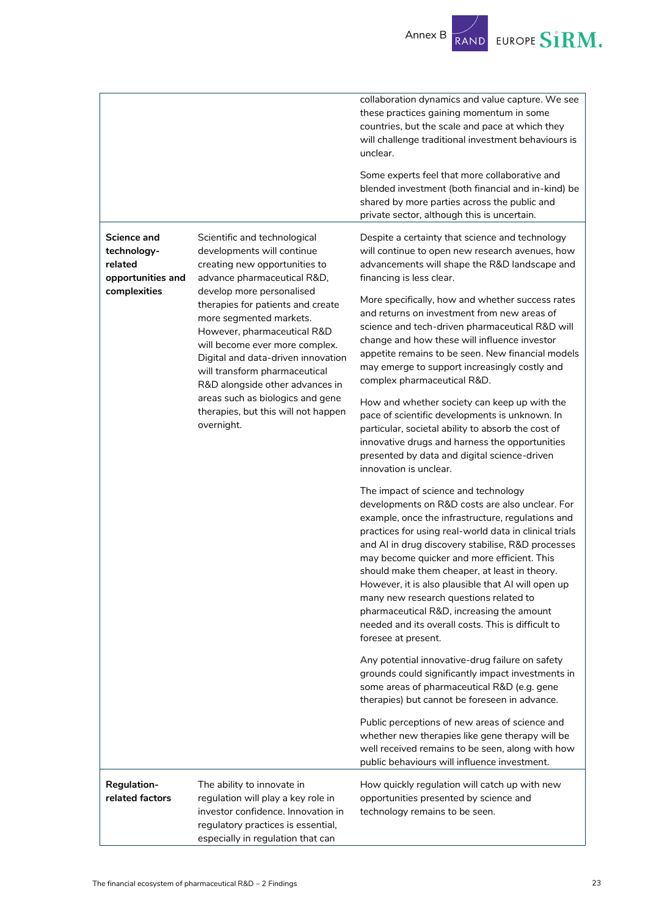| | | |
|---|---|---|
| | | collaboration dynamics and value capture. We see these practices gaining momentum in some countries, but the scale and pace at which they will challenge traditional investment behaviours is unclear.<br><br>Some experts feel that more collaborative and blended investment (both financial and in-kind) be shared by more parties across the public and private sector, although this is uncertain. |
| **Science and technology-related opportunities and complexities** | Scientific and technological developments will continue creating new opportunities to advance pharmaceutical R&D, develop more personalised therapies for patients and create more segmented markets. However, pharmaceutical R&D will become ever more complex. Digital and data-driven innovation will transform pharmaceutical R&D alongside other advances in areas such as biologics and gene therapies, but this will not happen overnight. | Despite a certainty that science and technology will continue to open new research avenues, how advancements will shape the R&D landscape and financing is less clear.<br><br>More specifically, how and whether success rates and returns on investment from new areas of science and tech-driven pharmaceutical R&D will change and how these will influence investor appetite remains to be seen. New financial models may emerge to support increasingly costly and complex pharmaceutical R&D.<br><br>How and whether society can keep up with the pace of scientific developments is unknown. In particular, societal ability to absorb the cost of innovative drugs and harness the opportunities presented by data and digital science-driven innovation is unclear.<br><br>The impact of science and technology developments on R&D costs are also unclear. For example, once the infrastructure, regulations and practices for using real-world data in clinical trials and AI in drug discovery stabilise, R&D processes may become quicker and more efficient. This should make them cheaper, at least in theory. However, it is also plausible that AI will open up many new research questions related to pharmaceutical R&D, increasing the amount needed and its overall costs. This is difficult to foresee at present.<br><br>Any potential innovative-drug failure on safety grounds could significantly impact investments in some areas of pharmaceutical R&D (e.g. gene therapies) but cannot be foreseen in advance.<br><br>Public perceptions of new areas of science and whether new therapies like gene therapy will be well received remains to be seen, along with how public behaviours will influence investment. |
| **Regulation-related factors** | The ability to innovate in regulation will play a key role in investor confidence. Innovation in regulatory practices is essential, especially in regulation that can | How quickly regulation will catch up with new opportunities presented by science and technology remains to be seen. |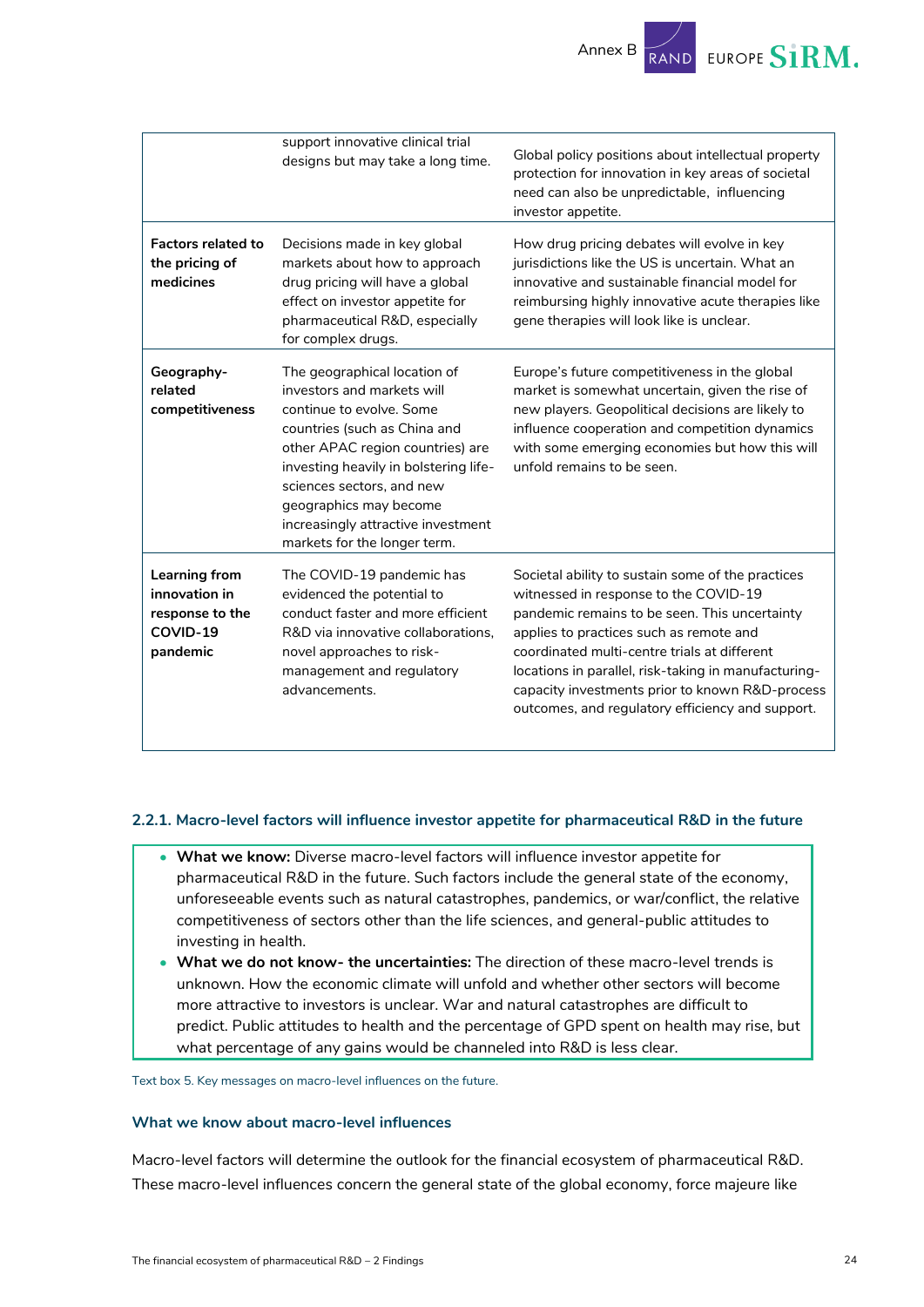| | | |
|---|---|---|
| | support innovative clinical trial designs but may take a long time. | Global policy positions about intellectual property protection for innovation in key areas of societal need can also be unpredictable, influencing investor appetite. |
| **Factors related to the pricing of medicines** | Decisions made in key global markets about how to approach drug pricing will have a global effect on investor appetite for pharmaceutical R&D, especially for complex drugs. | How drug pricing debates will evolve in key jurisdictions like the US is uncertain. What an innovative and sustainable financial model for reimbursing highly innovative acute therapies like gene therapies will look like is unclear. |
| **Geography-related competitiveness** | The geographical location of investors and markets will continue to evolve. Some countries (such as China and other APAC region countries) are investing heavily in bolstering life-sciences sectors, and new geographics may become increasingly attractive investment markets for the longer term. | Europe's future competitiveness in the global market is somewhat uncertain, given the rise of new players. Geopolitical decisions are likely to influence cooperation and competition dynamics with some emerging economies but how this will unfold remains to be seen. |
| **Learning from innovation in response to the COVID-19 pandemic** | The COVID-19 pandemic has evidenced the potential to conduct faster and more efficient R&D via innovative collaborations, novel approaches to risk-management and regulatory advancements. | Societal ability to sustain some of the practices witnessed in response to the COVID-19 pandemic remains to be seen. This uncertainty applies to practices such as remote and coordinated multi-centre trials at different locations in parallel, risk-taking in manufacturing-capacity investments prior to known R&D-process outcomes, and regulatory efficiency and support. |

### 2.2.1. Macro-level factors will influence investor appetite for pharmaceutical R&D in the future

- **What we know:** Diverse macro-level factors will influence investor appetite for pharmaceutical R&D in the future. Such factors include the general state of the economy, unforeseeable events such as natural catastrophes, pandemics, or war/conflict, the relative competitiveness of sectors other than the life sciences, and general-public attitudes to investing in health.
- **What we do not know- the uncertainties:** The direction of these macro-level trends is unknown. How the economic climate will unfold and whether other sectors will become more attractive to investors is unclear. War and natural catastrophes are difficult to predict. Public attitudes to health and the percentage of GPD spent on health may rise, but what percentage of any gains would be channeled into R&D is less clear.

Text box 5. Key messages on macro-level influences on the future.

#### What we know about macro-level influences

Macro-level factors will determine the outlook for the financial ecosystem of pharmaceutical R&D. These macro-level influences concern the general state of the global economy, force majeure like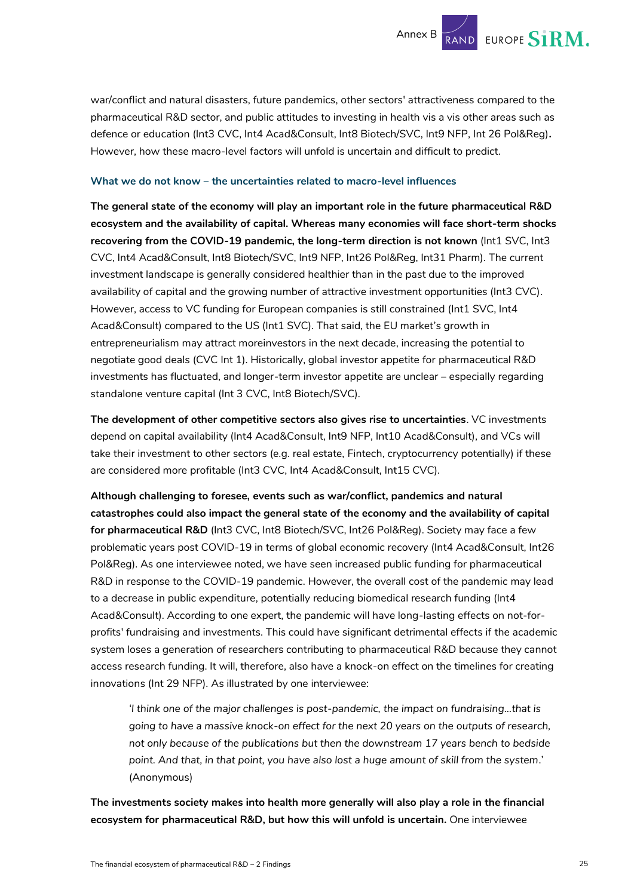war/conflict and natural disasters, future pandemics, other sectors' attractiveness compared to the pharmaceutical R&D sector, and public attitudes to investing in health vis a vis other areas such as defence or education (Int3 CVC, Int4 Acad&Consult, Int8 Biotech/SVC, Int9 NFP, Int 26 Pol&Reg)**.** However, how these macro-level factors will unfold is uncertain and difficult to predict.

#### What we do not know – the uncertainties related to macro-level influences

**The general state of the economy will play an important role in the future pharmaceutical R&D ecosystem and the availability of capital. Whereas many economies will face short-term shocks recovering from the COVID-19 pandemic, the long-term direction is not known** (Int1 SVC, Int3 CVC, Int4 Acad&Consult, Int8 Biotech/SVC, Int9 NFP, Int26 Pol&Reg, Int31 Pharm). The current investment landscape is generally considered healthier than in the past due to the improved availability of capital and the growing number of attractive investment opportunities (Int3 CVC). However, access to VC funding for European companies is still constrained (Int1 SVC, Int4 Acad&Consult) compared to the US (Int1 SVC). That said, the EU market's growth in entrepreneurialism may attract moreinvestors in the next decade, increasing the potential to negotiate good deals (CVC Int 1). Historically, global investor appetite for pharmaceutical R&D investments has fluctuated, and longer-term investor appetite are unclear – especially regarding standalone venture capital (Int 3 CVC, Int8 Biotech/SVC).

**The development of other competitive sectors also gives rise to uncertainties**. VC investments depend on capital availability (Int4 Acad&Consult, Int9 NFP, Int10 Acad&Consult), and VCs will take their investment to other sectors (e.g. real estate, Fintech, cryptocurrency potentially) if these are considered more profitable (Int3 CVC, Int4 Acad&Consult, Int15 CVC).

**Although challenging to foresee, events such as war/conflict, pandemics and natural catastrophes could also impact the general state of the economy and the availability of capital for pharmaceutical R&D** (Int3 CVC, Int8 Biotech/SVC, Int26 Pol&Reg). Society may face a few problematic years post COVID-19 in terms of global economic recovery (Int4 Acad&Consult, Int26 Pol&Reg). As one interviewee noted, we have seen increased public funding for pharmaceutical R&D in response to the COVID-19 pandemic. However, the overall cost of the pandemic may lead to a decrease in public expenditure, potentially reducing biomedical research funding (Int4 Acad&Consult). According to one expert, the pandemic will have long-lasting effects on not-for-profits' fundraising and investments. This could have significant detrimental effects if the academic system loses a generation of researchers contributing to pharmaceutical R&D because they cannot access research funding. It will, therefore, also have a knock-on effect on the timelines for creating innovations (Int 29 NFP). As illustrated by one interviewee:

> *'I think one of the major challenges is post-pandemic, the impact on fundraising…that is going to have a massive knock-on effect for the next 20 years on the outputs of research, not only because of the publications but then the downstream 17 years bench to bedside point. And that, in that point, you have also lost a huge amount of skill from the system*.' (Anonymous)

**The investments society makes into health more generally will also play a role in the financial ecosystem for pharmaceutical R&D, but how this will unfold is uncertain.** One interviewee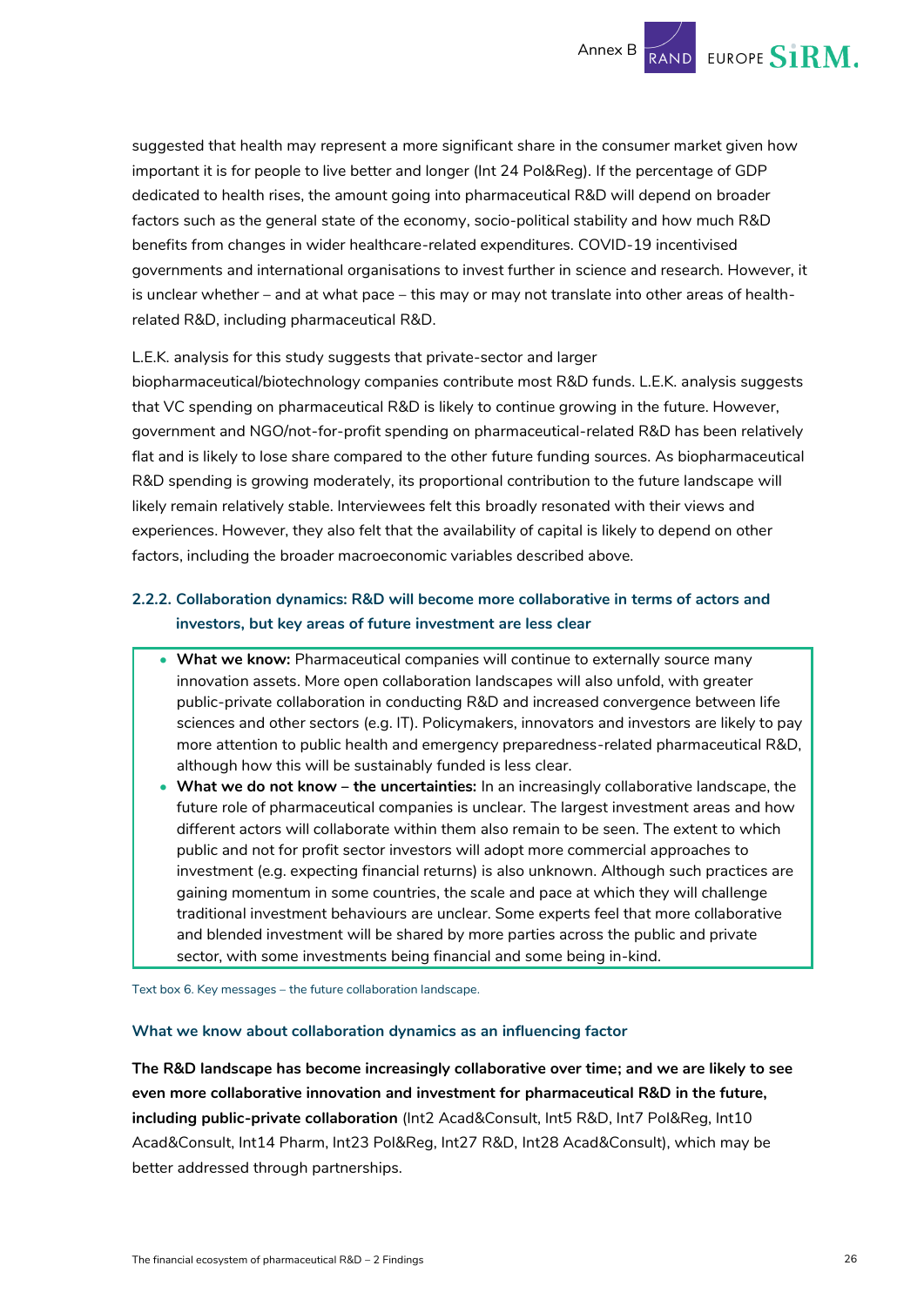suggested that health may represent a more significant share in the consumer market given how important it is for people to live better and longer (Int 24 Pol&Reg). If the percentage of GDP dedicated to health rises, the amount going into pharmaceutical R&D will depend on broader factors such as the general state of the economy, socio-political stability and how much R&D benefits from changes in wider healthcare-related expenditures. COVID-19 incentivised governments and international organisations to invest further in science and research. However, it is unclear whether – and at what pace – this may or may not translate into other areas of health-related R&D, including pharmaceutical R&D.

L.E.K. analysis for this study suggests that private-sector and larger biopharmaceutical/biotechnology companies contribute most R&D funds. L.E.K. analysis suggests that VC spending on pharmaceutical R&D is likely to continue growing in the future. However, government and NGO/not-for-profit spending on pharmaceutical-related R&D has been relatively flat and is likely to lose share compared to the other future funding sources. As biopharmaceutical R&D spending is growing moderately, its proportional contribution to the future landscape will likely remain relatively stable. Interviewees felt this broadly resonated with their views and experiences. However, they also felt that the availability of capital is likely to depend on other factors, including the broader macroeconomic variables described above.

### 2.2.2. Collaboration dynamics: R&D will become more collaborative in terms of actors and investors, but key areas of future investment are less clear

- **What we know:** Pharmaceutical companies will continue to externally source many innovation assets. More open collaboration landscapes will also unfold, with greater public-private collaboration in conducting R&D and increased convergence between life sciences and other sectors (e.g. IT). Policymakers, innovators and investors are likely to pay more attention to public health and emergency preparedness-related pharmaceutical R&D, although how this will be sustainably funded is less clear.
- **What we do not know – the uncertainties:** In an increasingly collaborative landscape, the future role of pharmaceutical companies is unclear. The largest investment areas and how different actors will collaborate within them also remain to be seen. The extent to which public and not for profit sector investors will adopt more commercial approaches to investment (e.g. expecting financial returns) is also unknown. Although such practices are gaining momentum in some countries, the scale and pace at which they will challenge traditional investment behaviours are unclear. Some experts feel that more collaborative and blended investment will be shared by more parties across the public and private sector, with some investments being financial and some being in-kind.

Text box 6. Key messages – the future collaboration landscape.

#### What we know about collaboration dynamics as an influencing factor

**The R&D landscape has become increasingly collaborative over time; and we are likely to see even more collaborative innovation and investment for pharmaceutical R&D in the future, including public-private collaboration** (Int2 Acad&Consult, Int5 R&D, Int7 Pol&Reg, Int10 Acad&Consult, Int14 Pharm, Int23 Pol&Reg, Int27 R&D, Int28 Acad&Consult), which may be better addressed through partnerships.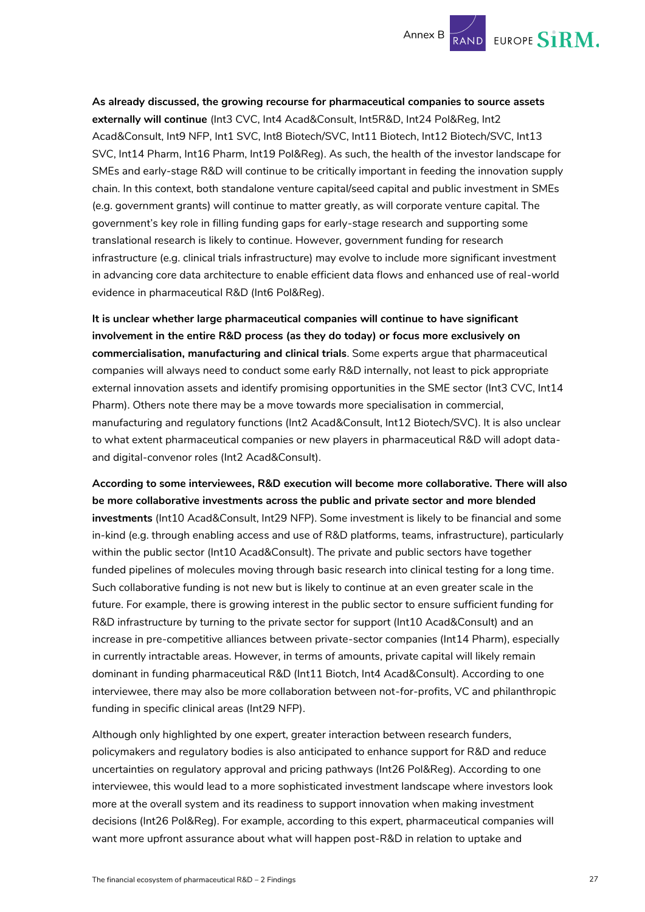**As already discussed, the growing recourse for pharmaceutical companies to source assets externally will continue** (Int3 CVC, Int4 Acad&Consult, Int5R&D, Int24 Pol&Reg, Int2 Acad&Consult, Int9 NFP, Int1 SVC, Int8 Biotech/SVC, Int11 Biotech, Int12 Biotech/SVC, Int13 SVC, Int14 Pharm, Int16 Pharm, Int19 Pol&Reg). As such, the health of the investor landscape for SMEs and early-stage R&D will continue to be critically important in feeding the innovation supply chain. In this context, both standalone venture capital/seed capital and public investment in SMEs (e.g. government grants) will continue to matter greatly, as will corporate venture capital. The government's key role in filling funding gaps for early-stage research and supporting some translational research is likely to continue. However, government funding for research infrastructure (e.g. clinical trials infrastructure) may evolve to include more significant investment in advancing core data architecture to enable efficient data flows and enhanced use of real-world evidence in pharmaceutical R&D (Int6 Pol&Reg).

**It is unclear whether large pharmaceutical companies will continue to have significant involvement in the entire R&D process (as they do today) or focus more exclusively on commercialisation, manufacturing and clinical trials**. Some experts argue that pharmaceutical companies will always need to conduct some early R&D internally, not least to pick appropriate external innovation assets and identify promising opportunities in the SME sector (Int3 CVC, Int14 Pharm). Others note there may be a move towards more specialisation in commercial, manufacturing and regulatory functions (Int2 Acad&Consult, Int12 Biotech/SVC). It is also unclear to what extent pharmaceutical companies or new players in pharmaceutical R&D will adopt data- and digital-convenor roles (Int2 Acad&Consult).

**According to some interviewees, R&D execution will become more collaborative. There will also be more collaborative investments across the public and private sector and more blended investments** (Int10 Acad&Consult, Int29 NFP). Some investment is likely to be financial and some in-kind (e.g. through enabling access and use of R&D platforms, teams, infrastructure), particularly within the public sector (Int10 Acad&Consult). The private and public sectors have together funded pipelines of molecules moving through basic research into clinical testing for a long time. Such collaborative funding is not new but is likely to continue at an even greater scale in the future. For example, there is growing interest in the public sector to ensure sufficient funding for R&D infrastructure by turning to the private sector for support (Int10 Acad&Consult) and an increase in pre-competitive alliances between private-sector companies (Int14 Pharm), especially in currently intractable areas. However, in terms of amounts, private capital will likely remain dominant in funding pharmaceutical R&D (Int11 Biotch, Int4 Acad&Consult). According to one interviewee, there may also be more collaboration between not-for-profits, VC and philanthropic funding in specific clinical areas (Int29 NFP).

Although only highlighted by one expert, greater interaction between research funders, policymakers and regulatory bodies is also anticipated to enhance support for R&D and reduce uncertainties on regulatory approval and pricing pathways (Int26 Pol&Reg). According to one interviewee, this would lead to a more sophisticated investment landscape where investors look more at the overall system and its readiness to support innovation when making investment decisions (Int26 Pol&Reg). For example, according to this expert, pharmaceutical companies will want more upfront assurance about what will happen post-R&D in relation to uptake and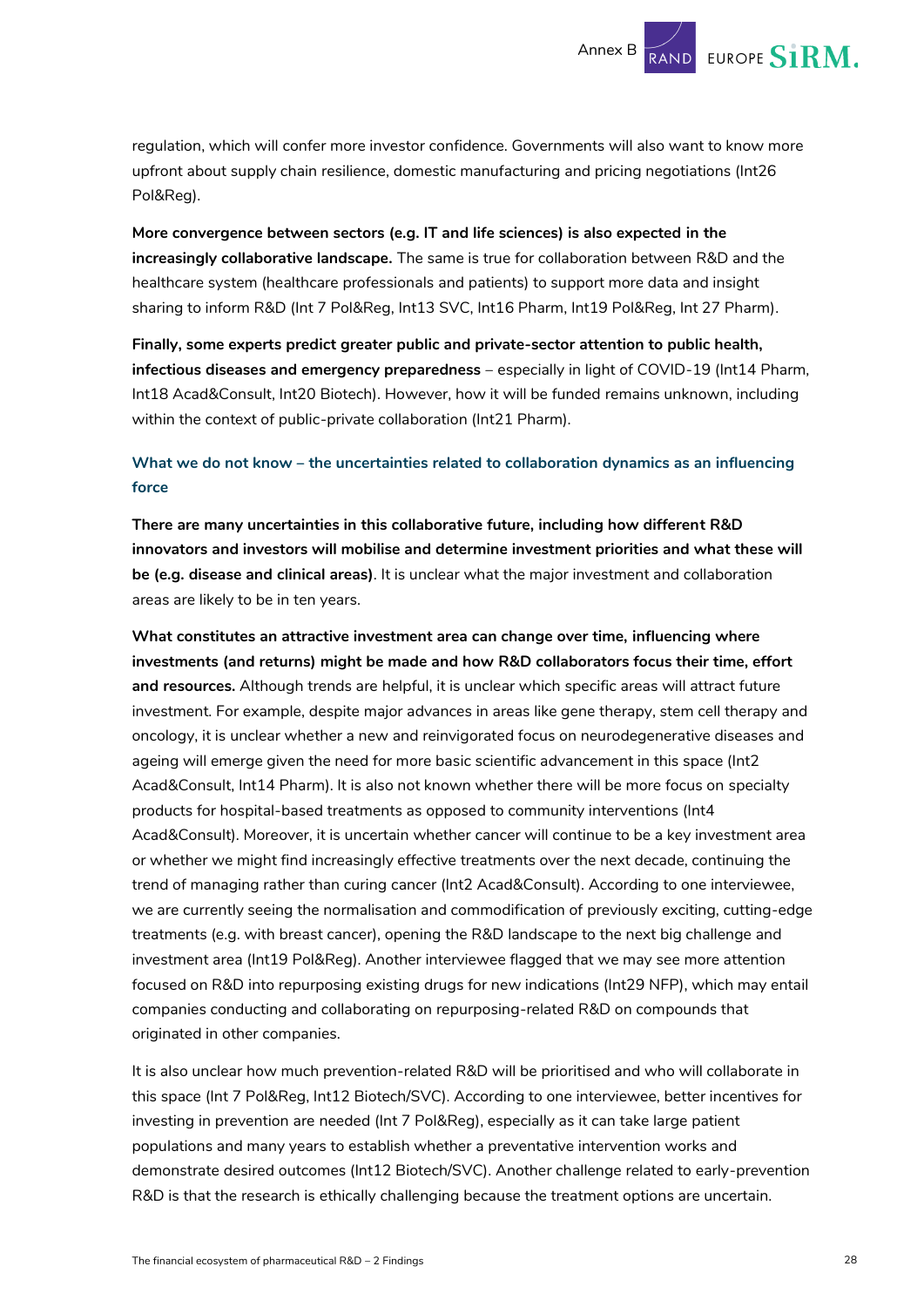regulation, which will confer more investor confidence. Governments will also want to know more upfront about supply chain resilience, domestic manufacturing and pricing negotiations (Int26 Pol&Reg).

**More convergence between sectors (e.g. IT and life sciences) is also expected in the increasingly collaborative landscape.** The same is true for collaboration between R&D and the healthcare system (healthcare professionals and patients) to support more data and insight sharing to inform R&D (Int 7 Pol&Reg, Int13 SVC, Int16 Pharm, Int19 Pol&Reg, Int 27 Pharm).

**Finally, some experts predict greater public and private-sector attention to public health, infectious diseases and emergency preparedness** – especially in light of COVID-19 (Int14 Pharm, Int18 Acad&Consult, Int20 Biotech). However, how it will be funded remains unknown, including within the context of public-private collaboration (Int21 Pharm).

#### What we do not know – the uncertainties related to collaboration dynamics as an influencing force

**There are many uncertainties in this collaborative future, including how different R&D innovators and investors will mobilise and determine investment priorities and what these will be (e.g. disease and clinical areas)**. It is unclear what the major investment and collaboration areas are likely to be in ten years.

**What constitutes an attractive investment area can change over time, influencing where investments (and returns) might be made and how R&D collaborators focus their time, effort and resources.** Although trends are helpful, it is unclear which specific areas will attract future investment. For example, despite major advances in areas like gene therapy, stem cell therapy and oncology, it is unclear whether a new and reinvigorated focus on neurodegenerative diseases and ageing will emerge given the need for more basic scientific advancement in this space (Int2 Acad&Consult, Int14 Pharm). It is also not known whether there will be more focus on specialty products for hospital-based treatments as opposed to community interventions (Int4 Acad&Consult). Moreover, it is uncertain whether cancer will continue to be a key investment area or whether we might find increasingly effective treatments over the next decade, continuing the trend of managing rather than curing cancer (Int2 Acad&Consult). According to one interviewee, we are currently seeing the normalisation and commodification of previously exciting, cutting-edge treatments (e.g. with breast cancer), opening the R&D landscape to the next big challenge and investment area (Int19 Pol&Reg). Another interviewee flagged that we may see more attention focused on R&D into repurposing existing drugs for new indications (Int29 NFP), which may entail companies conducting and collaborating on repurposing-related R&D on compounds that originated in other companies.

It is also unclear how much prevention-related R&D will be prioritised and who will collaborate in this space (Int 7 Pol&Reg, Int12 Biotech/SVC). According to one interviewee, better incentives for investing in prevention are needed (Int 7 Pol&Reg), especially as it can take large patient populations and many years to establish whether a preventative intervention works and demonstrate desired outcomes (Int12 Biotech/SVC). Another challenge related to early-prevention R&D is that the research is ethically challenging because the treatment options are uncertain.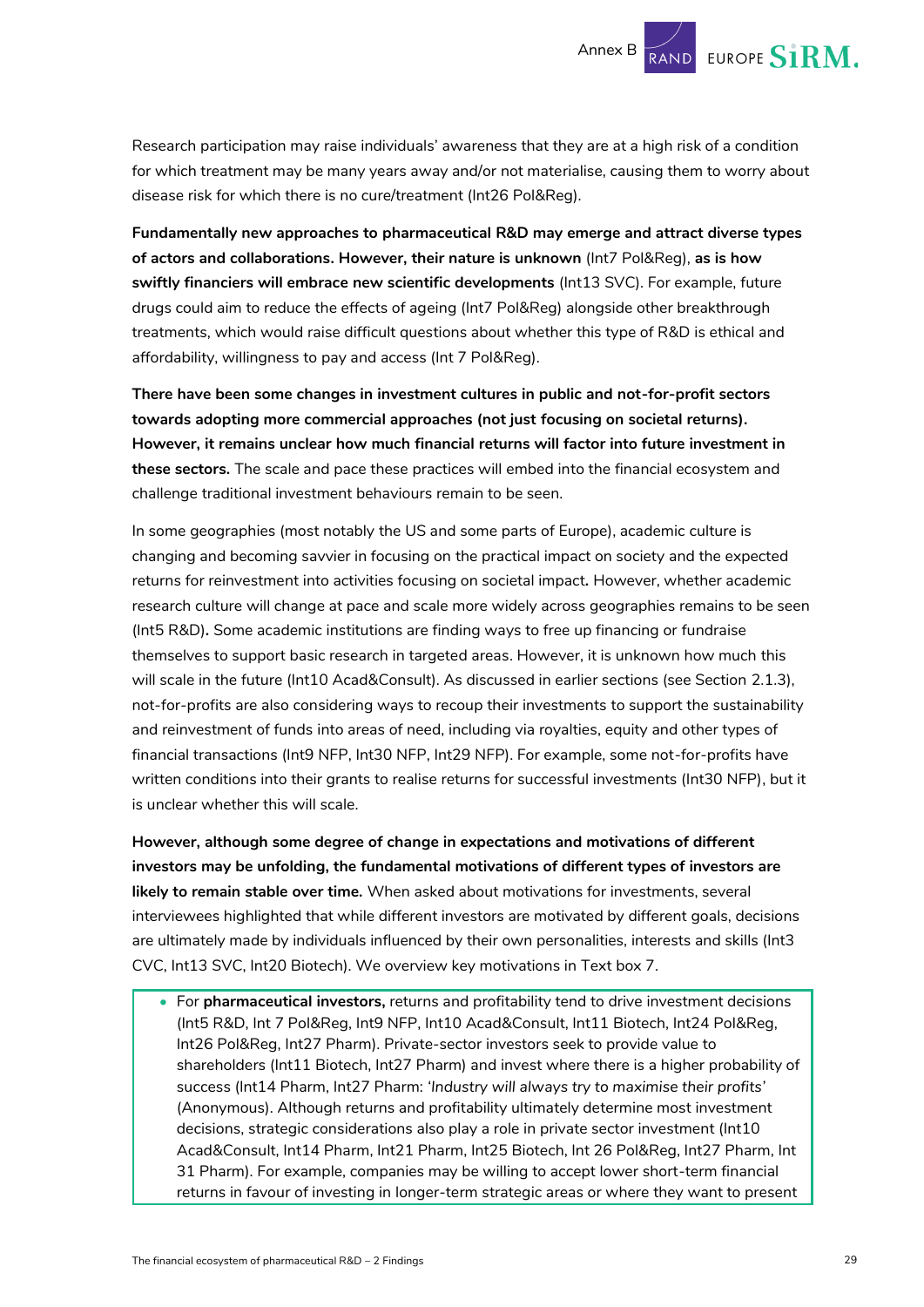Research participation may raise individuals' awareness that they are at a high risk of a condition for which treatment may be many years away and/or not materialise, causing them to worry about disease risk for which there is no cure/treatment (Int26 Pol&Reg).

**Fundamentally new approaches to pharmaceutical R&D may emerge and attract diverse types of actors and collaborations. However, their nature is unknown** (Int7 Pol&Reg), **as is how swiftly financiers will embrace new scientific developments** (Int13 SVC). For example, future drugs could aim to reduce the effects of ageing (Int7 Pol&Reg) alongside other breakthrough treatments, which would raise difficult questions about whether this type of R&D is ethical and affordability, willingness to pay and access (Int 7 Pol&Reg).

**There have been some changes in investment cultures in public and not-for-profit sectors towards adopting more commercial approaches (not just focusing on societal returns). However, it remains unclear how much financial returns will factor into future investment in these sectors.** The scale and pace these practices will embed into the financial ecosystem and challenge traditional investment behaviours remain to be seen.

In some geographies (most notably the US and some parts of Europe), academic culture is changing and becoming savvier in focusing on the practical impact on society and the expected returns for reinvestment into activities focusing on societal impact. However, whether academic research culture will change at pace and scale more widely across geographies remains to be seen (Int5 R&D). Some academic institutions are finding ways to free up financing or fundraise themselves to support basic research in targeted areas. However, it is unknown how much this will scale in the future (Int10 Acad&Consult). As discussed in earlier sections (see Section 2.1.3), not-for-profits are also considering ways to recoup their investments to support the sustainability and reinvestment of funds into areas of need, including via royalties, equity and other types of financial transactions (Int9 NFP, Int30 NFP, Int29 NFP). For example, some not-for-profits have written conditions into their grants to realise returns for successful investments (Int30 NFP), but it is unclear whether this will scale.

**However, although some degree of change in expectations and motivations of different investors may be unfolding, the fundamental motivations of different types of investors are likely to remain stable over time.** When asked about motivations for investments, several interviewees highlighted that while different investors are motivated by different goals, decisions are ultimately made by individuals influenced by their own personalities, interests and skills (Int3 CVC, Int13 SVC, Int20 Biotech). We overview key motivations in Text box 7.

- For **pharmaceutical investors,** returns and profitability tend to drive investment decisions (Int5 R&D, Int 7 Pol&Reg, Int9 NFP, Int10 Acad&Consult, Int11 Biotech, Int24 Pol&Reg, Int26 Pol&Reg, Int27 Pharm). Private-sector investors seek to provide value to shareholders (Int11 Biotech, Int27 Pharm) and invest where there is a higher probability of success (Int14 Pharm, Int27 Pharm: *'Industry will always try to maximise their profits'* (Anonymous). Although returns and profitability ultimately determine most investment decisions, strategic considerations also play a role in private sector investment (Int10 Acad&Consult, Int14 Pharm, Int21 Pharm, Int25 Biotech, Int 26 Pol&Reg, Int27 Pharm, Int 31 Pharm). For example, companies may be willing to accept lower short-term financial returns in favour of investing in longer-term strategic areas or where they want to present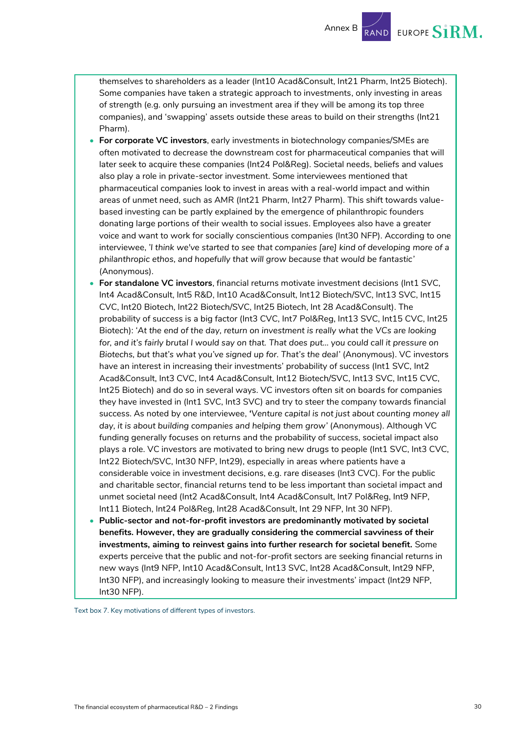themselves to shareholders as a leader (Int10 Acad&Consult, Int21 Pharm, Int25 Biotech). Some companies have taken a strategic approach to investments, only investing in areas of strength (e.g. only pursuing an investment area if they will be among its top three companies), and 'swapping' assets outside these areas to build on their strengths (Int21 Pharm).

- **For corporate VC investors**, early investments in biotechnology companies/SMEs are often motivated to decrease the downstream cost for pharmaceutical companies that will later seek to acquire these companies (Int24 Pol&Reg). Societal needs, beliefs and values also play a role in private-sector investment. Some interviewees mentioned that pharmaceutical companies look to invest in areas with a real-world impact and within areas of unmet need, such as AMR (Int21 Pharm, Int27 Pharm). This shift towards value-based investing can be partly explained by the emergence of philanthropic founders donating large portions of their wealth to social issues. Employees also have a greater voice and want to work for socially conscientious companies (Int30 NFP). According to one interviewee, *'I think we've started to see that companies [are] kind of developing more of a philanthropic ethos, and hopefully that will grow because that would be fantastic'* (Anonymous).
- **For standalone VC investors**, financial returns motivate investment decisions (Int1 SVC, Int4 Acad&Consult, Int5 R&D, Int10 Acad&Consult, Int12 Biotech/SVC, Int13 SVC, Int15 CVC, Int20 Biotech, Int22 Biotech/SVC, Int25 Biotech, Int 28 Acad&Consult). The probability of success is a big factor (Int3 CVC, Int7 Pol&Reg, Int13 SVC, Int15 CVC, Int25 Biotech): *'At the end of the day, return on investment is really what the VCs are looking for, and it's fairly brutal I would say on that. That does put… you could call it pressure on Biotechs, but that's what you've signed up for. That's the deal'* (Anonymous). VC investors have an interest in increasing their investments' probability of success (Int1 SVC, Int2 Acad&Consult, Int3 CVC, Int4 Acad&Consult, Int12 Biotech/SVC, Int13 SVC, Int15 CVC, Int25 Biotech) and do so in several ways. VC investors often sit on boards for companies they have invested in (Int1 SVC, Int3 SVC) and try to steer the company towards financial success. As noted by one interviewee, *'Venture capital is not just about counting money all day, it is about building companies and helping them grow'* (Anonymous). Although VC funding generally focuses on returns and the probability of success, societal impact also plays a role. VC investors are motivated to bring new drugs to people (Int1 SVC, Int3 CVC, Int22 Biotech/SVC, Int30 NFP, Int29), especially in areas where patients have a considerable voice in investment decisions, e.g. rare diseases (Int3 CVC). For the public and charitable sector, financial returns tend to be less important than societal impact and unmet societal need (Int2 Acad&Consult, Int4 Acad&Consult, Int7 Pol&Reg, Int9 NFP, Int11 Biotech, Int24 Pol&Reg, Int28 Acad&Consult, Int 29 NFP, Int 30 NFP).
- **Public-sector and not-for-profit investors are predominantly motivated by societal benefits. However, they are gradually considering the commercial savviness of their investments, aiming to reinvest gains into further research for societal benefit.** Some experts perceive that the public and not-for-profit sectors are seeking financial returns in new ways (Int9 NFP, Int10 Acad&Consult, Int13 SVC, Int28 Acad&Consult, Int29 NFP, Int30 NFP), and increasingly looking to measure their investments' impact (Int29 NFP, Int30 NFP).

Text box 7. Key motivations of different types of investors.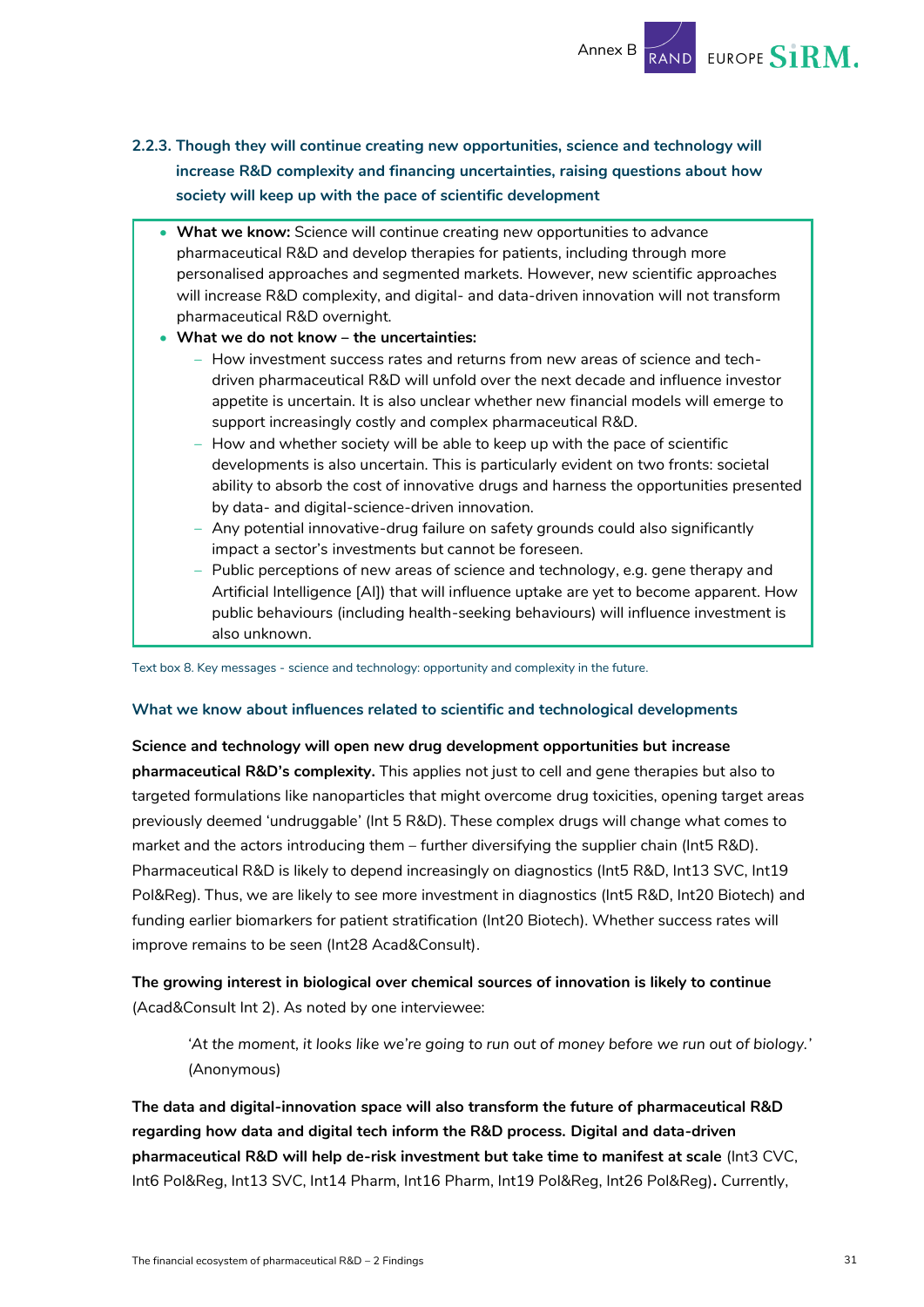### 2.2.3. Though they will continue creating new opportunities, science and technology will increase R&D complexity and financing uncertainties, raising questions about how society will keep up with the pace of scientific development

- **What we know:** Science will continue creating new opportunities to advance pharmaceutical R&D and develop therapies for patients, including through more personalised approaches and segmented markets. However, new scientific approaches will increase R&D complexity, and digital- and data-driven innovation will not transform pharmaceutical R&D overnight.
- **What we do not know – the uncertainties:**
  - How investment success rates and returns from new areas of science and tech-driven pharmaceutical R&D will unfold over the next decade and influence investor appetite is uncertain. It is also unclear whether new financial models will emerge to support increasingly costly and complex pharmaceutical R&D.
  - How and whether society will be able to keep up with the pace of scientific developments is also uncertain. This is particularly evident on two fronts: societal ability to absorb the cost of innovative drugs and harness the opportunities presented by data- and digital-science-driven innovation.
  - Any potential innovative-drug failure on safety grounds could also significantly impact a sector's investments but cannot be foreseen.
  - Public perceptions of new areas of science and technology, e.g. gene therapy and Artificial Intelligence [AI]) that will influence uptake are yet to become apparent. How public behaviours (including health-seeking behaviours) will influence investment is also unknown.

Text box 8. Key messages - science and technology: opportunity and complexity in the future.

#### What we know about influences related to scientific and technological developments

**Science and technology will open new drug development opportunities but increase pharmaceutical R&D's complexity.** This applies not just to cell and gene therapies but also to targeted formulations like nanoparticles that might overcome drug toxicities, opening target areas previously deemed 'undruggable' (Int 5 R&D). These complex drugs will change what comes to market and the actors introducing them – further diversifying the supplier chain (Int5 R&D). Pharmaceutical R&D is likely to depend increasingly on diagnostics (Int5 R&D, Int13 SVC, Int19 Pol&Reg). Thus, we are likely to see more investment in diagnostics (Int5 R&D, Int20 Biotech) and funding earlier biomarkers for patient stratification (Int20 Biotech). Whether success rates will improve remains to be seen (Int28 Acad&Consult).

**The growing interest in biological over chemical sources of innovation is likely to continue** (Acad&Consult Int 2). As noted by one interviewee:

> '*At the moment, it looks like we're going to run out of money before we run out of biology.*' (Anonymous)

**The data and digital-innovation space will also transform the future of pharmaceutical R&D regarding how data and digital tech inform the R&D process. Digital and data-driven pharmaceutical R&D will help de-risk investment but take time to manifest at scale** (Int3 CVC, Int6 Pol&Reg, Int13 SVC, Int14 Pharm, Int16 Pharm, Int19 Pol&Reg, Int26 Pol&Reg)**.** Currently,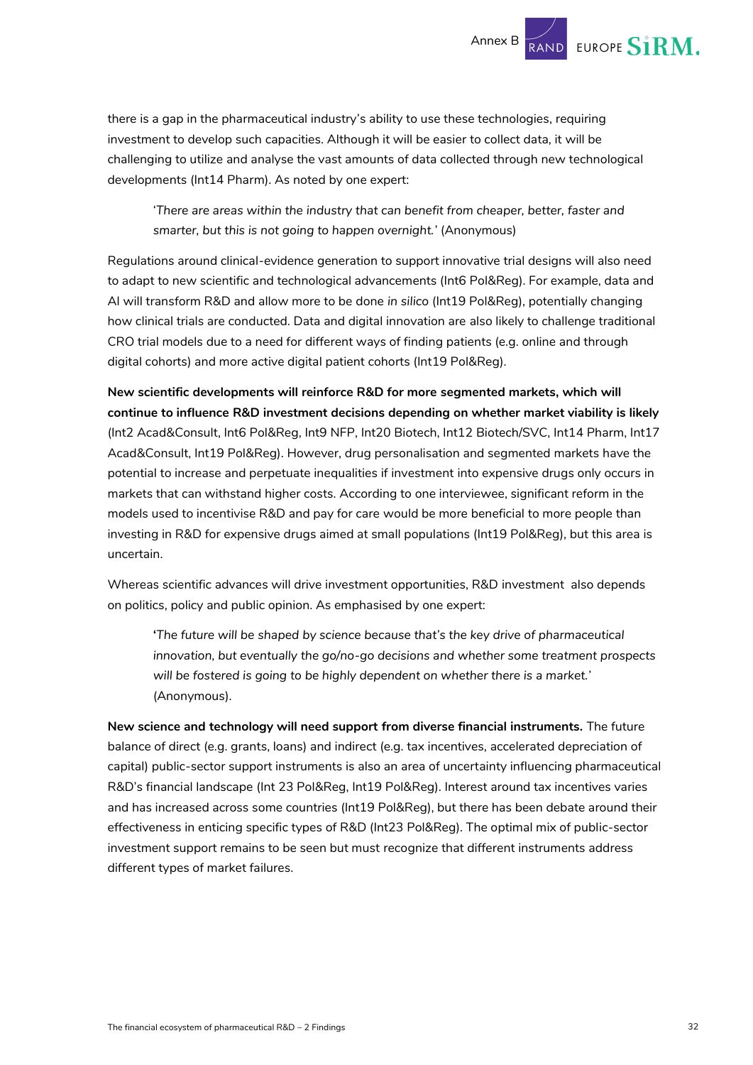there is a gap in the pharmaceutical industry's ability to use these technologies, requiring investment to develop such capacities. Although it will be easier to collect data, it will be challenging to utilize and analyse the vast amounts of data collected through new technological developments (Int14 Pharm). As noted by one expert:

> '*There are areas within the industry that can benefit from cheaper, better, faster and smarter, but this is not going to happen overnight.*' (Anonymous)

Regulations around clinical-evidence generation to support innovative trial designs will also need to adapt to new scientific and technological advancements (Int6 Pol&Reg). For example, data and AI will transform R&D and allow more to be done *in silico* (Int19 Pol&Reg), potentially changing how clinical trials are conducted. Data and digital innovation are also likely to challenge traditional CRO trial models due to a need for different ways of finding patients (e.g. online and through digital cohorts) and more active digital patient cohorts (Int19 Pol&Reg).

**New scientific developments will reinforce R&D for more segmented markets, which will continue to influence R&D investment decisions depending on whether market viability is likely** (Int2 Acad&Consult, Int6 Pol&Reg, Int9 NFP, Int20 Biotech, Int12 Biotech/SVC, Int14 Pharm, Int17 Acad&Consult, Int19 Pol&Reg). However, drug personalisation and segmented markets have the potential to increase and perpetuate inequalities if investment into expensive drugs only occurs in markets that can withstand higher costs. According to one interviewee, significant reform in the models used to incentivise R&D and pay for care would be more beneficial to more people than investing in R&D for expensive drugs aimed at small populations (Int19 Pol&Reg), but this area is uncertain.

Whereas scientific advances will drive investment opportunities, R&D investment also depends on politics, policy and public opinion. As emphasised by one expert:

> '*The future will be shaped by science because that's the key drive of pharmaceutical innovation, but eventually the go/no-go decisions and whether some treatment prospects will be fostered is going to be highly dependent on whether there is a market.*' (Anonymous).

**New science and technology will need support from diverse financial instruments.** The future balance of direct (e.g. grants, loans) and indirect (e.g. tax incentives, accelerated depreciation of capital) public-sector support instruments is also an area of uncertainty influencing pharmaceutical R&D's financial landscape (Int 23 Pol&Reg, Int19 Pol&Reg). Interest around tax incentives varies and has increased across some countries (Int19 Pol&Reg), but there has been debate around their effectiveness in enticing specific types of R&D (Int23 Pol&Reg). The optimal mix of public-sector investment support remains to be seen but must recognize that different instruments address different types of market failures.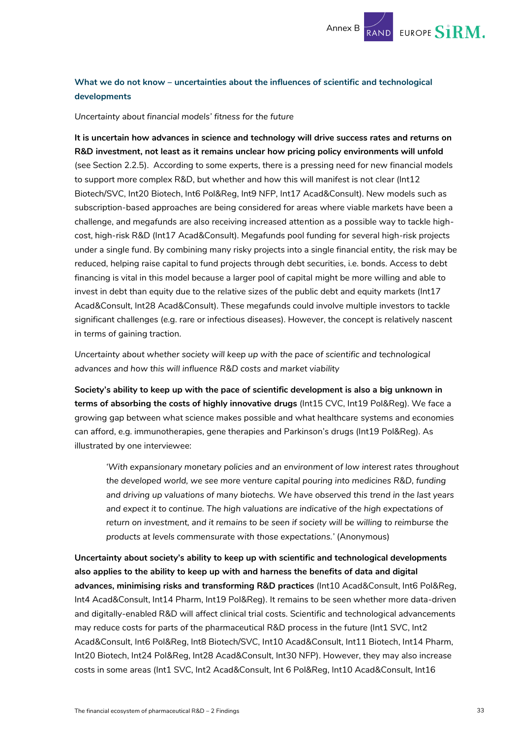### What we do not know – uncertainties about the influences of scientific and technological developments

*Uncertainty about financial models' fitness for the future*

**It is uncertain how advances in science and technology will drive success rates and returns on R&D investment, not least as it remains unclear how pricing policy environments will unfold** (see Section 2.2.5). According to some experts, there is a pressing need for new financial models to support more complex R&D, but whether and how this will manifest is not clear (Int12 Biotech/SVC, Int20 Biotech, Int6 Pol&Reg, Int9 NFP, Int17 Acad&Consult). New models such as subscription-based approaches are being considered for areas where viable markets have been a challenge, and megafunds are also receiving increased attention as a possible way to tackle high-cost, high-risk R&D (Int17 Acad&Consult). Megafunds pool funding for several high-risk projects under a single fund. By combining many risky projects into a single financial entity, the risk may be reduced, helping raise capital to fund projects through debt securities, i.e. bonds. Access to debt financing is vital in this model because a larger pool of capital might be more willing and able to invest in debt than equity due to the relative sizes of the public debt and equity markets (Int17 Acad&Consult, Int28 Acad&Consult). These megafunds could involve multiple investors to tackle significant challenges (e.g. rare or infectious diseases). However, the concept is relatively nascent in terms of gaining traction.

*Uncertainty about whether society will keep up with the pace of scientific and technological advances and how this will influence R&D costs and market viability*

**Society's ability to keep up with the pace of scientific development is also a big unknown in terms of absorbing the costs of highly innovative drugs** (Int15 CVC, Int19 Pol&Reg). We face a growing gap between what science makes possible and what healthcare systems and economies can afford, e.g. immunotherapies, gene therapies and Parkinson's drugs (Int19 Pol&Reg). As illustrated by one interviewee:

> '*With expansionary monetary policies and an environment of low interest rates throughout the developed world, we see more venture capital pouring into medicines R&D, funding and driving up valuations of many biotechs. We have observed this trend in the last years and expect it to continue. The high valuations are indicative of the high expectations of return on investment, and it remains to be seen if society will be willing to reimburse the products at levels commensurate with those expectations.*' (Anonymous)

**Uncertainty about society's ability to keep up with scientific and technological developments also applies to the ability to keep up with and harness the benefits of data and digital advances, minimising risks and transforming R&D practices** (Int10 Acad&Consult, Int6 Pol&Reg, Int4 Acad&Consult, Int14 Pharm, Int19 Pol&Reg). It remains to be seen whether more data-driven and digitally-enabled R&D will affect clinical trial costs. Scientific and technological advancements may reduce costs for parts of the pharmaceutical R&D process in the future (Int1 SVC, Int2 Acad&Consult, Int6 Pol&Reg, Int8 Biotech/SVC, Int10 Acad&Consult, Int11 Biotech, Int14 Pharm, Int20 Biotech, Int24 Pol&Reg, Int28 Acad&Consult, Int30 NFP). However, they may also increase costs in some areas (Int1 SVC, Int2 Acad&Consult, Int 6 Pol&Reg, Int10 Acad&Consult, Int16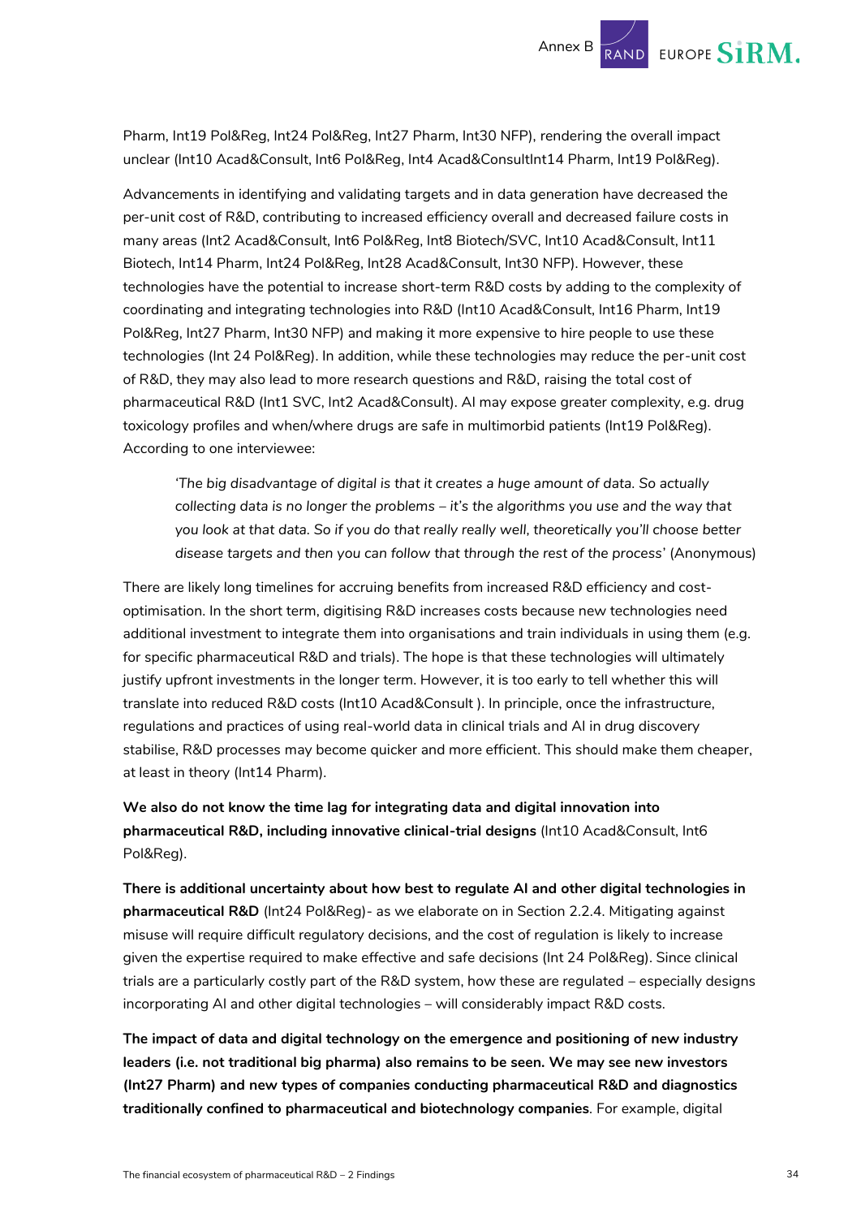Pharm, Int19 Pol&Reg, Int24 Pol&Reg, Int27 Pharm, Int30 NFP), rendering the overall impact unclear (Int10 Acad&Consult, Int6 Pol&Reg, Int4 Acad&ConsultInt14 Pharm, Int19 Pol&Reg).

Advancements in identifying and validating targets and in data generation have decreased the per-unit cost of R&D, contributing to increased efficiency overall and decreased failure costs in many areas (Int2 Acad&Consult, Int6 Pol&Reg, Int8 Biotech/SVC, Int10 Acad&Consult, Int11 Biotech, Int14 Pharm, Int24 Pol&Reg, Int28 Acad&Consult, Int30 NFP). However, these technologies have the potential to increase short-term R&D costs by adding to the complexity of coordinating and integrating technologies into R&D (Int10 Acad&Consult, Int16 Pharm, Int19 Pol&Reg, Int27 Pharm, Int30 NFP) and making it more expensive to hire people to use these technologies (Int 24 Pol&Reg). In addition, while these technologies may reduce the per-unit cost of R&D, they may also lead to more research questions and R&D, raising the total cost of pharmaceutical R&D (Int1 SVC, Int2 Acad&Consult). AI may expose greater complexity, e.g. drug toxicology profiles and when/where drugs are safe in multimorbid patients (Int19 Pol&Reg). According to one interviewee:

> *'The big disadvantage of digital is that it creates a huge amount of data. So actually collecting data is no longer the problems – it's the algorithms you use and the way that you look at that data. So if you do that really really well, theoretically you'll choose better disease targets and then you can follow that through the rest of the process'* (Anonymous)

There are likely long timelines for accruing benefits from increased R&D efficiency and cost-optimisation. In the short term, digitising R&D increases costs because new technologies need additional investment to integrate them into organisations and train individuals in using them (e.g. for specific pharmaceutical R&D and trials). The hope is that these technologies will ultimately justify upfront investments in the longer term. However, it is too early to tell whether this will translate into reduced R&D costs (Int10 Acad&Consult ). In principle, once the infrastructure, regulations and practices of using real-world data in clinical trials and AI in drug discovery stabilise, R&D processes may become quicker and more efficient. This should make them cheaper, at least in theory (Int14 Pharm).

**We also do not know the time lag for integrating data and digital innovation into pharmaceutical R&D, including innovative clinical-trial designs** (Int10 Acad&Consult, Int6 Pol&Reg).

**There is additional uncertainty about how best to regulate AI and other digital technologies in pharmaceutical R&D** (Int24 Pol&Reg)- as we elaborate on in Section 2.2.4. Mitigating against misuse will require difficult regulatory decisions, and the cost of regulation is likely to increase given the expertise required to make effective and safe decisions (Int 24 Pol&Reg). Since clinical trials are a particularly costly part of the R&D system, how these are regulated – especially designs incorporating AI and other digital technologies – will considerably impact R&D costs.

**The impact of data and digital technology on the emergence and positioning of new industry leaders (i.e. not traditional big pharma) also remains to be seen. We may see new investors (Int27 Pharm) and new types of companies conducting pharmaceutical R&D and diagnostics traditionally confined to pharmaceutical and biotechnology companies**. For example, digital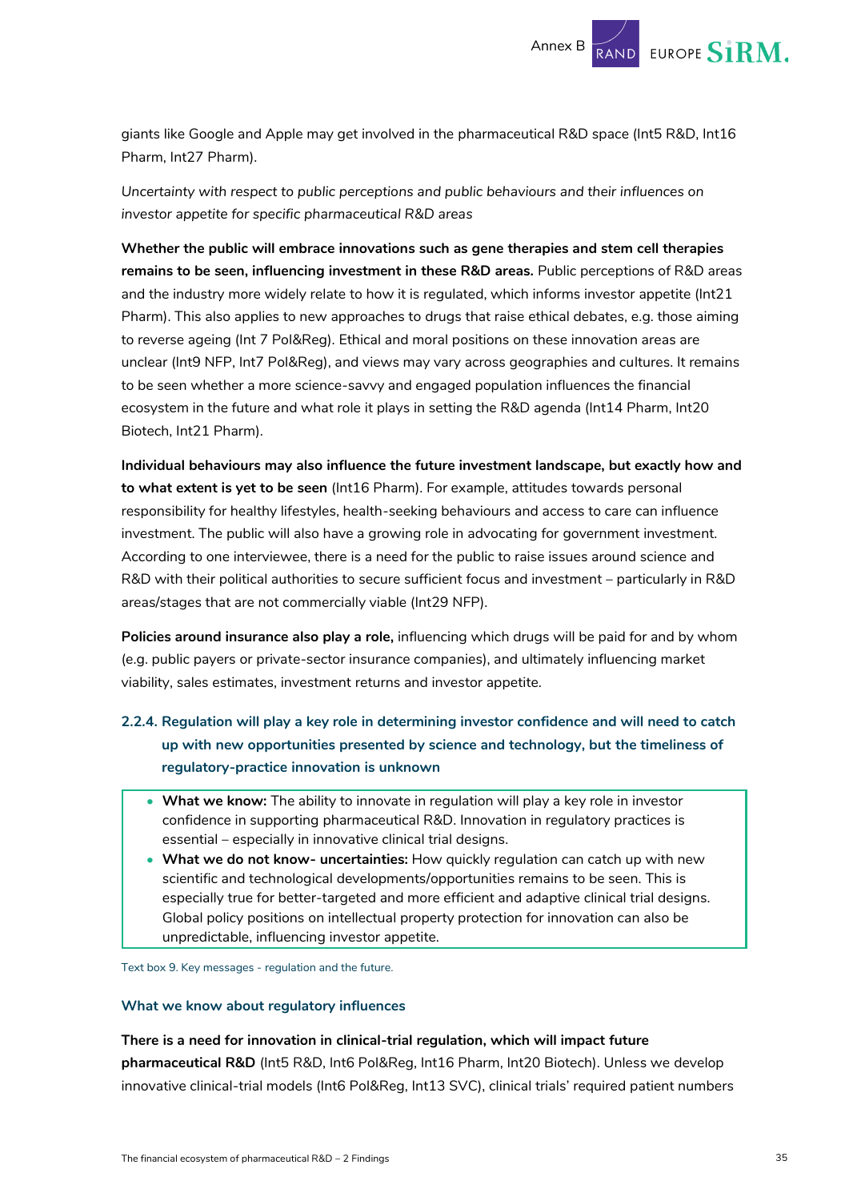giants like Google and Apple may get involved in the pharmaceutical R&D space (Int5 R&D, Int16 Pharm, Int27 Pharm).

*Uncertainty with respect to public perceptions and public behaviours and their influences on investor appetite for specific pharmaceutical R&D areas*

**Whether the public will embrace innovations such as gene therapies and stem cell therapies remains to be seen, influencing investment in these R&D areas.** Public perceptions of R&D areas and the industry more widely relate to how it is regulated, which informs investor appetite (Int21 Pharm). This also applies to new approaches to drugs that raise ethical debates, e.g. those aiming to reverse ageing (Int 7 Pol&Reg). Ethical and moral positions on these innovation areas are unclear (Int9 NFP, Int7 Pol&Reg), and views may vary across geographies and cultures. It remains to be seen whether a more science-savvy and engaged population influences the financial ecosystem in the future and what role it plays in setting the R&D agenda (Int14 Pharm, Int20 Biotech, Int21 Pharm).

**Individual behaviours may also influence the future investment landscape, but exactly how and to what extent is yet to be seen** (Int16 Pharm). For example, attitudes towards personal responsibility for healthy lifestyles, health-seeking behaviours and access to care can influence investment. The public will also have a growing role in advocating for government investment. According to one interviewee, there is a need for the public to raise issues around science and R&D with their political authorities to secure sufficient focus and investment – particularly in R&D areas/stages that are not commercially viable (Int29 NFP).

**Policies around insurance also play a role,** influencing which drugs will be paid for and by whom (e.g. public payers or private-sector insurance companies), and ultimately influencing market viability, sales estimates, investment returns and investor appetite.

### 2.2.4. Regulation will play a key role in determining investor confidence and will need to catch up with new opportunities presented by science and technology, but the timeliness of regulatory-practice innovation is unknown

- **What we know:** The ability to innovate in regulation will play a key role in investor confidence in supporting pharmaceutical R&D. Innovation in regulatory practices is essential – especially in innovative clinical trial designs.
- **What we do not know- uncertainties:** How quickly regulation can catch up with new scientific and technological developments/opportunities remains to be seen. This is especially true for better-targeted and more efficient and adaptive clinical trial designs. Global policy positions on intellectual property protection for innovation can also be unpredictable, influencing investor appetite.

Text box 9. Key messages - regulation and the future.

#### What we know about regulatory influences

**There is a need for innovation in clinical-trial regulation, which will impact future pharmaceutical R&D** (Int5 R&D, Int6 Pol&Reg, Int16 Pharm, Int20 Biotech). Unless we develop innovative clinical-trial models (Int6 Pol&Reg, Int13 SVC), clinical trials' required patient numbers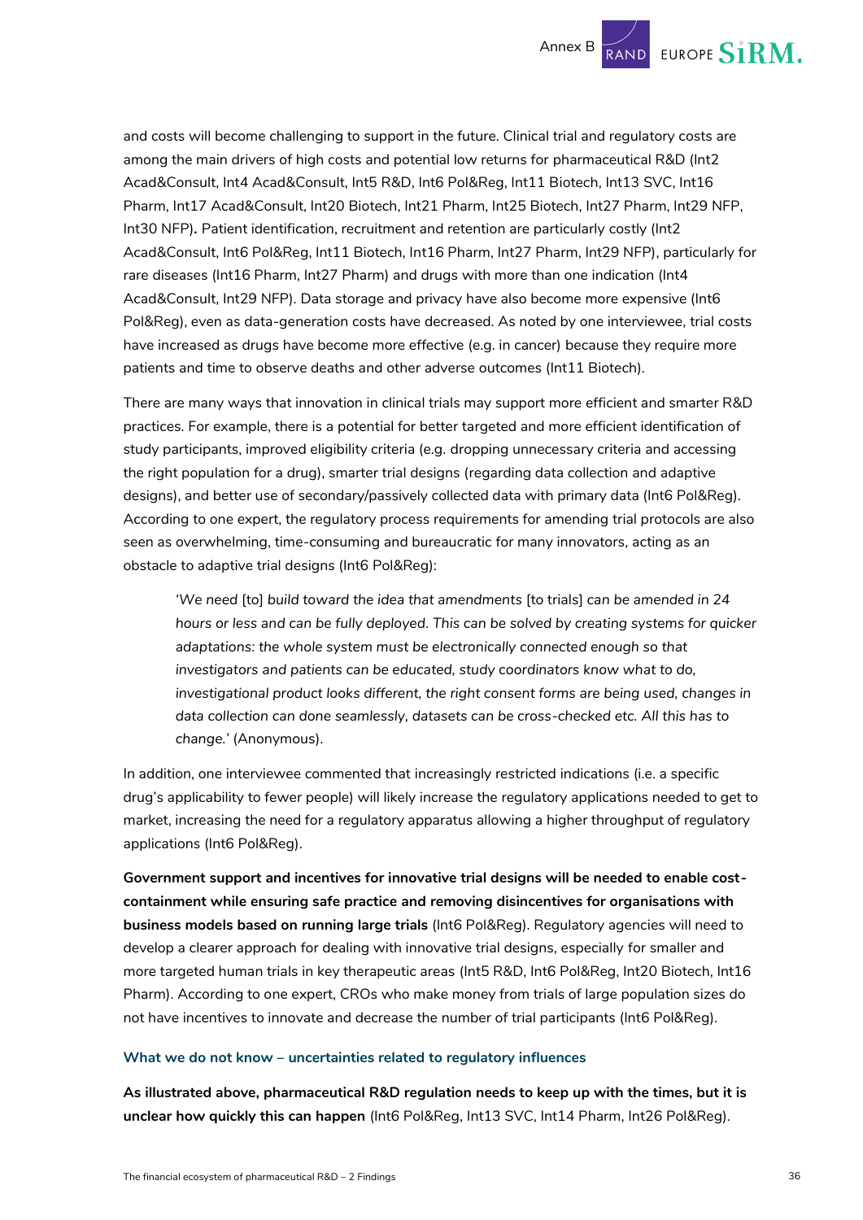and costs will become challenging to support in the future. Clinical trial and regulatory costs are among the main drivers of high costs and potential low returns for pharmaceutical R&D (Int2 Acad&Consult, Int4 Acad&Consult, Int5 R&D, Int6 Pol&Reg, Int11 Biotech, Int13 SVC, Int16 Pharm, Int17 Acad&Consult, Int20 Biotech, Int21 Pharm, Int25 Biotech, Int27 Pharm, Int29 NFP, Int30 NFP)**.** Patient identification, recruitment and retention are particularly costly (Int2 Acad&Consult, Int6 Pol&Reg, Int11 Biotech, Int16 Pharm, Int27 Pharm, Int29 NFP), particularly for rare diseases (Int16 Pharm, Int27 Pharm) and drugs with more than one indication (Int4 Acad&Consult, Int29 NFP). Data storage and privacy have also become more expensive (Int6 Pol&Reg), even as data-generation costs have decreased. As noted by one interviewee, trial costs have increased as drugs have become more effective (e.g. in cancer) because they require more patients and time to observe deaths and other adverse outcomes (Int11 Biotech).

There are many ways that innovation in clinical trials may support more efficient and smarter R&D practices. For example, there is a potential for better targeted and more efficient identification of study participants, improved eligibility criteria (e.g. dropping unnecessary criteria and accessing the right population for a drug), smarter trial designs (regarding data collection and adaptive designs), and better use of secondary/passively collected data with primary data (Int6 Pol&Reg). According to one expert, the regulatory process requirements for amending trial protocols are also seen as overwhelming, time-consuming and bureaucratic for many innovators, acting as an obstacle to adaptive trial designs (Int6 Pol&Reg):

> '*We need* [to] *build toward the idea that amendments* [to trials] *can be amended in 24 hours or less and can be fully deployed. This can be solved by creating systems for quicker adaptations: the whole system must be electronically connected enough so that investigators and patients can be educated, study coordinators know what to do, investigational product looks different, the right consent forms are being used, changes in data collection can done seamlessly, datasets can be cross-checked etc. All this has to change.*' (Anonymous).

In addition, one interviewee commented that increasingly restricted indications (i.e. a specific drug's applicability to fewer people) will likely increase the regulatory applications needed to get to market, increasing the need for a regulatory apparatus allowing a higher throughput of regulatory applications (Int6 Pol&Reg).

**Government support and incentives for innovative trial designs will be needed to enable cost-containment while ensuring safe practice and removing disincentives for organisations with business models based on running large trials** (Int6 Pol&Reg). Regulatory agencies will need to develop a clearer approach for dealing with innovative trial designs, especially for smaller and more targeted human trials in key therapeutic areas (Int5 R&D, Int6 Pol&Reg, Int20 Biotech, Int16 Pharm). According to one expert, CROs who make money from trials of large population sizes do not have incentives to innovate and decrease the number of trial participants (Int6 Pol&Reg).

### What we do not know – uncertainties related to regulatory influences

**As illustrated above, pharmaceutical R&D regulation needs to keep up with the times, but it is unclear how quickly this can happen** (Int6 Pol&Reg, Int13 SVC, Int14 Pharm, Int26 Pol&Reg).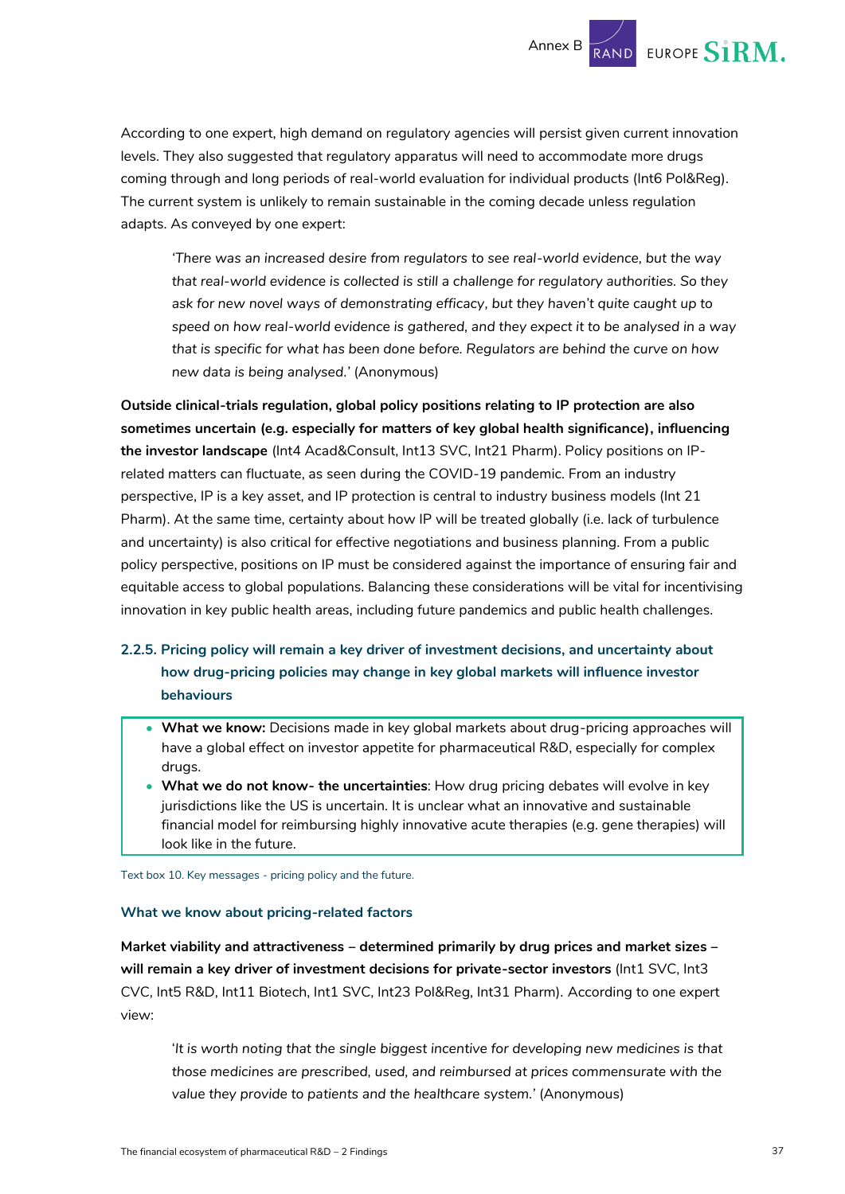According to one expert, high demand on regulatory agencies will persist given current innovation levels. They also suggested that regulatory apparatus will need to accommodate more drugs coming through and long periods of real-world evaluation for individual products (Int6 Pol&Reg). The current system is unlikely to remain sustainable in the coming decade unless regulation adapts. As conveyed by one expert:

> *'There was an increased desire from regulators to see real-world evidence, but the way that real-world evidence is collected is still a challenge for regulatory authorities. So they ask for new novel ways of demonstrating efficacy, but they haven't quite caught up to speed on how real-world evidence is gathered, and they expect it to be analysed in a way that is specific for what has been done before. Regulators are behind the curve on how new data is being analysed.'* (Anonymous)

**Outside clinical-trials regulation, global policy positions relating to IP protection are also sometimes uncertain (e.g. especially for matters of key global health significance), influencing the investor landscape** (Int4 Acad&Consult, Int13 SVC, Int21 Pharm). Policy positions on IP-related matters can fluctuate, as seen during the COVID-19 pandemic. From an industry perspective, IP is a key asset, and IP protection is central to industry business models (Int 21 Pharm). At the same time, certainty about how IP will be treated globally (i.e. lack of turbulence and uncertainty) is also critical for effective negotiations and business planning. From a public policy perspective, positions on IP must be considered against the importance of ensuring fair and equitable access to global populations. Balancing these considerations will be vital for incentivising innovation in key public health areas, including future pandemics and public health challenges.

### 2.2.5. Pricing policy will remain a key driver of investment decisions, and uncertainty about how drug-pricing policies may change in key global markets will influence investor behaviours

- **What we know:** Decisions made in key global markets about drug-pricing approaches will have a global effect on investor appetite for pharmaceutical R&D, especially for complex drugs.
- **What we do not know- the uncertainties**: How drug pricing debates will evolve in key jurisdictions like the US is uncertain. It is unclear what an innovative and sustainable financial model for reimbursing highly innovative acute therapies (e.g. gene therapies) will look like in the future.

Text box 10. Key messages - pricing policy and the future.

#### What we know about pricing-related factors

**Market viability and attractiveness – determined primarily by drug prices and market sizes – will remain a key driver of investment decisions for private-sector investors** (Int1 SVC, Int3 CVC, Int5 R&D, Int11 Biotech, Int1 SVC, Int23 Pol&Reg, Int31 Pharm). According to one expert view:

> '*It is worth noting that the single biggest incentive for developing new medicines is that those medicines are prescribed, used, and reimbursed at prices commensurate with the value they provide to patients and the healthcare system.*' (Anonymous)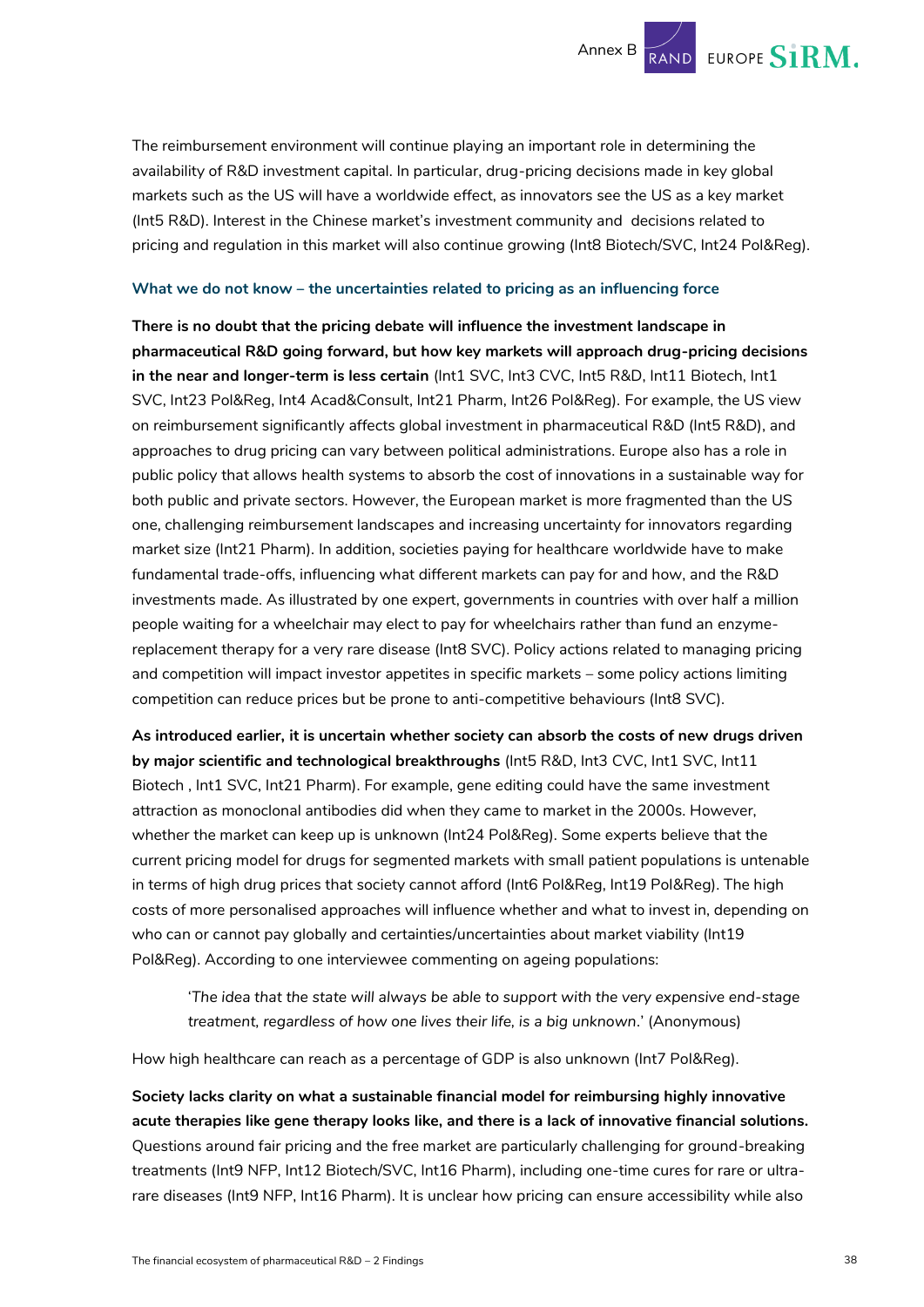The reimbursement environment will continue playing an important role in determining the availability of R&D investment capital. In particular, drug-pricing decisions made in key global markets such as the US will have a worldwide effect, as innovators see the US as a key market (Int5 R&D). Interest in the Chinese market's investment community and decisions related to pricing and regulation in this market will also continue growing (Int8 Biotech/SVC, Int24 Pol&Reg).

#### What we do not know – the uncertainties related to pricing as an influencing force

**There is no doubt that the pricing debate will influence the investment landscape in pharmaceutical R&D going forward, but how key markets will approach drug-pricing decisions in the near and longer-term is less certain** (Int1 SVC, Int3 CVC, Int5 R&D, Int11 Biotech, Int1 SVC, Int23 Pol&Reg, Int4 Acad&Consult, Int21 Pharm, Int26 Pol&Reg). For example, the US view on reimbursement significantly affects global investment in pharmaceutical R&D (Int5 R&D), and approaches to drug pricing can vary between political administrations. Europe also has a role in public policy that allows health systems to absorb the cost of innovations in a sustainable way for both public and private sectors. However, the European market is more fragmented than the US one, challenging reimbursement landscapes and increasing uncertainty for innovators regarding market size (Int21 Pharm). In addition, societies paying for healthcare worldwide have to make fundamental trade-offs, influencing what different markets can pay for and how, and the R&D investments made. As illustrated by one expert, governments in countries with over half a million people waiting for a wheelchair may elect to pay for wheelchairs rather than fund an enzyme-replacement therapy for a very rare disease (Int8 SVC). Policy actions related to managing pricing and competition will impact investor appetites in specific markets – some policy actions limiting competition can reduce prices but be prone to anti-competitive behaviours (Int8 SVC).

**As introduced earlier, it is uncertain whether society can absorb the costs of new drugs driven by major scientific and technological breakthroughs** (Int5 R&D, Int3 CVC, Int1 SVC, Int11 Biotech , Int1 SVC, Int21 Pharm). For example, gene editing could have the same investment attraction as monoclonal antibodies did when they came to market in the 2000s. However, whether the market can keep up is unknown (Int24 Pol&Reg). Some experts believe that the current pricing model for drugs for segmented markets with small patient populations is untenable in terms of high drug prices that society cannot afford (Int6 Pol&Reg, Int19 Pol&Reg). The high costs of more personalised approaches will influence whether and what to invest in, depending on who can or cannot pay globally and certainties/uncertainties about market viability (Int19 Pol&Reg). According to one interviewee commenting on ageing populations:

> '*The idea that the state will always be able to support with the very expensive end-stage treatment, regardless of how one lives their life, is a big unknown*.' (Anonymous)

How high healthcare can reach as a percentage of GDP is also unknown (Int7 Pol&Reg).

**Society lacks clarity on what a sustainable financial model for reimbursing highly innovative acute therapies like gene therapy looks like, and there is a lack of innovative financial solutions.** Questions around fair pricing and the free market are particularly challenging for ground-breaking treatments (Int9 NFP, Int12 Biotech/SVC, Int16 Pharm), including one-time cures for rare or ultra-rare diseases (Int9 NFP, Int16 Pharm). It is unclear how pricing can ensure accessibility while also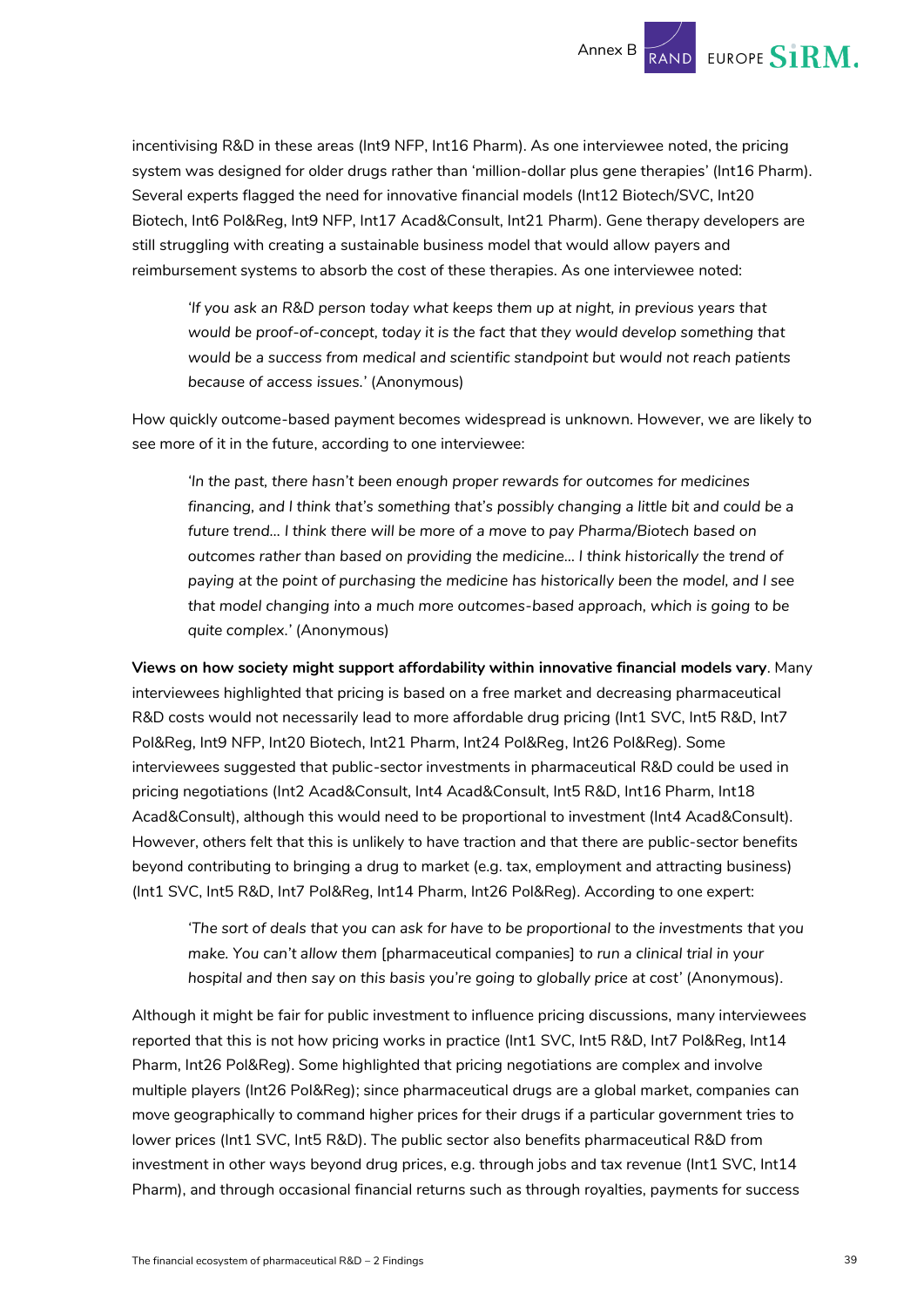incentivising R&D in these areas (Int9 NFP, Int16 Pharm). As one interviewee noted, the pricing system was designed for older drugs rather than 'million-dollar plus gene therapies' (Int16 Pharm). Several experts flagged the need for innovative financial models (Int12 Biotech/SVC, Int20 Biotech, Int6 Pol&Reg, Int9 NFP, Int17 Acad&Consult, Int21 Pharm). Gene therapy developers are still struggling with creating a sustainable business model that would allow payers and reimbursement systems to absorb the cost of these therapies. As one interviewee noted:

> *'If you ask an R&D person today what keeps them up at night, in previous years that would be proof-of-concept, today it is the fact that they would develop something that would be a success from medical and scientific standpoint but would not reach patients because of access issues.'* (Anonymous)

How quickly outcome-based payment becomes widespread is unknown. However, we are likely to see more of it in the future, according to one interviewee:

> *'In the past, there hasn't been enough proper rewards for outcomes for medicines financing, and I think that's something that's possibly changing a little bit and could be a future trend... I think there will be more of a move to pay Pharma/Biotech based on outcomes rather than based on providing the medicine... I think historically the trend of paying at the point of purchasing the medicine has historically been the model, and I see that model changing into a much more outcomes-based approach, which is going to be quite complex.'* (Anonymous)

**Views on how society might support affordability within innovative financial models vary**. Many interviewees highlighted that pricing is based on a free market and decreasing pharmaceutical R&D costs would not necessarily lead to more affordable drug pricing (Int1 SVC, Int5 R&D, Int7 Pol&Reg, Int9 NFP, Int20 Biotech, Int21 Pharm, Int24 Pol&Reg, Int26 Pol&Reg). Some interviewees suggested that public-sector investments in pharmaceutical R&D could be used in pricing negotiations (Int2 Acad&Consult, Int4 Acad&Consult, Int5 R&D, Int16 Pharm, Int18 Acad&Consult), although this would need to be proportional to investment (Int4 Acad&Consult). However, others felt that this is unlikely to have traction and that there are public-sector benefits beyond contributing to bringing a drug to market (e.g. tax, employment and attracting business) (Int1 SVC, Int5 R&D, Int7 Pol&Reg, Int14 Pharm, Int26 Pol&Reg). According to one expert:

> *'The sort of deals that you can ask for have to be proportional to the investments that you make. You can't allow them* [pharmaceutical companies] *to run a clinical trial in your hospital and then say on this basis you're going to globally price at cost'* (Anonymous).

Although it might be fair for public investment to influence pricing discussions, many interviewees reported that this is not how pricing works in practice (Int1 SVC, Int5 R&D, Int7 Pol&Reg, Int14 Pharm, Int26 Pol&Reg). Some highlighted that pricing negotiations are complex and involve multiple players (Int26 Pol&Reg); since pharmaceutical drugs are a global market, companies can move geographically to command higher prices for their drugs if a particular government tries to lower prices (Int1 SVC, Int5 R&D). The public sector also benefits pharmaceutical R&D from investment in other ways beyond drug prices, e.g. through jobs and tax revenue (Int1 SVC, Int14 Pharm), and through occasional financial returns such as through royalties, payments for success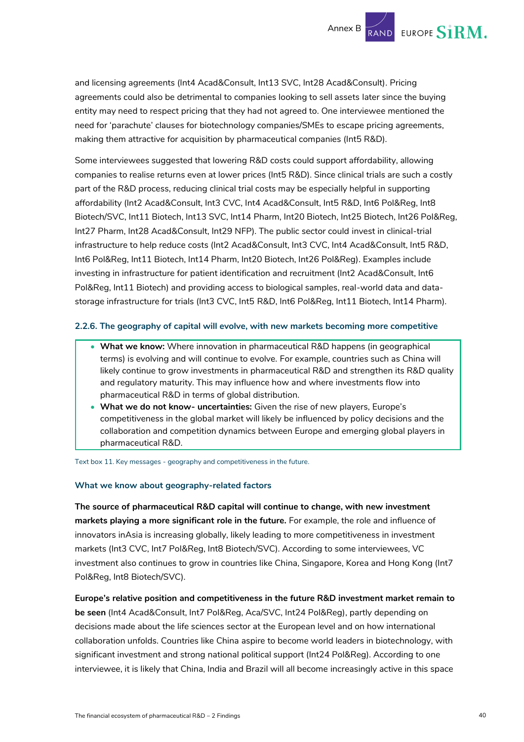and licensing agreements (Int4 Acad&Consult, Int13 SVC, Int28 Acad&Consult). Pricing agreements could also be detrimental to companies looking to sell assets later since the buying entity may need to respect pricing that they had not agreed to. One interviewee mentioned the need for 'parachute' clauses for biotechnology companies/SMEs to escape pricing agreements, making them attractive for acquisition by pharmaceutical companies (Int5 R&D).

Some interviewees suggested that lowering R&D costs could support affordability, allowing companies to realise returns even at lower prices (Int5 R&D). Since clinical trials are such a costly part of the R&D process, reducing clinical trial costs may be especially helpful in supporting affordability (Int2 Acad&Consult, Int3 CVC, Int4 Acad&Consult, Int5 R&D, Int6 Pol&Reg, Int8 Biotech/SVC, Int11 Biotech, Int13 SVC, Int14 Pharm, Int20 Biotech, Int25 Biotech, Int26 Pol&Reg, Int27 Pharm, Int28 Acad&Consult, Int29 NFP). The public sector could invest in clinical-trial infrastructure to help reduce costs (Int2 Acad&Consult, Int3 CVC, Int4 Acad&Consult, Int5 R&D, Int6 Pol&Reg, Int11 Biotech, Int14 Pharm, Int20 Biotech, Int26 Pol&Reg). Examples include investing in infrastructure for patient identification and recruitment (Int2 Acad&Consult, Int6 Pol&Reg, Int11 Biotech) and providing access to biological samples, real-world data and data-storage infrastructure for trials (Int3 CVC, Int5 R&D, Int6 Pol&Reg, Int11 Biotech, Int14 Pharm).

### 2.2.6. The geography of capital will evolve, with new markets becoming more competitive

- **What we know:** Where innovation in pharmaceutical R&D happens (in geographical terms) is evolving and will continue to evolve. For example, countries such as China will likely continue to grow investments in pharmaceutical R&D and strengthen its R&D quality and regulatory maturity. This may influence how and where investments flow into pharmaceutical R&D in terms of global distribution.
- **What we do not know- uncertainties:** Given the rise of new players, Europe's competitiveness in the global market will likely be influenced by policy decisions and the collaboration and competition dynamics between Europe and emerging global players in pharmaceutical R&D.

Text box 11. Key messages - geography and competitiveness in the future.

#### What we know about geography-related factors

**The source of pharmaceutical R&D capital will continue to change, with new investment markets playing a more significant role in the future.** For example, the role and influence of innovators inAsia is increasing globally, likely leading to more competitiveness in investment markets (Int3 CVC, Int7 Pol&Reg, Int8 Biotech/SVC). According to some interviewees, VC investment also continues to grow in countries like China, Singapore, Korea and Hong Kong (Int7 Pol&Reg, Int8 Biotech/SVC).

**Europe's relative position and competitiveness in the future R&D investment market remain to be seen** (Int4 Acad&Consult, Int7 Pol&Reg, Aca/SVC, Int24 Pol&Reg), partly depending on decisions made about the life sciences sector at the European level and on how international collaboration unfolds. Countries like China aspire to become world leaders in biotechnology, with significant investment and strong national political support (Int24 Pol&Reg). According to one interviewee, it is likely that China, India and Brazil will all become increasingly active in this space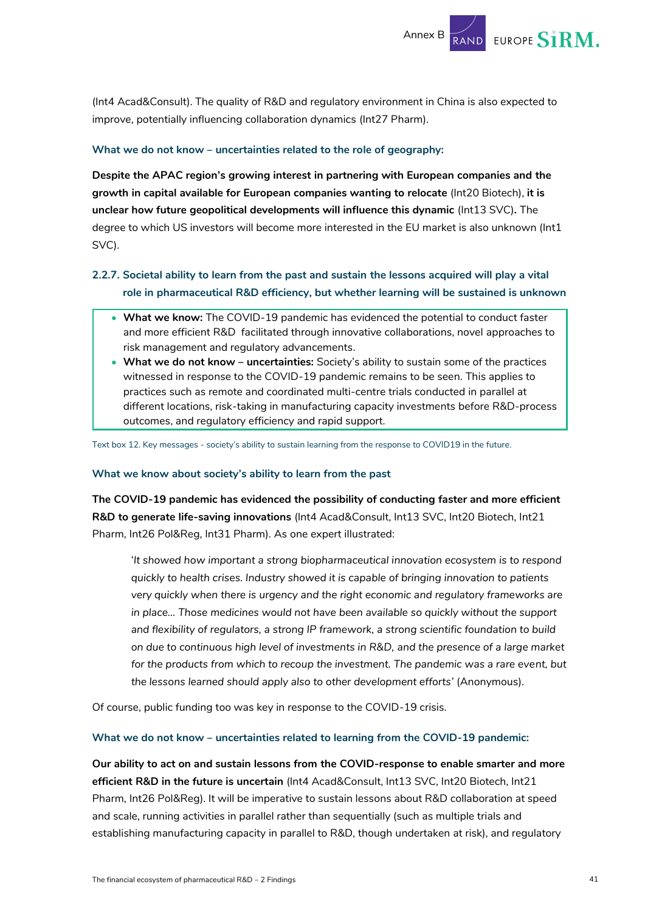(Int4 Acad&Consult). The quality of R&D and regulatory environment in China is also expected to improve, potentially influencing collaboration dynamics (Int27 Pharm).

#### What we do not know – uncertainties related to the role of geography:

**Despite the APAC region's growing interest in partnering with European companies and the growth in capital available for European companies wanting to relocate** (Int20 Biotech), **it is unclear how future geopolitical developments will influence this dynamic** (Int13 SVC)**.** The degree to which US investors will become more interested in the EU market is also unknown (Int1 SVC).

### 2.2.7. Societal ability to learn from the past and sustain the lessons acquired will play a vital role in pharmaceutical R&D efficiency, but whether learning will be sustained is unknown

- **What we know:** The COVID-19 pandemic has evidenced the potential to conduct faster and more efficient R&D facilitated through innovative collaborations, novel approaches to risk management and regulatory advancements.
- **What we do not know – uncertainties:** Society's ability to sustain some of the practices witnessed in response to the COVID-19 pandemic remains to be seen. This applies to practices such as remote and coordinated multi-centre trials conducted in parallel at different locations, risk-taking in manufacturing capacity investments before R&D-process outcomes, and regulatory efficiency and rapid support.

Text box 12. Key messages - society's ability to sustain learning from the response to COVID19 in the future.

#### What we know about society's ability to learn from the past

**The COVID-19 pandemic has evidenced the possibility of conducting faster and more efficient R&D to generate life-saving innovations** (Int4 Acad&Consult, Int13 SVC, Int20 Biotech, Int21 Pharm, Int26 Pol&Reg, Int31 Pharm). As one expert illustrated:

> '*It showed how important a strong biopharmaceutical innovation ecosystem is to respond quickly to health crises. Industry showed it is capable of bringing innovation to patients very quickly when there is urgency and the right economic and regulatory frameworks are in place… Those medicines would not have been available so quickly without the support and flexibility of regulators, a strong IP framework, a strong scientific foundation to build on due to continuous high level of investments in R&D, and the presence of a large market for the products from which to recoup the investment. The pandemic was a rare event, but the lessons learned should apply also to other development efforts*' (Anonymous).

Of course, public funding too was key in response to the COVID-19 crisis.

#### What we do not know – uncertainties related to learning from the COVID-19 pandemic:

**Our ability to act on and sustain lessons from the COVID-response to enable smarter and more efficient R&D in the future is uncertain** (Int4 Acad&Consult, Int13 SVC, Int20 Biotech, Int21 Pharm, Int26 Pol&Reg). It will be imperative to sustain lessons about R&D collaboration at speed and scale, running activities in parallel rather than sequentially (such as multiple trials and establishing manufacturing capacity in parallel to R&D, though undertaken at risk), and regulatory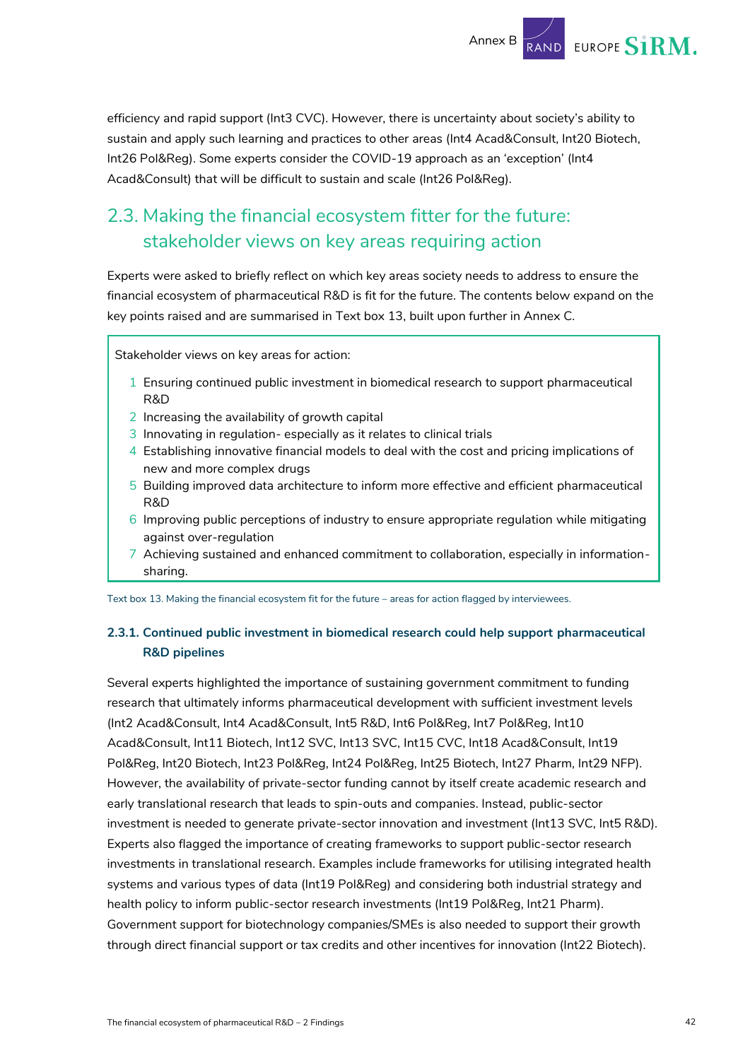efficiency and rapid support (Int3 CVC). However, there is uncertainty about society's ability to sustain and apply such learning and practices to other areas (Int4 Acad&Consult, Int20 Biotech, Int26 Pol&Reg). Some experts consider the COVID-19 approach as an 'exception' (Int4 Acad&Consult) that will be difficult to sustain and scale (Int26 Pol&Reg).

## 2.3. Making the financial ecosystem fitter for the future: stakeholder views on key areas requiring action

Experts were asked to briefly reflect on which key areas society needs to address to ensure the financial ecosystem of pharmaceutical R&D is fit for the future. The contents below expand on the key points raised and are summarised in Text box 13, built upon further in Annex C.

> Stakeholder views on key areas for action:
>
> 1. Ensuring continued public investment in biomedical research to support pharmaceutical R&D
> 2. Increasing the availability of growth capital
> 3. Innovating in regulation- especially as it relates to clinical trials
> 4. Establishing innovative financial models to deal with the cost and pricing implications of new and more complex drugs
> 5. Building improved data architecture to inform more effective and efficient pharmaceutical R&D
> 6. Improving public perceptions of industry to ensure appropriate regulation while mitigating against over-regulation
> 7. Achieving sustained and enhanced commitment to collaboration, especially in information-sharing.

Text box 13. Making the financial ecosystem fit for the future – areas for action flagged by interviewees.

### 2.3.1. Continued public investment in biomedical research could help support pharmaceutical R&D pipelines

Several experts highlighted the importance of sustaining government commitment to funding research that ultimately informs pharmaceutical development with sufficient investment levels (Int2 Acad&Consult, Int4 Acad&Consult, Int5 R&D, Int6 Pol&Reg, Int7 Pol&Reg, Int10 Acad&Consult, Int11 Biotech, Int12 SVC, Int13 SVC, Int15 CVC, Int18 Acad&Consult, Int19 Pol&Reg, Int20 Biotech, Int23 Pol&Reg, Int24 Pol&Reg, Int25 Biotech, Int27 Pharm, Int29 NFP). However, the availability of private-sector funding cannot by itself create academic research and early translational research that leads to spin-outs and companies. Instead, public-sector investment is needed to generate private-sector innovation and investment (Int13 SVC, Int5 R&D). Experts also flagged the importance of creating frameworks to support public-sector research investments in translational research. Examples include frameworks for utilising integrated health systems and various types of data (Int19 Pol&Reg) and considering both industrial strategy and health policy to inform public-sector research investments (Int19 Pol&Reg, Int21 Pharm). Government support for biotechnology companies/SMEs is also needed to support their growth through direct financial support or tax credits and other incentives for innovation (Int22 Biotech).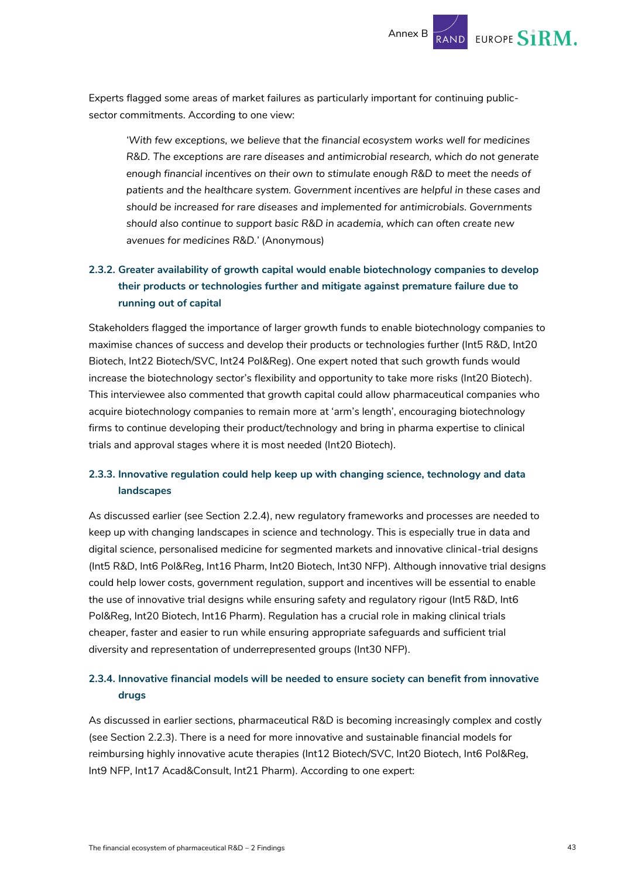Experts flagged some areas of market failures as particularly important for continuing public-sector commitments. According to one view:

> *'With few exceptions, we believe that the financial ecosystem works well for medicines R&D. The exceptions are rare diseases and antimicrobial research, which do not generate enough financial incentives on their own to stimulate enough R&D to meet the needs of patients and the healthcare system. Government incentives are helpful in these cases and should be increased for rare diseases and implemented for antimicrobials. Governments should also continue to support basic R&D in academia, which can often create new avenues for medicines R&D.'* (Anonymous)

### 2.3.2. Greater availability of growth capital would enable biotechnology companies to develop their products or technologies further and mitigate against premature failure due to running out of capital

Stakeholders flagged the importance of larger growth funds to enable biotechnology companies to maximise chances of success and develop their products or technologies further (Int5 R&D, Int20 Biotech, Int22 Biotech/SVC, Int24 Pol&Reg). One expert noted that such growth funds would increase the biotechnology sector's flexibility and opportunity to take more risks (Int20 Biotech). This interviewee also commented that growth capital could allow pharmaceutical companies who acquire biotechnology companies to remain more at 'arm's length', encouraging biotechnology firms to continue developing their product/technology and bring in pharma expertise to clinical trials and approval stages where it is most needed (Int20 Biotech).

### 2.3.3. Innovative regulation could help keep up with changing science, technology and data landscapes

As discussed earlier (see Section 2.2.4), new regulatory frameworks and processes are needed to keep up with changing landscapes in science and technology. This is especially true in data and digital science, personalised medicine for segmented markets and innovative clinical-trial designs (Int5 R&D, Int6 Pol&Reg, Int16 Pharm, Int20 Biotech, Int30 NFP). Although innovative trial designs could help lower costs, government regulation, support and incentives will be essential to enable the use of innovative trial designs while ensuring safety and regulatory rigour (Int5 R&D, Int6 Pol&Reg, Int20 Biotech, Int16 Pharm). Regulation has a crucial role in making clinical trials cheaper, faster and easier to run while ensuring appropriate safeguards and sufficient trial diversity and representation of underrepresented groups (Int30 NFP).

### 2.3.4. Innovative financial models will be needed to ensure society can benefit from innovative drugs

As discussed in earlier sections, pharmaceutical R&D is becoming increasingly complex and costly (see Section 2.2.3). There is a need for more innovative and sustainable financial models for reimbursing highly innovative acute therapies (Int12 Biotech/SVC, Int20 Biotech, Int6 Pol&Reg, Int9 NFP, Int17 Acad&Consult, Int21 Pharm). According to one expert: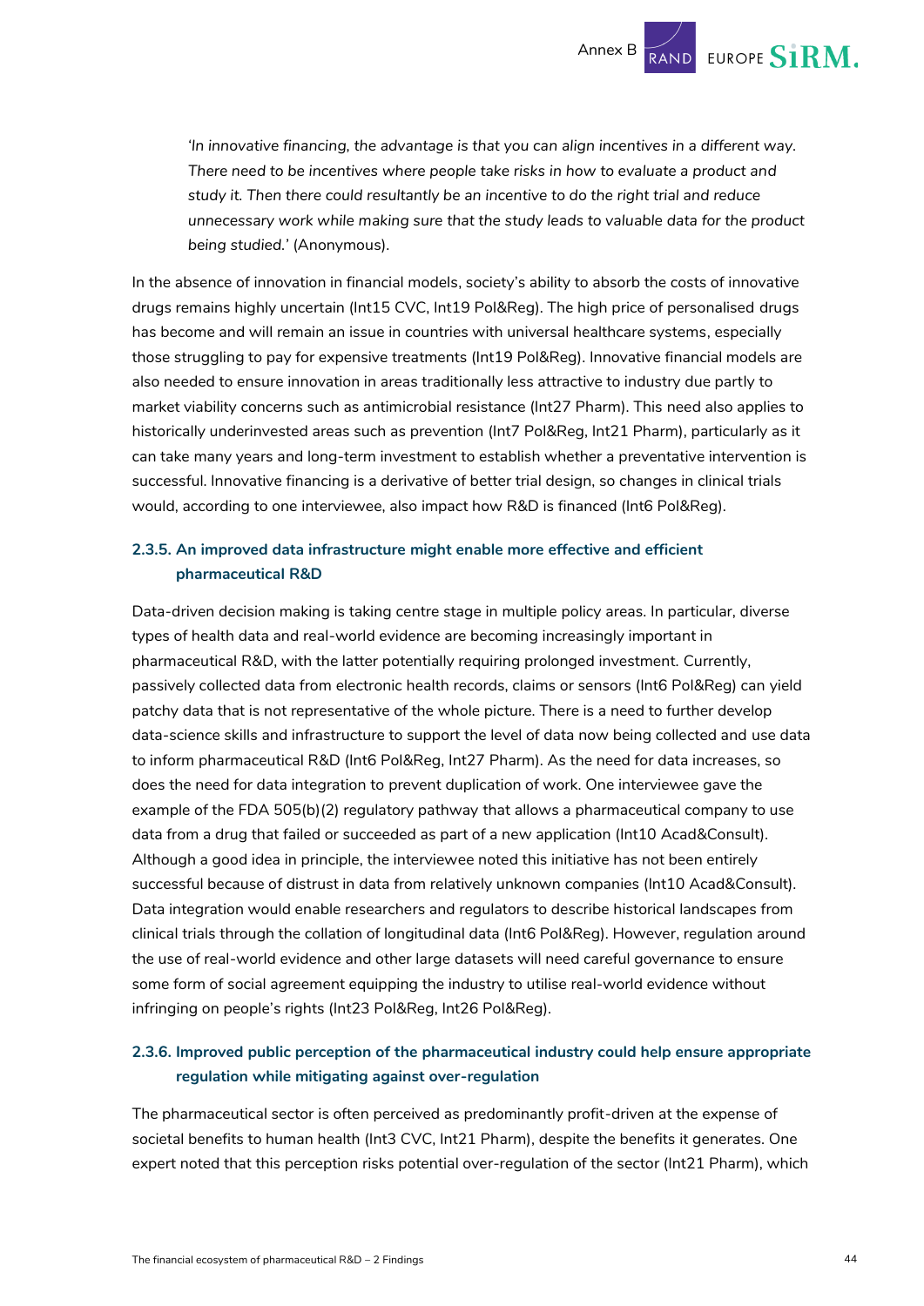*'In innovative financing, the advantage is that you can align incentives in a different way. There need to be incentives where people take risks in how to evaluate a product and study it. Then there could resultantly be an incentive to do the right trial and reduce unnecessary work while making sure that the study leads to valuable data for the product being studied.'* (Anonymous).

In the absence of innovation in financial models, society's ability to absorb the costs of innovative drugs remains highly uncertain (Int15 CVC, Int19 Pol&Reg). The high price of personalised drugs has become and will remain an issue in countries with universal healthcare systems, especially those struggling to pay for expensive treatments (Int19 Pol&Reg). Innovative financial models are also needed to ensure innovation in areas traditionally less attractive to industry due partly to market viability concerns such as antimicrobial resistance (Int27 Pharm). This need also applies to historically underinvested areas such as prevention (Int7 Pol&Reg, Int21 Pharm), particularly as it can take many years and long-term investment to establish whether a preventative intervention is successful. Innovative financing is a derivative of better trial design, so changes in clinical trials would, according to one interviewee, also impact how R&D is financed (Int6 Pol&Reg).

### 2.3.5. An improved data infrastructure might enable more effective and efficient pharmaceutical R&D

Data-driven decision making is taking centre stage in multiple policy areas. In particular, diverse types of health data and real-world evidence are becoming increasingly important in pharmaceutical R&D, with the latter potentially requiring prolonged investment. Currently, passively collected data from electronic health records, claims or sensors (Int6 Pol&Reg) can yield patchy data that is not representative of the whole picture. There is a need to further develop data-science skills and infrastructure to support the level of data now being collected and use data to inform pharmaceutical R&D (Int6 Pol&Reg, Int27 Pharm). As the need for data increases, so does the need for data integration to prevent duplication of work. One interviewee gave the example of the FDA 505(b)(2) regulatory pathway that allows a pharmaceutical company to use data from a drug that failed or succeeded as part of a new application (Int10 Acad&Consult). Although a good idea in principle, the interviewee noted this initiative has not been entirely successful because of distrust in data from relatively unknown companies (Int10 Acad&Consult). Data integration would enable researchers and regulators to describe historical landscapes from clinical trials through the collation of longitudinal data (Int6 Pol&Reg). However, regulation around the use of real-world evidence and other large datasets will need careful governance to ensure some form of social agreement equipping the industry to utilise real-world evidence without infringing on people's rights (Int23 Pol&Reg, Int26 Pol&Reg).

### 2.3.6. Improved public perception of the pharmaceutical industry could help ensure appropriate regulation while mitigating against over-regulation

The pharmaceutical sector is often perceived as predominantly profit-driven at the expense of societal benefits to human health (Int3 CVC, Int21 Pharm), despite the benefits it generates. One expert noted that this perception risks potential over-regulation of the sector (Int21 Pharm), which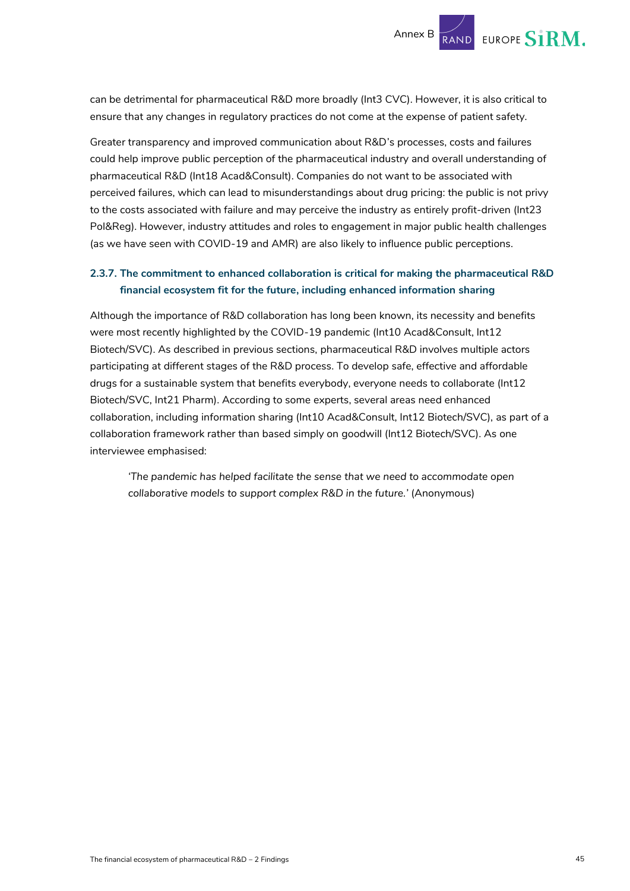can be detrimental for pharmaceutical R&D more broadly (Int3 CVC). However, it is also critical to ensure that any changes in regulatory practices do not come at the expense of patient safety.

Greater transparency and improved communication about R&D's processes, costs and failures could help improve public perception of the pharmaceutical industry and overall understanding of pharmaceutical R&D (Int18 Acad&Consult). Companies do not want to be associated with perceived failures, which can lead to misunderstandings about drug pricing: the public is not privy to the costs associated with failure and may perceive the industry as entirely profit-driven (Int23 Pol&Reg). However, industry attitudes and roles to engagement in major public health challenges (as we have seen with COVID-19 and AMR) are also likely to influence public perceptions.

### 2.3.7. The commitment to enhanced collaboration is critical for making the pharmaceutical R&D financial ecosystem fit for the future, including enhanced information sharing

Although the importance of R&D collaboration has long been known, its necessity and benefits were most recently highlighted by the COVID-19 pandemic (Int10 Acad&Consult, Int12 Biotech/SVC). As described in previous sections, pharmaceutical R&D involves multiple actors participating at different stages of the R&D process. To develop safe, effective and affordable drugs for a sustainable system that benefits everybody, everyone needs to collaborate (Int12 Biotech/SVC, Int21 Pharm). According to some experts, several areas need enhanced collaboration, including information sharing (Int10 Acad&Consult, Int12 Biotech/SVC), as part of a collaboration framework rather than based simply on goodwill (Int12 Biotech/SVC). As one interviewee emphasised:

> *'The pandemic has helped facilitate the sense that we need to accommodate open collaborative models to support complex R&D in the future.'* (Anonymous)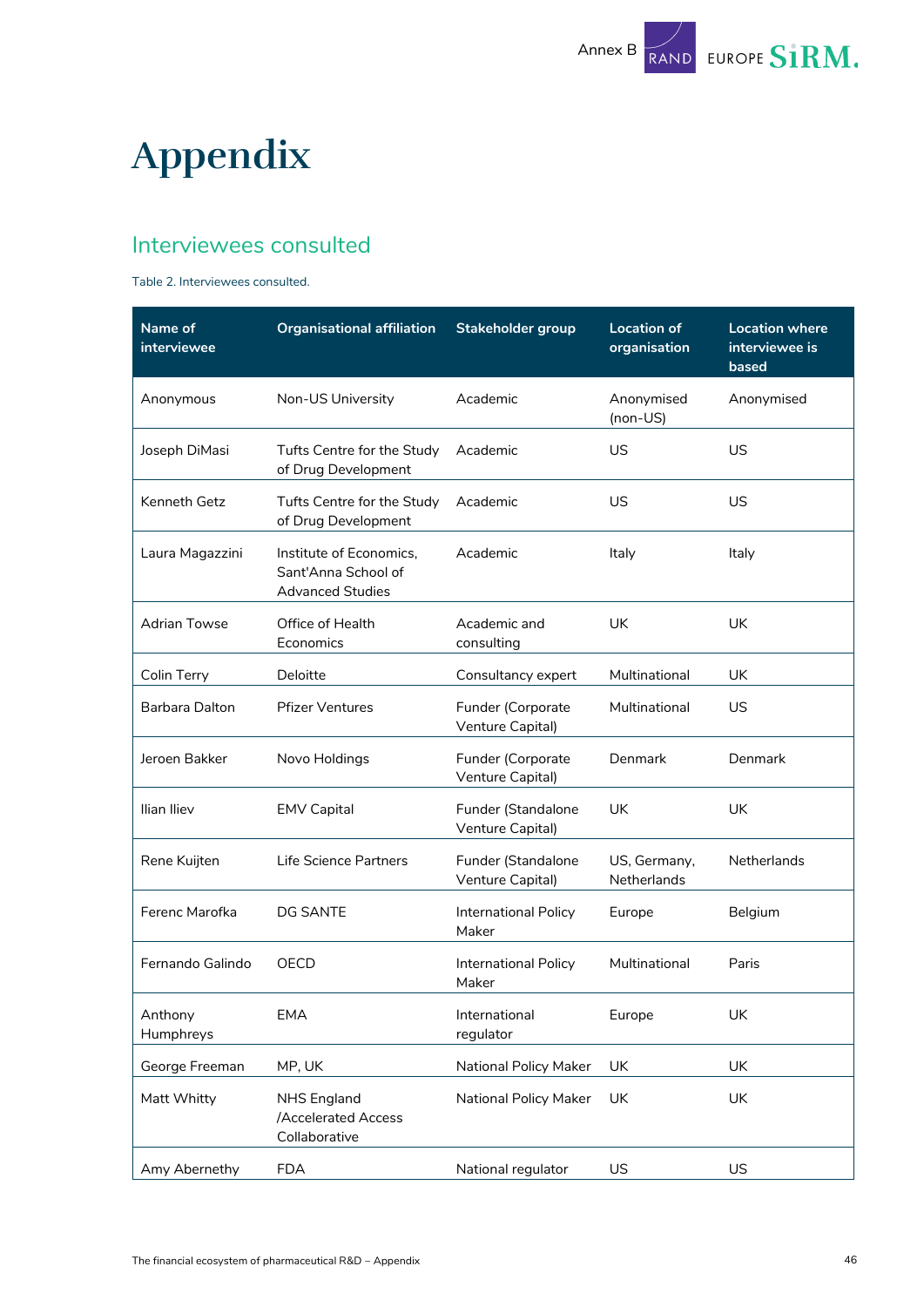# Appendix

## Interviewees consulted

Table 2. Interviewees consulted.

| Name of interviewee | Organisational affiliation | Stakeholder group | Location of organisation | Location where interviewee is based |
|---|---|---|---|---|
| Anonymous | Non-US University | Academic | Anonymised (non-US) | Anonymised |
| Joseph DiMasi | Tufts Centre for the Study of Drug Development | Academic | US | US |
| Kenneth Getz | Tufts Centre for the Study of Drug Development | Academic | US | US |
| Laura Magazzini | Institute of Economics, Sant'Anna School of Advanced Studies | Academic | Italy | Italy |
| Adrian Towse | Office of Health Economics | Academic and consulting | UK | UK |
| Colin Terry | Deloitte | Consultancy expert | Multinational | UK |
| Barbara Dalton | Pfizer Ventures | Funder (Corporate Venture Capital) | Multinational | US |
| Jeroen Bakker | Novo Holdings | Funder (Corporate Venture Capital) | Denmark | Denmark |
| Ilian Iliev | EMV Capital | Funder (Standalone Venture Capital) | UK | UK |
| Rene Kuijten | Life Science Partners | Funder (Standalone Venture Capital) | US, Germany, Netherlands | Netherlands |
| Ferenc Marofka | DG SANTE | International Policy Maker | Europe | Belgium |
| Fernando Galindo | OECD | International Policy Maker | Multinational | Paris |
| Anthony Humphreys | EMA | International regulator | Europe | UK |
| George Freeman | MP, UK | National Policy Maker | UK | UK |
| Matt Whitty | NHS England /Accelerated Access Collaborative | National Policy Maker | UK | UK |
| Amy Abernethy | FDA | National regulator | US | US |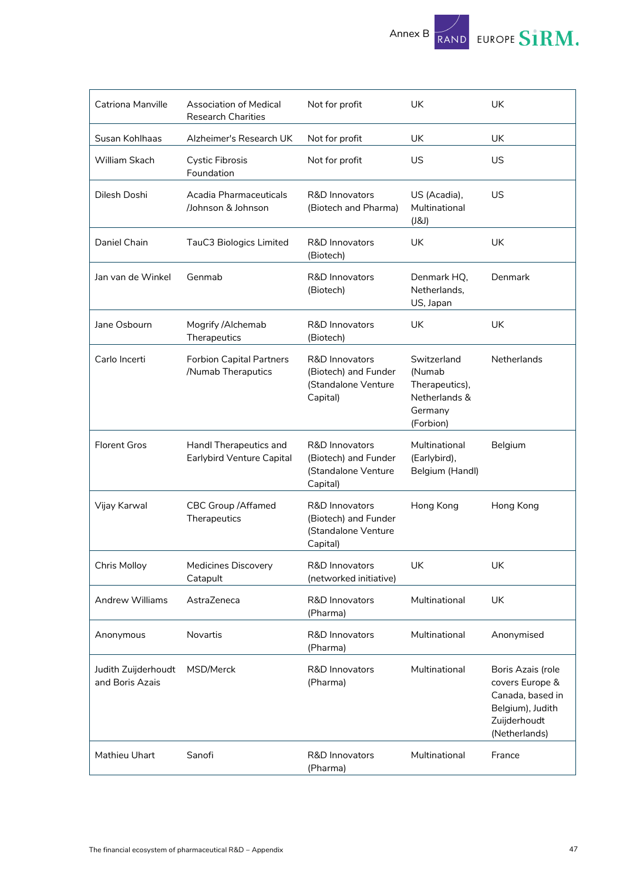| | | | | |
|---|---|---|---|---|
| Catriona Manville | Association of Medical Research Charities | Not for profit | UK | UK |
| Susan Kohlhaas | Alzheimer's Research UK | Not for profit | UK | UK |
| William Skach | Cystic Fibrosis Foundation | Not for profit | US | US |
| Dilesh Doshi | Acadia Pharmaceuticals /Johnson & Johnson | R&D Innovators (Biotech and Pharma) | US (Acadia), Multinational (J&J) | US |
| Daniel Chain | TauC3 Biologics Limited | R&D Innovators (Biotech) | UK | UK |
| Jan van de Winkel | Genmab | R&D Innovators (Biotech) | Denmark HQ, Netherlands, US, Japan | Denmark |
| Jane Osbourn | Mogrify /Alchemab Therapeutics | R&D Innovators (Biotech) | UK | UK |
| Carlo Incerti | Forbion Capital Partners /Numab Theraputics | R&D Innovators (Biotech) and Funder (Standalone Venture Capital) | Switzerland (Numab Therapeutics), Netherlands & Germany (Forbion) | Netherlands |
| Florent Gros | Handl Therapeutics and Earlybird Venture Capital | R&D Innovators (Biotech) and Funder (Standalone Venture Capital) | Multinational (Earlybird), Belgium (Handl) | Belgium |
| Vijay Karwal | CBC Group /Affamed Therapeutics | R&D Innovators (Biotech) and Funder (Standalone Venture Capital) | Hong Kong | Hong Kong |
| Chris Molloy | Medicines Discovery Catapult | R&D Innovators (networked initiative) | UK | UK |
| Andrew Williams | AstraZeneca | R&D Innovators (Pharma) | Multinational | UK |
| Anonymous | Novartis | R&D Innovators (Pharma) | Multinational | Anonymised |
| Judith Zuijderhoudt and Boris Azais | MSD/Merck | R&D Innovators (Pharma) | Multinational | Boris Azais (role covers Europe & Canada, based in Belgium), Judith Zuijderhoudt (Netherlands) |
| Mathieu Uhart | Sanofi | R&D Innovators (Pharma) | Multinational | France |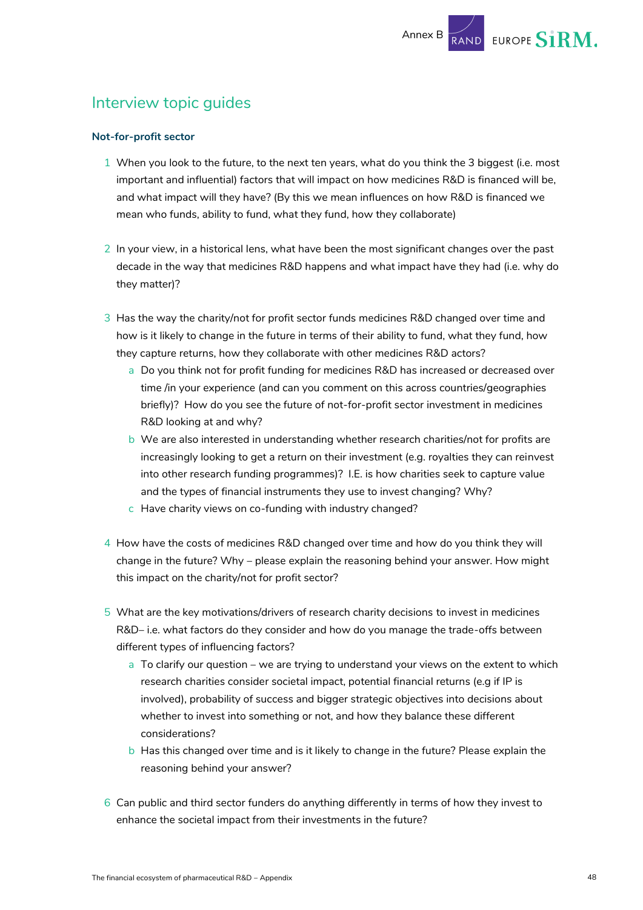## Interview topic guides

### Not-for-profit sector

1. When you look to the future, to the next ten years, what do you think the 3 biggest (i.e. most important and influential) factors that will impact on how medicines R&D is financed will be, and what impact will they have? (By this we mean influences on how R&D is financed we mean who funds, ability to fund, what they fund, how they collaborate)

2. In your view, in a historical lens, what have been the most significant changes over the past decade in the way that medicines R&D happens and what impact have they had (i.e. why do they matter)?

3. Has the way the charity/not for profit sector funds medicines R&D changed over time and how is it likely to change in the future in terms of their ability to fund, what they fund, how they capture returns, how they collaborate with other medicines R&D actors?
   a. Do you think not for profit funding for medicines R&D has increased or decreased over time /in your experience (and can you comment on this across countries/geographies briefly)? How do you see the future of not-for-profit sector investment in medicines R&D looking at and why?
   b. We are also interested in understanding whether research charities/not for profits are increasingly looking to get a return on their investment (e.g. royalties they can reinvest into other research funding programmes)? I.E. is how charities seek to capture value and the types of financial instruments they use to invest changing? Why?
   c. Have charity views on co-funding with industry changed?

4. How have the costs of medicines R&D changed over time and how do you think they will change in the future? Why – please explain the reasoning behind your answer. How might this impact on the charity/not for profit sector?

5. What are the key motivations/drivers of research charity decisions to invest in medicines R&D– i.e. what factors do they consider and how do you manage the trade-offs between different types of influencing factors?
   a. To clarify our question – we are trying to understand your views on the extent to which research charities consider societal impact, potential financial returns (e.g if IP is involved), probability of success and bigger strategic objectives into decisions about whether to invest into something or not, and how they balance these different considerations?
   b. Has this changed over time and is it likely to change in the future? Please explain the reasoning behind your answer?

6. Can public and third sector funders do anything differently in terms of how they invest to enhance the societal impact from their investments in the future?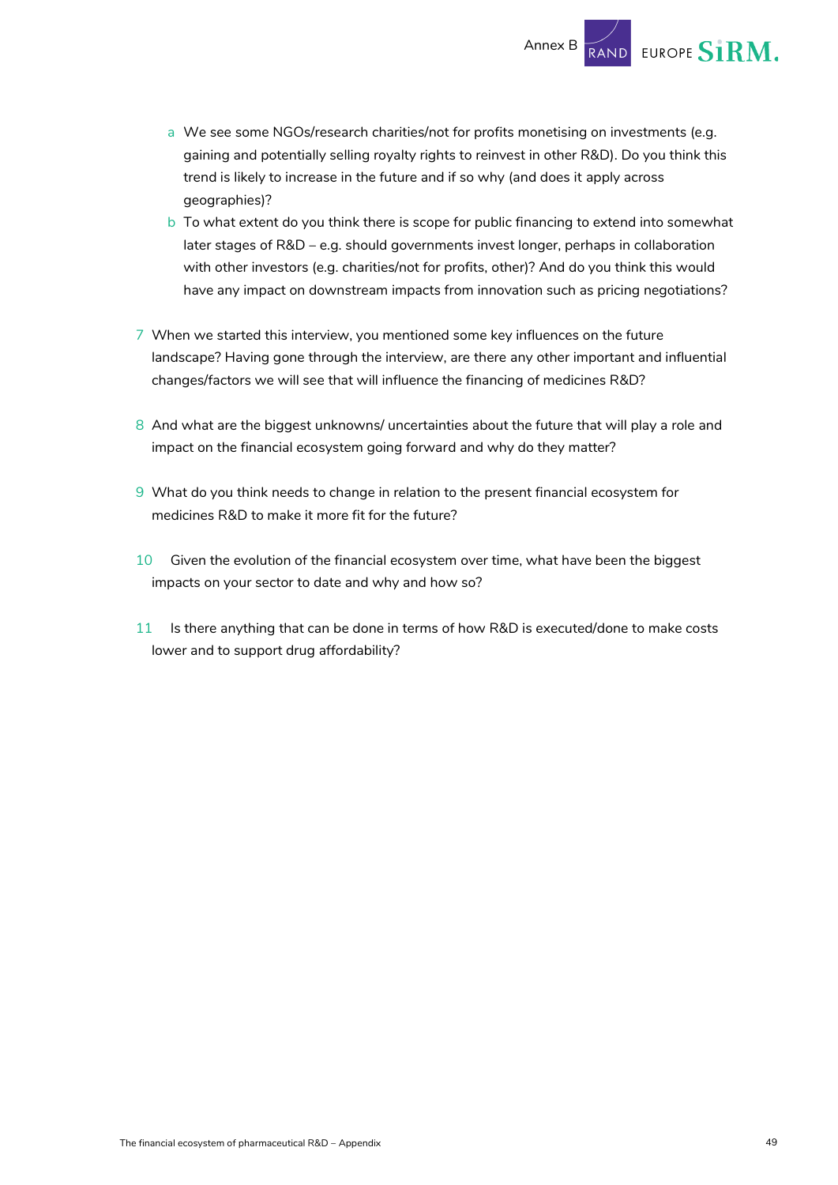a. We see some NGOs/research charities/not for profits monetising on investments (e.g. gaining and potentially selling royalty rights to reinvest in other R&D). Do you think this trend is likely to increase in the future and if so why (and does it apply across geographies)?
   b. To what extent do you think there is scope for public financing to extend into somewhat later stages of R&D – e.g. should governments invest longer, perhaps in collaboration with other investors (e.g. charities/not for profits, other)? And do you think this would have any impact on downstream impacts from innovation such as pricing negotiations?

7. When we started this interview, you mentioned some key influences on the future landscape? Having gone through the interview, are there any other important and influential changes/factors we will see that will influence the financing of medicines R&D?

8. And what are the biggest unknowns/ uncertainties about the future that will play a role and impact on the financial ecosystem going forward and why do they matter?

9. What do you think needs to change in relation to the present financial ecosystem for medicines R&D to make it more fit for the future?

10. Given the evolution of the financial ecosystem over time, what have been the biggest impacts on your sector to date and why and how so?

11. Is there anything that can be done in terms of how R&D is executed/done to make costs lower and to support drug affordability?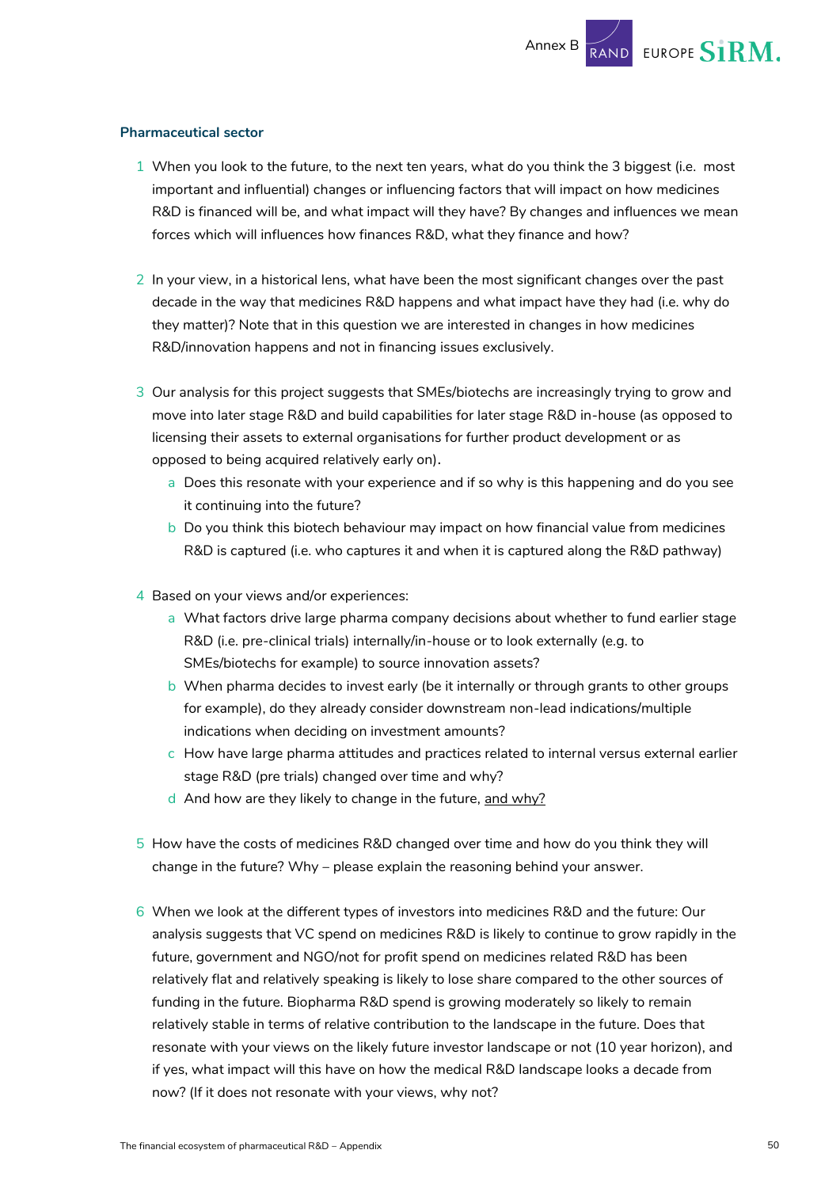**Pharmaceutical sector**

1. When you look to the future, to the next ten years, what do you think the 3 biggest (i.e. most important and influential) changes or influencing factors that will impact on how medicines R&D is financed will be, and what impact will they have? By changes and influences we mean forces which will influences how finances R&D, what they finance and how?

2. In your view, in a historical lens, what have been the most significant changes over the past decade in the way that medicines R&D happens and what impact have they had (i.e. why do they matter)? Note that in this question we are interested in changes in how medicines R&D/innovation happens and not in financing issues exclusively.

3. Our analysis for this project suggests that SMEs/biotechs are increasingly trying to grow and move into later stage R&D and build capabilities for later stage R&D in-house (as opposed to licensing their assets to external organisations for further product development or as opposed to being acquired relatively early on).
   a. Does this resonate with your experience and if so why is this happening and do you see it continuing into the future?
   b. Do you think this biotech behaviour may impact on how financial value from medicines R&D is captured (i.e. who captures it and when it is captured along the R&D pathway)

4. Based on your views and/or experiences:
   a. What factors drive large pharma company decisions about whether to fund earlier stage R&D (i.e. pre-clinical trials) internally/in-house or to look externally (e.g. to SMEs/biotechs for example) to source innovation assets?
   b. When pharma decides to invest early (be it internally or through grants to other groups for example), do they already consider downstream non-lead indications/multiple indications when deciding on investment amounts?
   c. How have large pharma attitudes and practices related to internal versus external earlier stage R&D (pre trials) changed over time and why?
   d. And how are they likely to change in the future, <u>and why?</u>

5. How have the costs of medicines R&D changed over time and how do you think they will change in the future? Why – please explain the reasoning behind your answer.

6. When we look at the different types of investors into medicines R&D and the future: Our analysis suggests that VC spend on medicines R&D is likely to continue to grow rapidly in the future, government and NGO/not for profit spend on medicines related R&D has been relatively flat and relatively speaking is likely to lose share compared to the other sources of funding in the future. Biopharma R&D spend is growing moderately so likely to remain relatively stable in terms of relative contribution to the landscape in the future. Does that resonate with your views on the likely future investor landscape or not (10 year horizon), and if yes, what impact will this have on how the medical R&D landscape looks a decade from now? (If it does not resonate with your views, why not?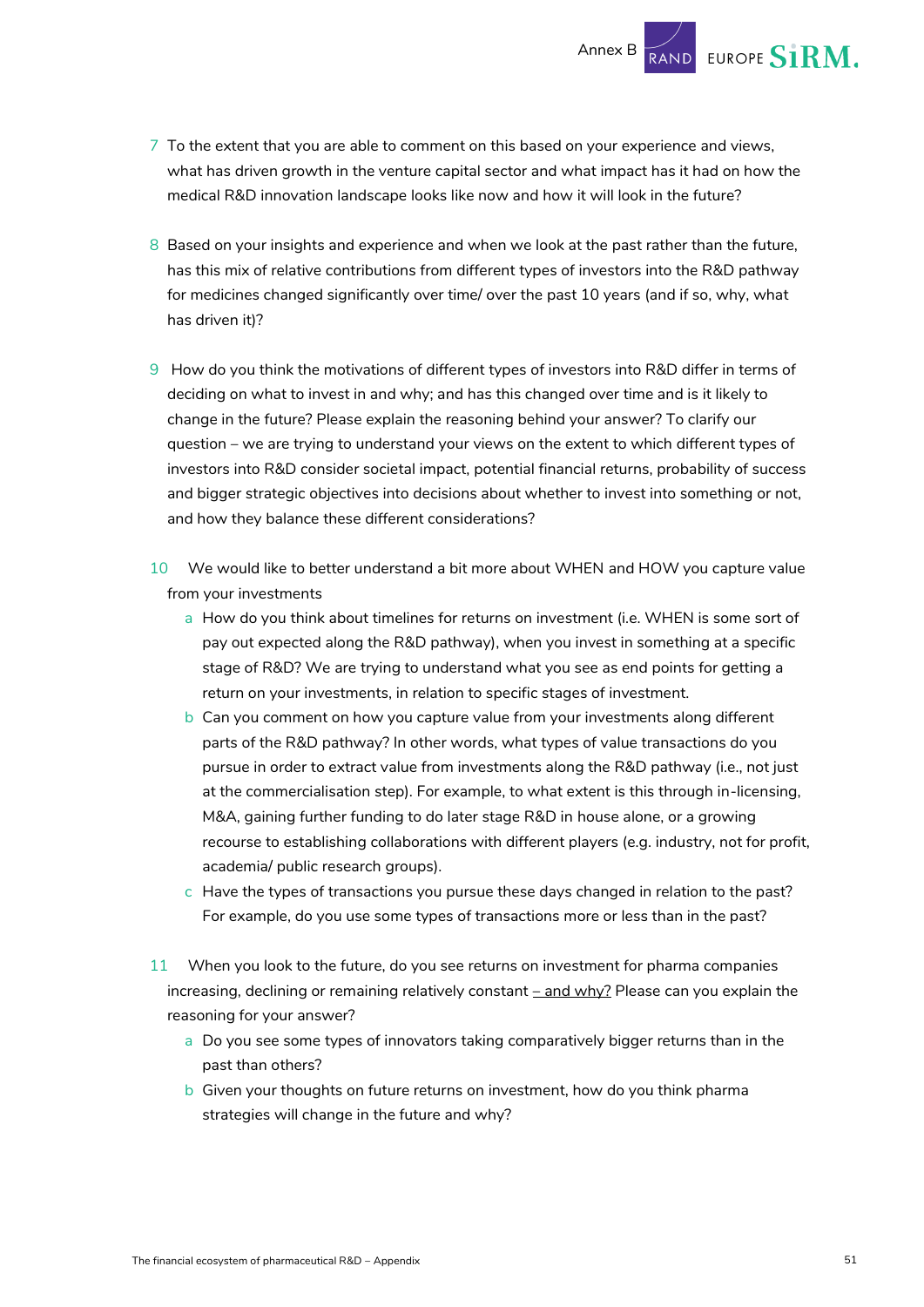7. To the extent that you are able to comment on this based on your experience and views, what has driven growth in the venture capital sector and what impact has it had on how the medical R&D innovation landscape looks like now and how it will look in the future?

8. Based on your insights and experience and when we look at the past rather than the future, has this mix of relative contributions from different types of investors into the R&D pathway for medicines changed significantly over time/ over the past 10 years (and if so, why, what has driven it)?

9. How do you think the motivations of different types of investors into R&D differ in terms of deciding on what to invest in and why; and has this changed over time and is it likely to change in the future? Please explain the reasoning behind your answer? To clarify our question – we are trying to understand your views on the extent to which different types of investors into R&D consider societal impact, potential financial returns, probability of success and bigger strategic objectives into decisions about whether to invest into something or not, and how they balance these different considerations?

10. We would like to better understand a bit more about WHEN and HOW you capture value from your investments
    a. How do you think about timelines for returns on investment (i.e. WHEN is some sort of pay out expected along the R&D pathway), when you invest in something at a specific stage of R&D? We are trying to understand what you see as end points for getting a return on your investments, in relation to specific stages of investment.
    b. Can you comment on how you capture value from your investments along different parts of the R&D pathway? In other words, what types of value transactions do you pursue in order to extract value from investments along the R&D pathway (i.e., not just at the commercialisation step). For example, to what extent is this through in-licensing, M&A, gaining further funding to do later stage R&D in house alone, or a growing recourse to establishing collaborations with different players (e.g. industry, not for profit, academia/ public research groups).
    c. Have the types of transactions you pursue these days changed in relation to the past? For example, do you use some types of transactions more or less than in the past?

11. When you look to the future, do you see returns on investment for pharma companies increasing, declining or remaining relatively constant <u>– and why?</u> Please can you explain the reasoning for your answer?
    a. Do you see some types of innovators taking comparatively bigger returns than in the past than others?
    b. Given your thoughts on future returns on investment, how do you think pharma strategies will change in the future and why?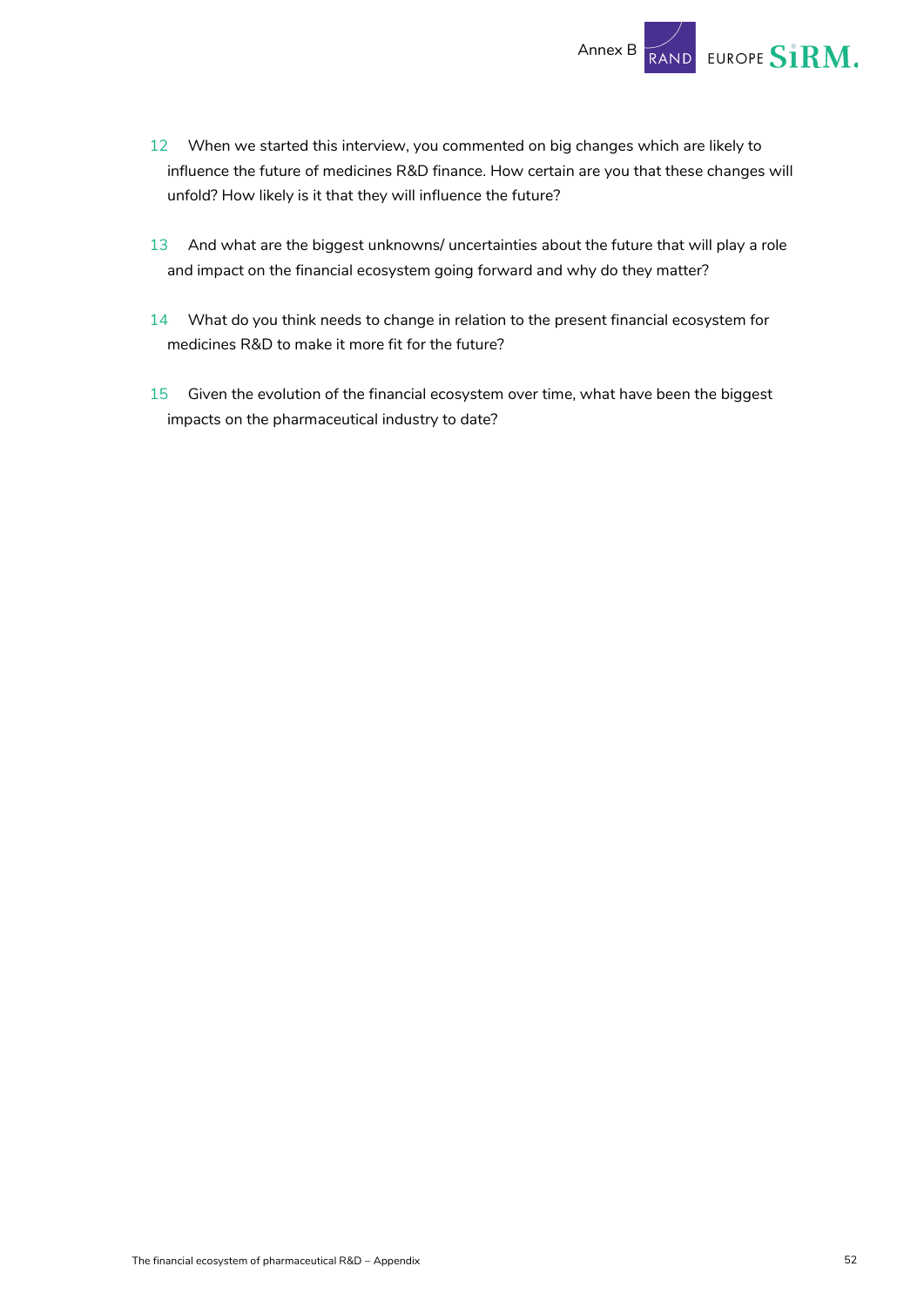12 When we started this interview, you commented on big changes which are likely to influence the future of medicines R&D finance. How certain are you that these changes will unfold? How likely is it that they will influence the future?

13 And what are the biggest unknowns/ uncertainties about the future that will play a role and impact on the financial ecosystem going forward and why do they matter?

14 What do you think needs to change in relation to the present financial ecosystem for medicines R&D to make it more fit for the future?

15 Given the evolution of the financial ecosystem over time, what have been the biggest impacts on the pharmaceutical industry to date?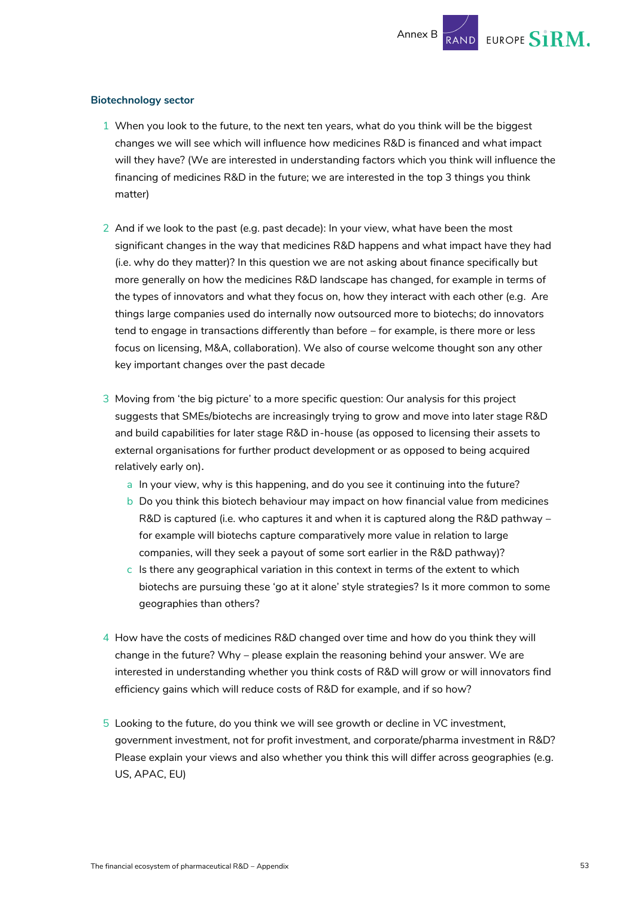### Biotechnology sector

1. When you look to the future, to the next ten years, what do you think will be the biggest changes we will see which will influence how medicines R&D is financed and what impact will they have? (We are interested in understanding factors which you think will influence the financing of medicines R&D in the future; we are interested in the top 3 things you think matter)

2. And if we look to the past (e.g. past decade): In your view, what have been the most significant changes in the way that medicines R&D happens and what impact have they had (i.e. why do they matter)? In this question we are not asking about finance specifically but more generally on how the medicines R&D landscape has changed, for example in terms of the types of innovators and what they focus on, how they interact with each other (e.g. Are things large companies used do internally now outsourced more to biotechs; do innovators tend to engage in transactions differently than before – for example, is there more or less focus on licensing, M&A, collaboration). We also of course welcome thought son any other key important changes over the past decade

3. Moving from 'the big picture' to a more specific question: Our analysis for this project suggests that SMEs/biotechs are increasingly trying to grow and move into later stage R&D and build capabilities for later stage R&D in-house (as opposed to licensing their assets to external organisations for further product development or as opposed to being acquired relatively early on).
   a. In your view, why is this happening, and do you see it continuing into the future?
   b. Do you think this biotech behaviour may impact on how financial value from medicines R&D is captured (i.e. who captures it and when it is captured along the R&D pathway – for example will biotechs capture comparatively more value in relation to large companies, will they seek a payout of some sort earlier in the R&D pathway)?
   c. Is there any geographical variation in this context in terms of the extent to which biotechs are pursuing these 'go at it alone' style strategies? Is it more common to some geographies than others?

4. How have the costs of medicines R&D changed over time and how do you think they will change in the future? Why – please explain the reasoning behind your answer. We are interested in understanding whether you think costs of R&D will grow or will innovators find efficiency gains which will reduce costs of R&D for example, and if so how?

5. Looking to the future, do you think we will see growth or decline in VC investment, government investment, not for profit investment, and corporate/pharma investment in R&D? Please explain your views and also whether you think this will differ across geographies (e.g. US, APAC, EU)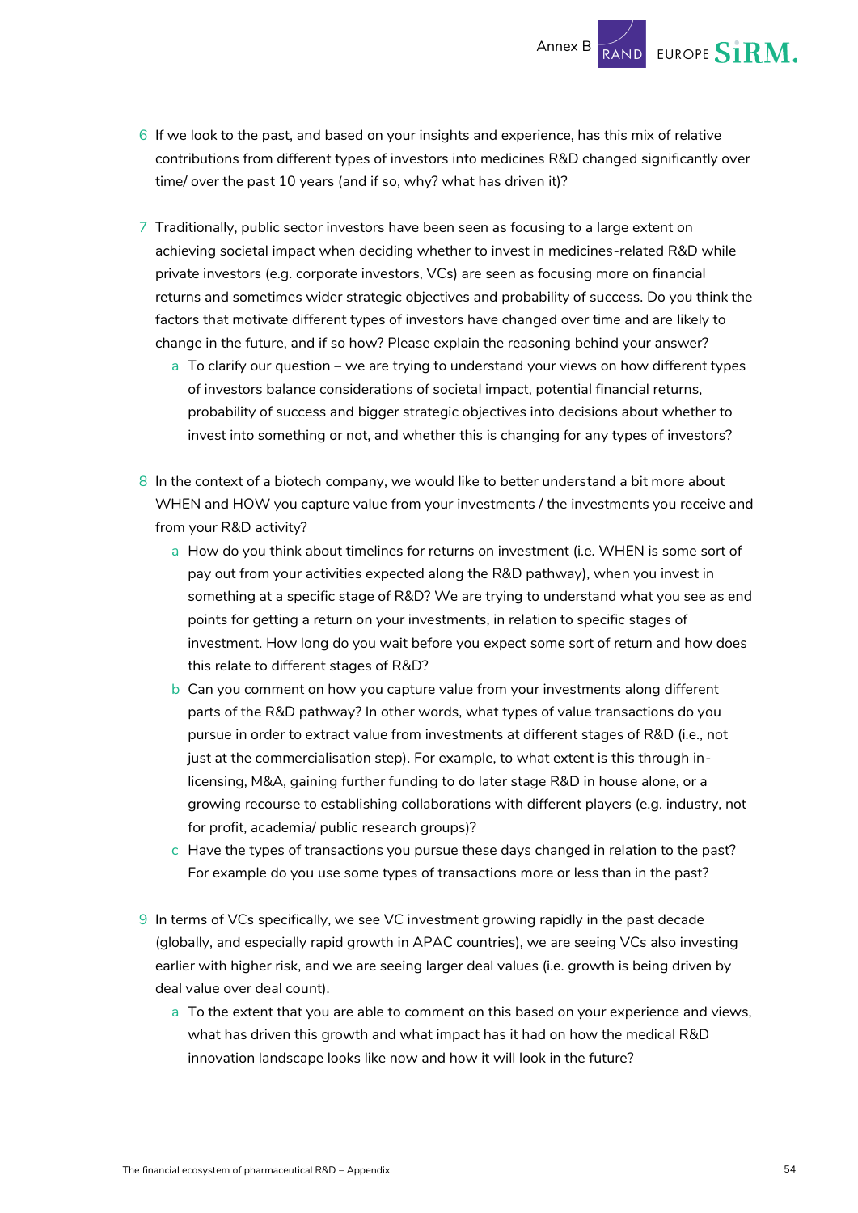6. If we look to the past, and based on your insights and experience, has this mix of relative contributions from different types of investors into medicines R&D changed significantly over time/ over the past 10 years (and if so, why? what has driven it)?

7. Traditionally, public sector investors have been seen as focusing to a large extent on achieving societal impact when deciding whether to invest in medicines-related R&D while private investors (e.g. corporate investors, VCs) are seen as focusing more on financial returns and sometimes wider strategic objectives and probability of success. Do you think the factors that motivate different types of investors have changed over time and are likely to change in the future, and if so how? Please explain the reasoning behind your answer?
   a. To clarify our question – we are trying to understand your views on how different types of investors balance considerations of societal impact, potential financial returns, probability of success and bigger strategic objectives into decisions about whether to invest into something or not, and whether this is changing for any types of investors?

8. In the context of a biotech company, we would like to better understand a bit more about WHEN and HOW you capture value from your investments / the investments you receive and from your R&D activity?
   a. How do you think about timelines for returns on investment (i.e. WHEN is some sort of pay out from your activities expected along the R&D pathway), when you invest in something at a specific stage of R&D? We are trying to understand what you see as end points for getting a return on your investments, in relation to specific stages of investment. How long do you wait before you expect some sort of return and how does this relate to different stages of R&D?
   b. Can you comment on how you capture value from your investments along different parts of the R&D pathway? In other words, what types of value transactions do you pursue in order to extract value from investments at different stages of R&D (i.e., not just at the commercialisation step). For example, to what extent is this through in-licensing, M&A, gaining further funding to do later stage R&D in house alone, or a growing recourse to establishing collaborations with different players (e.g. industry, not for profit, academia/ public research groups)?
   c. Have the types of transactions you pursue these days changed in relation to the past? For example do you use some types of transactions more or less than in the past?

9. In terms of VCs specifically, we see VC investment growing rapidly in the past decade (globally, and especially rapid growth in APAC countries), we are seeing VCs also investing earlier with higher risk, and we are seeing larger deal values (i.e. growth is being driven by deal value over deal count).
   a. To the extent that you are able to comment on this based on your experience and views, what has driven this growth and what impact has it had on how the medical R&D innovation landscape looks like now and how it will look in the future?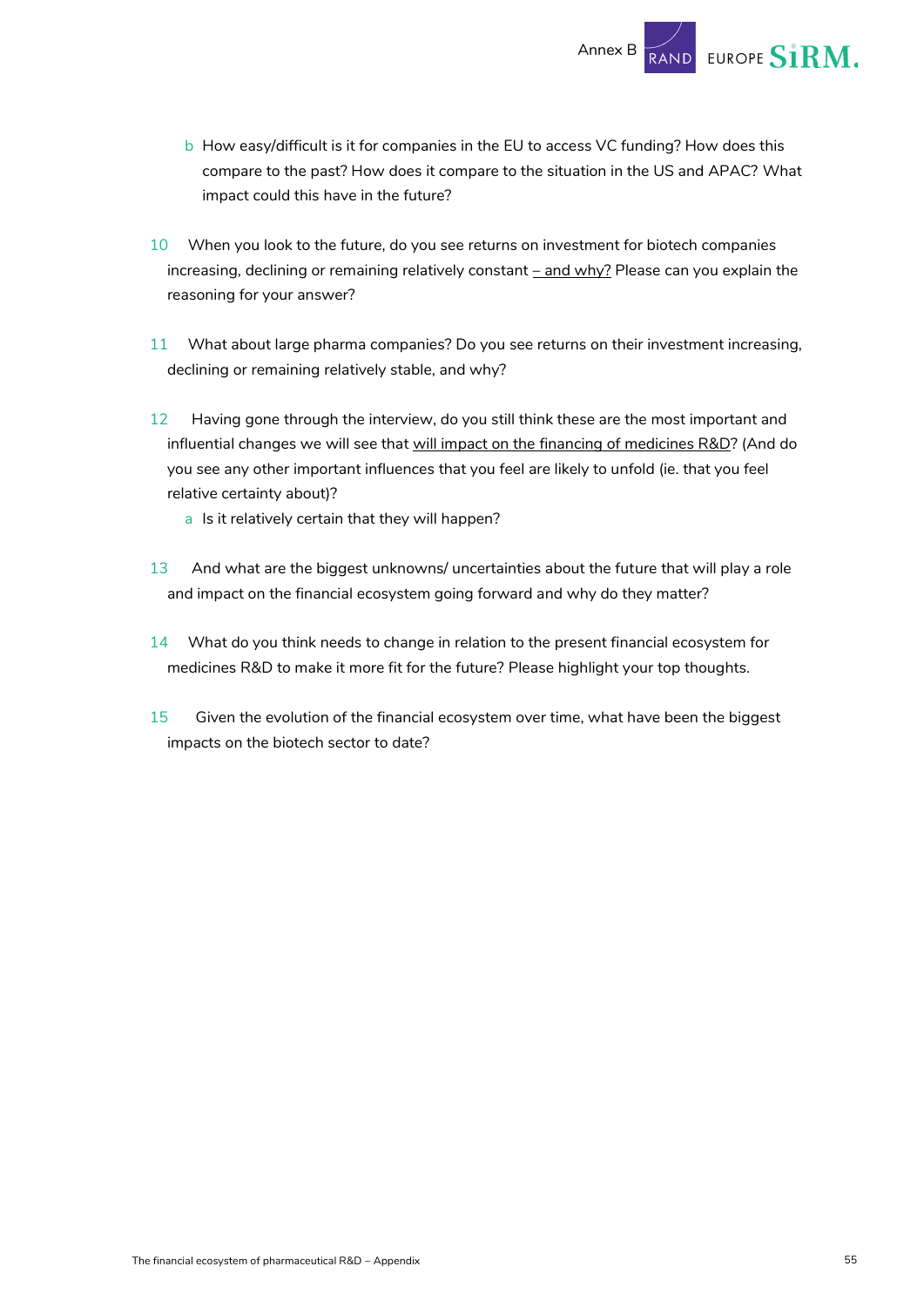b. How easy/difficult is it for companies in the EU to access VC funding? How does this compare to the past? How does it compare to the situation in the US and APAC? What impact could this have in the future?

10. When you look to the future, do you see returns on investment for biotech companies increasing, declining or remaining relatively constant – and why? Please can you explain the reasoning for your answer?

11. What about large pharma companies? Do you see returns on their investment increasing, declining or remaining relatively stable, and why?

12. Having gone through the interview, do you still think these are the most important and influential changes we will see that will impact on the financing of medicines R&D? (And do you see any other important influences that you feel are likely to unfold (ie. that you feel relative certainty about)?
    a. Is it relatively certain that they will happen?

13. And what are the biggest unknowns/ uncertainties about the future that will play a role and impact on the financial ecosystem going forward and why do they matter?

14. What do you think needs to change in relation to the present financial ecosystem for medicines R&D to make it more fit for the future? Please highlight your top thoughts.

15. Given the evolution of the financial ecosystem over time, what have been the biggest impacts on the biotech sector to date?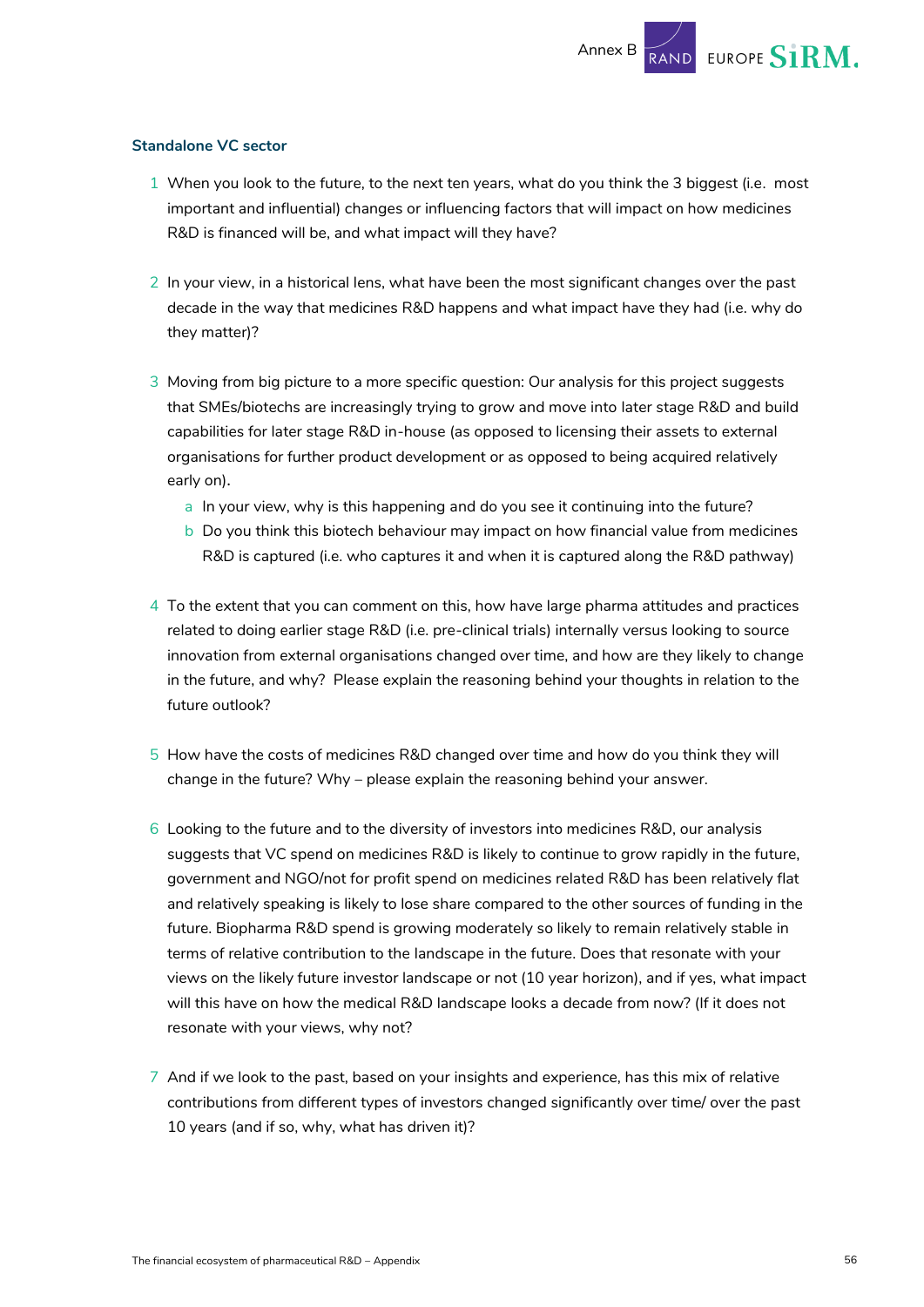### Standalone VC sector

1. When you look to the future, to the next ten years, what do you think the 3 biggest (i.e. most important and influential) changes or influencing factors that will impact on how medicines R&D is financed will be, and what impact will they have?

2. In your view, in a historical lens, what have been the most significant changes over the past decade in the way that medicines R&D happens and what impact have they had (i.e. why do they matter)?

3. Moving from big picture to a more specific question: Our analysis for this project suggests that SMEs/biotechs are increasingly trying to grow and move into later stage R&D and build capabilities for later stage R&D in-house (as opposed to licensing their assets to external organisations for further product development or as opposed to being acquired relatively early on).
   a. In your view, why is this happening and do you see it continuing into the future?
   b. Do you think this biotech behaviour may impact on how financial value from medicines R&D is captured (i.e. who captures it and when it is captured along the R&D pathway)

4. To the extent that you can comment on this, how have large pharma attitudes and practices related to doing earlier stage R&D (i.e. pre-clinical trials) internally versus looking to source innovation from external organisations changed over time, and how are they likely to change in the future, and why? Please explain the reasoning behind your thoughts in relation to the future outlook?

5. How have the costs of medicines R&D changed over time and how do you think they will change in the future? Why – please explain the reasoning behind your answer.

6. Looking to the future and to the diversity of investors into medicines R&D, our analysis suggests that VC spend on medicines R&D is likely to continue to grow rapidly in the future, government and NGO/not for profit spend on medicines related R&D has been relatively flat and relatively speaking is likely to lose share compared to the other sources of funding in the future. Biopharma R&D spend is growing moderately so likely to remain relatively stable in terms of relative contribution to the landscape in the future. Does that resonate with your views on the likely future investor landscape or not (10 year horizon), and if yes, what impact will this have on how the medical R&D landscape looks a decade from now? (If it does not resonate with your views, why not?

7. And if we look to the past, based on your insights and experience, has this mix of relative contributions from different types of investors changed significantly over time/ over the past 10 years (and if so, why, what has driven it)?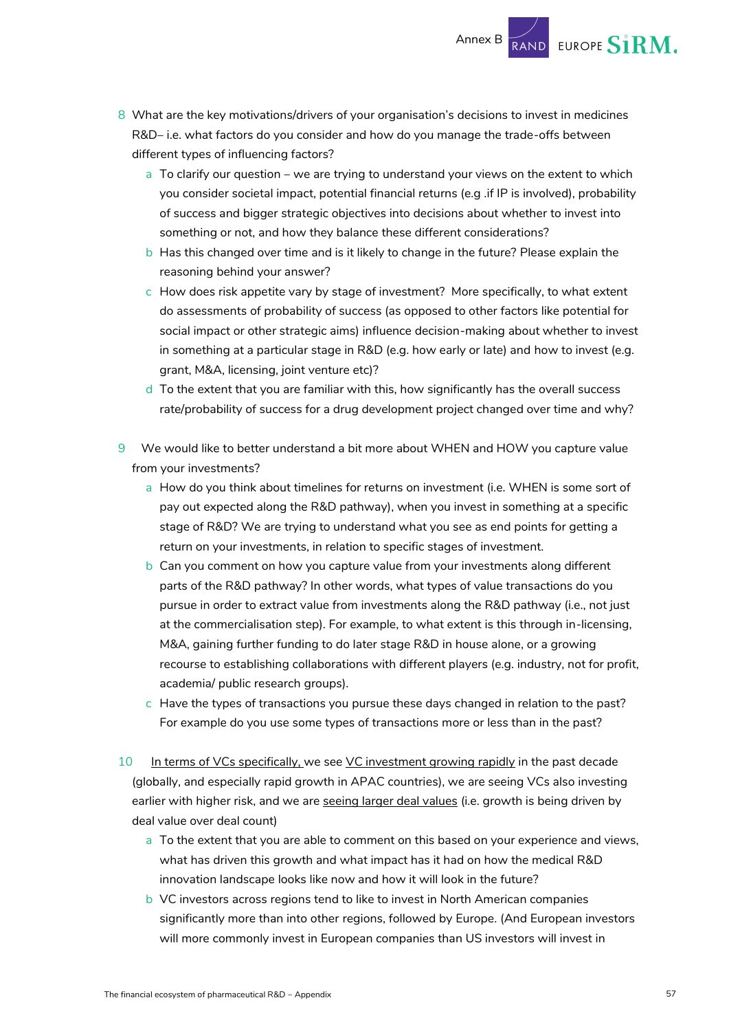8. What are the key motivations/drivers of your organisation's decisions to invest in medicines R&D– i.e. what factors do you consider and how do you manage the trade-offs between different types of influencing factors?
    a. To clarify our question – we are trying to understand your views on the extent to which you consider societal impact, potential financial returns (e.g .if IP is involved), probability of success and bigger strategic objectives into decisions about whether to invest into something or not, and how they balance these different considerations?
    b. Has this changed over time and is it likely to change in the future? Please explain the reasoning behind your answer?
    c. How does risk appetite vary by stage of investment? More specifically, to what extent do assessments of probability of success (as opposed to other factors like potential for social impact or other strategic aims) influence decision-making about whether to invest in something at a particular stage in R&D (e.g. how early or late) and how to invest (e.g. grant, M&A, licensing, joint venture etc)?
    d. To the extent that you are familiar with this, how significantly has the overall success rate/probability of success for a drug development project changed over time and why?

9. We would like to better understand a bit more about WHEN and HOW you capture value from your investments?
    a. How do you think about timelines for returns on investment (i.e. WHEN is some sort of pay out expected along the R&D pathway), when you invest in something at a specific stage of R&D? We are trying to understand what you see as end points for getting a return on your investments, in relation to specific stages of investment.
    b. Can you comment on how you capture value from your investments along different parts of the R&D pathway? In other words, what types of value transactions do you pursue in order to extract value from investments along the R&D pathway (i.e., not just at the commercialisation step). For example, to what extent is this through in-licensing, M&A, gaining further funding to do later stage R&D in house alone, or a growing recourse to establishing collaborations with different players (e.g. industry, not for profit, academia/ public research groups).
    c. Have the types of transactions you pursue these days changed in relation to the past? For example do you use some types of transactions more or less than in the past?

10. In terms of VCs specifically, we see VC investment growing rapidly in the past decade (globally, and especially rapid growth in APAC countries), we are seeing VCs also investing earlier with higher risk, and we are seeing larger deal values (i.e. growth is being driven by deal value over deal count)
    a. To the extent that you are able to comment on this based on your experience and views, what has driven this growth and what impact has it had on how the medical R&D innovation landscape looks like now and how it will look in the future?
    b. VC investors across regions tend to like to invest in North American companies significantly more than into other regions, followed by Europe. (And European investors will more commonly invest in European companies than US investors will invest in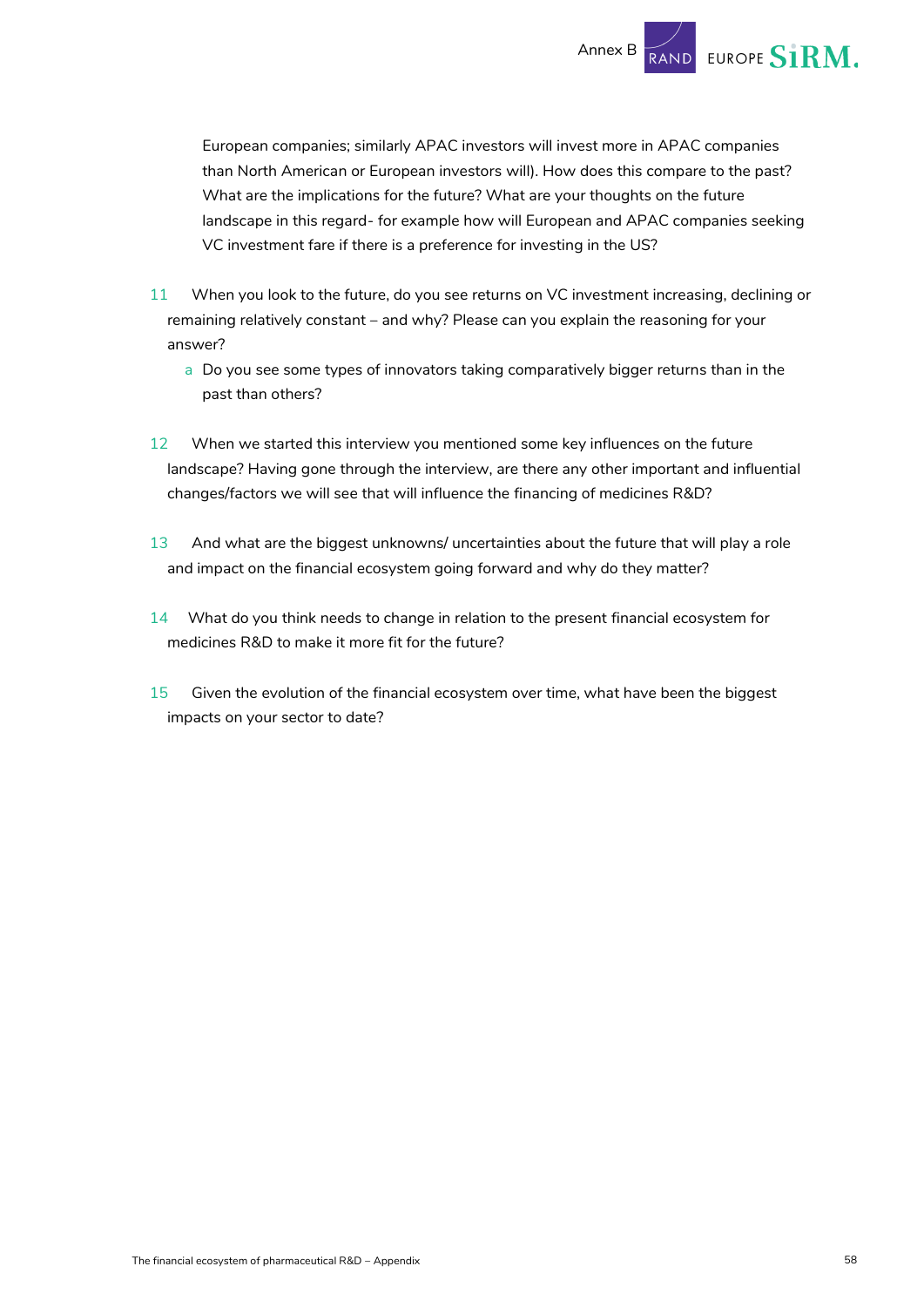European companies; similarly APAC investors will invest more in APAC companies than North American or European investors will). How does this compare to the past? What are the implications for the future? What are your thoughts on the future landscape in this regard- for example how will European and APAC companies seeking VC investment fare if there is a preference for investing in the US?

11. When you look to the future, do you see returns on VC investment increasing, declining or remaining relatively constant – and why? Please can you explain the reasoning for your answer?
    a. Do you see some types of innovators taking comparatively bigger returns than in the past than others?

12. When we started this interview you mentioned some key influences on the future landscape? Having gone through the interview, are there any other important and influential changes/factors we will see that will influence the financing of medicines R&D?

13. And what are the biggest unknowns/ uncertainties about the future that will play a role and impact on the financial ecosystem going forward and why do they matter?

14. What do you think needs to change in relation to the present financial ecosystem for medicines R&D to make it more fit for the future?

15. Given the evolution of the financial ecosystem over time, what have been the biggest impacts on your sector to date?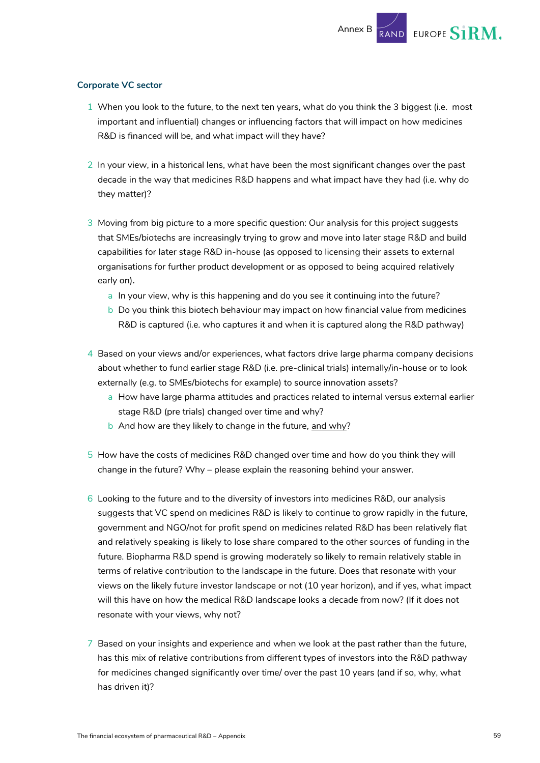### Corporate VC sector

1. When you look to the future, to the next ten years, what do you think the 3 biggest (i.e. most important and influential) changes or influencing factors that will impact on how medicines R&D is financed will be, and what impact will they have?

2. In your view, in a historical lens, what have been the most significant changes over the past decade in the way that medicines R&D happens and what impact have they had (i.e. why do they matter)?

3. Moving from big picture to a more specific question: Our analysis for this project suggests that SMEs/biotechs are increasingly trying to grow and move into later stage R&D and build capabilities for later stage R&D in-house (as opposed to licensing their assets to external organisations for further product development or as opposed to being acquired relatively early on).
   a. In your view, why is this happening and do you see it continuing into the future?
   b. Do you think this biotech behaviour may impact on how financial value from medicines R&D is captured (i.e. who captures it and when it is captured along the R&D pathway)

4. Based on your views and/or experiences, what factors drive large pharma company decisions about whether to fund earlier stage R&D (i.e. pre-clinical trials) internally/in-house or to look externally (e.g. to SMEs/biotechs for example) to source innovation assets?
   a. How have large pharma attitudes and practices related to internal versus external earlier stage R&D (pre trials) changed over time and why?
   b. And how are they likely to change in the future, and why?

5. How have the costs of medicines R&D changed over time and how do you think they will change in the future? Why – please explain the reasoning behind your answer.

6. Looking to the future and to the diversity of investors into medicines R&D, our analysis suggests that VC spend on medicines R&D is likely to continue to grow rapidly in the future, government and NGO/not for profit spend on medicines related R&D has been relatively flat and relatively speaking is likely to lose share compared to the other sources of funding in the future. Biopharma R&D spend is growing moderately so likely to remain relatively stable in terms of relative contribution to the landscape in the future. Does that resonate with your views on the likely future investor landscape or not (10 year horizon), and if yes, what impact will this have on how the medical R&D landscape looks a decade from now? (If it does not resonate with your views, why not?

7. Based on your insights and experience and when we look at the past rather than the future, has this mix of relative contributions from different types of investors into the R&D pathway for medicines changed significantly over time/ over the past 10 years (and if so, why, what has driven it)?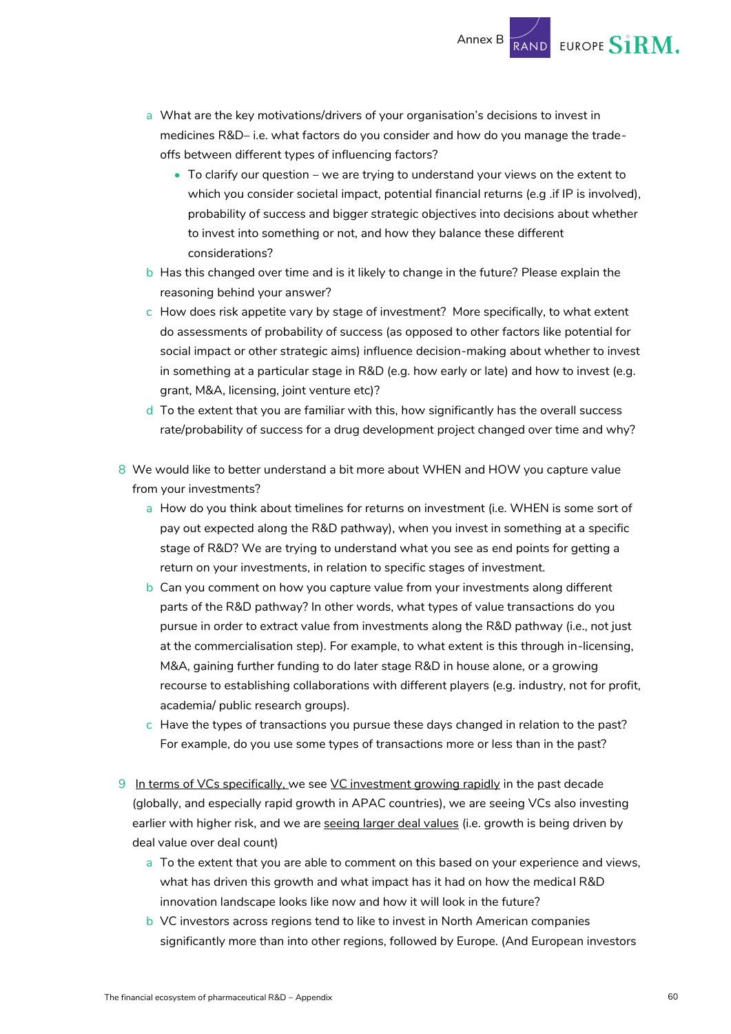a. What are the key motivations/drivers of your organisation's decisions to invest in medicines R&D– i.e. what factors do you consider and how do you manage the trade-offs between different types of influencing factors?
   - To clarify our question – we are trying to understand your views on the extent to which you consider societal impact, potential financial returns (e.g .if IP is involved), probability of success and bigger strategic objectives into decisions about whether to invest into something or not, and how they balance these different considerations?

b. Has this changed over time and is it likely to change in the future? Please explain the reasoning behind your answer?

c. How does risk appetite vary by stage of investment? More specifically, to what extent do assessments of probability of success (as opposed to other factors like potential for social impact or other strategic aims) influence decision-making about whether to invest in something at a particular stage in R&D (e.g. how early or late) and how to invest (e.g. grant, M&A, licensing, joint venture etc)?

d. To the extent that you are familiar with this, how significantly has the overall success rate/probability of success for a drug development project changed over time and why?

8. We would like to better understand a bit more about WHEN and HOW you capture value from your investments?

   a. How do you think about timelines for returns on investment (i.e. WHEN is some sort of pay out expected along the R&D pathway), when you invest in something at a specific stage of R&D? We are trying to understand what you see as end points for getting a return on your investments, in relation to specific stages of investment.

   b. Can you comment on how you capture value from your investments along different parts of the R&D pathway? In other words, what types of value transactions do you pursue in order to extract value from investments along the R&D pathway (i.e., not just at the commercialisation step). For example, to what extent is this through in-licensing, M&A, gaining further funding to do later stage R&D in house alone, or a growing recourse to establishing collaborations with different players (e.g. industry, not for profit, academia/ public research groups).

   c. Have the types of transactions you pursue these days changed in relation to the past? For example, do you use some types of transactions more or less than in the past?

9. In terms of VCs specifically, we see VC investment growing rapidly in the past decade (globally, and especially rapid growth in APAC countries), we are seeing VCs also investing earlier with higher risk, and we are seeing larger deal values (i.e. growth is being driven by deal value over deal count)

   a. To the extent that you are able to comment on this based on your experience and views, what has driven this growth and what impact has it had on how the medical R&D innovation landscape looks like now and how it will look in the future?

   b. VC investors across regions tend to like to invest in North American companies significantly more than into other regions, followed by Europe. (And European investors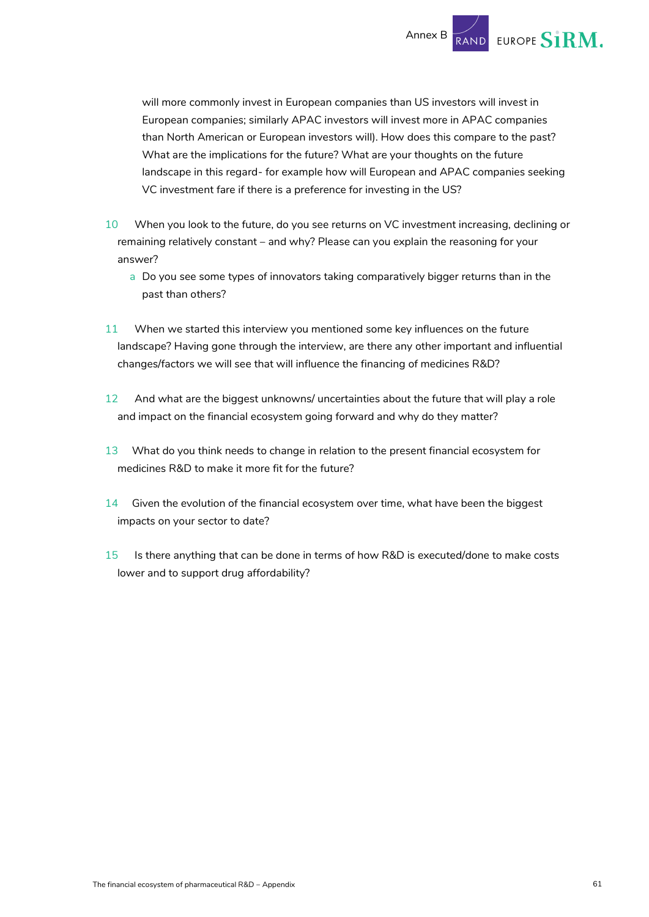will more commonly invest in European companies than US investors will invest in European companies; similarly APAC investors will invest more in APAC companies than North American or European investors will). How does this compare to the past? What are the implications for the future? What are your thoughts on the future landscape in this regard- for example how will European and APAC companies seeking VC investment fare if there is a preference for investing in the US?

10. When you look to the future, do you see returns on VC investment increasing, declining or remaining relatively constant – and why? Please can you explain the reasoning for your answer?
    a. Do you see some types of innovators taking comparatively bigger returns than in the past than others?

11. When we started this interview you mentioned some key influences on the future landscape? Having gone through the interview, are there any other important and influential changes/factors we will see that will influence the financing of medicines R&D?

12. And what are the biggest unknowns/ uncertainties about the future that will play a role and impact on the financial ecosystem going forward and why do they matter?

13. What do you think needs to change in relation to the present financial ecosystem for medicines R&D to make it more fit for the future?

14. Given the evolution of the financial ecosystem over time, what have been the biggest impacts on your sector to date?

15. Is there anything that can be done in terms of how R&D is executed/done to make costs lower and to support drug affordability?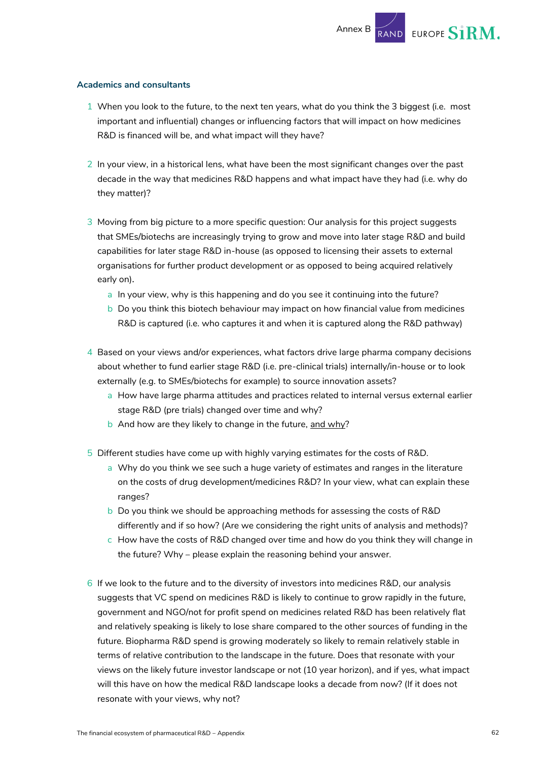### Academics and consultants

1. When you look to the future, to the next ten years, what do you think the 3 biggest (i.e. most important and influential) changes or influencing factors that will impact on how medicines R&D is financed will be, and what impact will they have?

2. In your view, in a historical lens, what have been the most significant changes over the past decade in the way that medicines R&D happens and what impact have they had (i.e. why do they matter)?

3. Moving from big picture to a more specific question: Our analysis for this project suggests that SMEs/biotechs are increasingly trying to grow and move into later stage R&D and build capabilities for later stage R&D in-house (as opposed to licensing their assets to external organisations for further product development or as opposed to being acquired relatively early on).
   a. In your view, why is this happening and do you see it continuing into the future?
   b. Do you think this biotech behaviour may impact on how financial value from medicines R&D is captured (i.e. who captures it and when it is captured along the R&D pathway)

4. Based on your views and/or experiences, what factors drive large pharma company decisions about whether to fund earlier stage R&D (i.e. pre-clinical trials) internally/in-house or to look externally (e.g. to SMEs/biotechs for example) to source innovation assets?
   a. How have large pharma attitudes and practices related to internal versus external earlier stage R&D (pre trials) changed over time and why?
   b. And how are they likely to change in the future, and why?

5. Different studies have come up with highly varying estimates for the costs of R&D.
   a. Why do you think we see such a huge variety of estimates and ranges in the literature on the costs of drug development/medicines R&D? In your view, what can explain these ranges?
   b. Do you think we should be approaching methods for assessing the costs of R&D differently and if so how? (Are we considering the right units of analysis and methods)?
   c. How have the costs of R&D changed over time and how do you think they will change in the future? Why – please explain the reasoning behind your answer.

6. If we look to the future and to the diversity of investors into medicines R&D, our analysis suggests that VC spend on medicines R&D is likely to continue to grow rapidly in the future, government and NGO/not for profit spend on medicines related R&D has been relatively flat and relatively speaking is likely to lose share compared to the other sources of funding in the future. Biopharma R&D spend is growing moderately so likely to remain relatively stable in terms of relative contribution to the landscape in the future. Does that resonate with your views on the likely future investor landscape or not (10 year horizon), and if yes, what impact will this have on how the medical R&D landscape looks a decade from now? (If it does not resonate with your views, why not?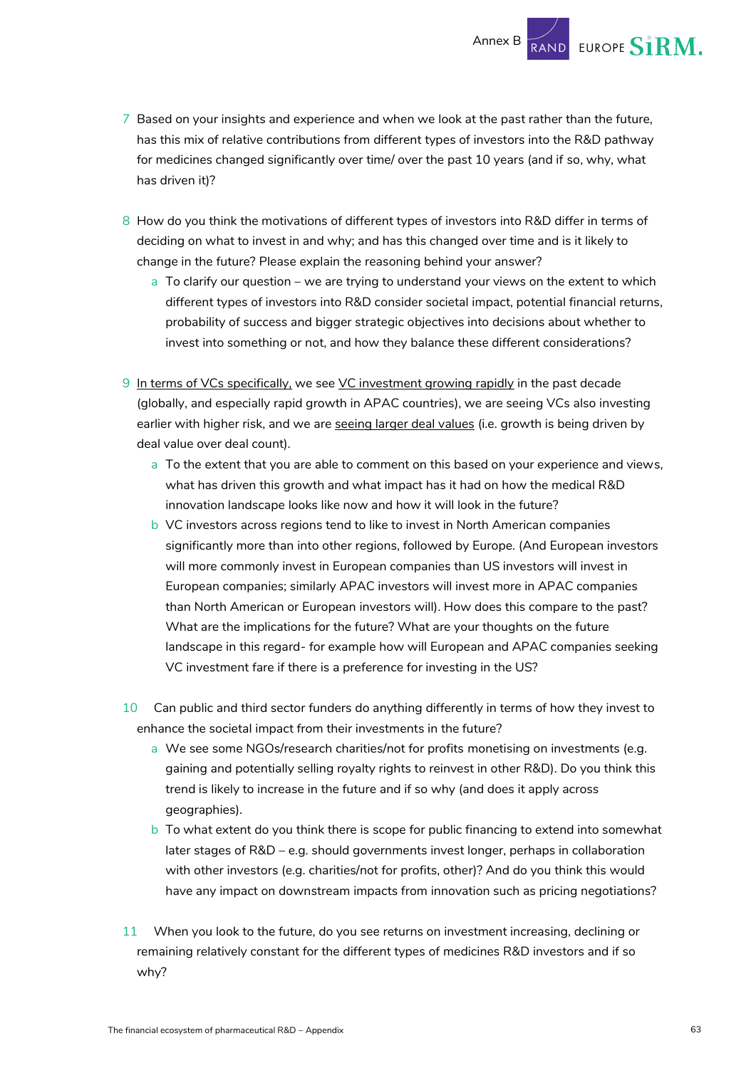7. Based on your insights and experience and when we look at the past rather than the future, has this mix of relative contributions from different types of investors into the R&D pathway for medicines changed significantly over time/ over the past 10 years (and if so, why, what has driven it)?

8. How do you think the motivations of different types of investors into R&D differ in terms of deciding on what to invest in and why; and has this changed over time and is it likely to change in the future? Please explain the reasoning behind your answer?
   a. To clarify our question – we are trying to understand your views on the extent to which different types of investors into R&D consider societal impact, potential financial returns, probability of success and bigger strategic objectives into decisions about whether to invest into something or not, and how they balance these different considerations?

9. In terms of VCs specifically, we see VC investment growing rapidly in the past decade (globally, and especially rapid growth in APAC countries), we are seeing VCs also investing earlier with higher risk, and we are seeing larger deal values (i.e. growth is being driven by deal value over deal count).
   a. To the extent that you are able to comment on this based on your experience and views, what has driven this growth and what impact has it had on how the medical R&D innovation landscape looks like now and how it will look in the future?
   b. VC investors across regions tend to like to invest in North American companies significantly more than into other regions, followed by Europe. (And European investors will more commonly invest in European companies than US investors will invest in European companies; similarly APAC investors will invest more in APAC companies than North American or European investors will). How does this compare to the past? What are the implications for the future? What are your thoughts on the future landscape in this regard- for example how will European and APAC companies seeking VC investment fare if there is a preference for investing in the US?

10. Can public and third sector funders do anything differently in terms of how they invest to enhance the societal impact from their investments in the future?
    a. We see some NGOs/research charities/not for profits monetising on investments (e.g. gaining and potentially selling royalty rights to reinvest in other R&D). Do you think this trend is likely to increase in the future and if so why (and does it apply across geographies).
    b. To what extent do you think there is scope for public financing to extend into somewhat later stages of R&D – e.g. should governments invest longer, perhaps in collaboration with other investors (e.g. charities/not for profits, other)? And do you think this would have any impact on downstream impacts from innovation such as pricing negotiations?

11. When you look to the future, do you see returns on investment increasing, declining or remaining relatively constant for the different types of medicines R&D investors and if so why?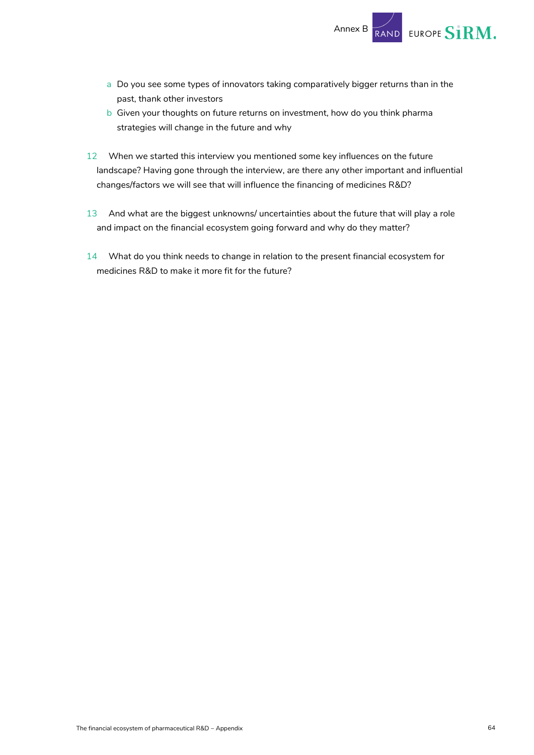a. Do you see some types of innovators taking comparatively bigger returns than in the past, thank other investors
   b. Given your thoughts on future returns on investment, how do you think pharma strategies will change in the future and why

12. When we started this interview you mentioned some key influences on the future landscape? Having gone through the interview, are there any other important and influential changes/factors we will see that will influence the financing of medicines R&D?

13. And what are the biggest unknowns/ uncertainties about the future that will play a role and impact on the financial ecosystem going forward and why do they matter?

14. What do you think needs to change in relation to the present financial ecosystem for medicines R&D to make it more fit for the future?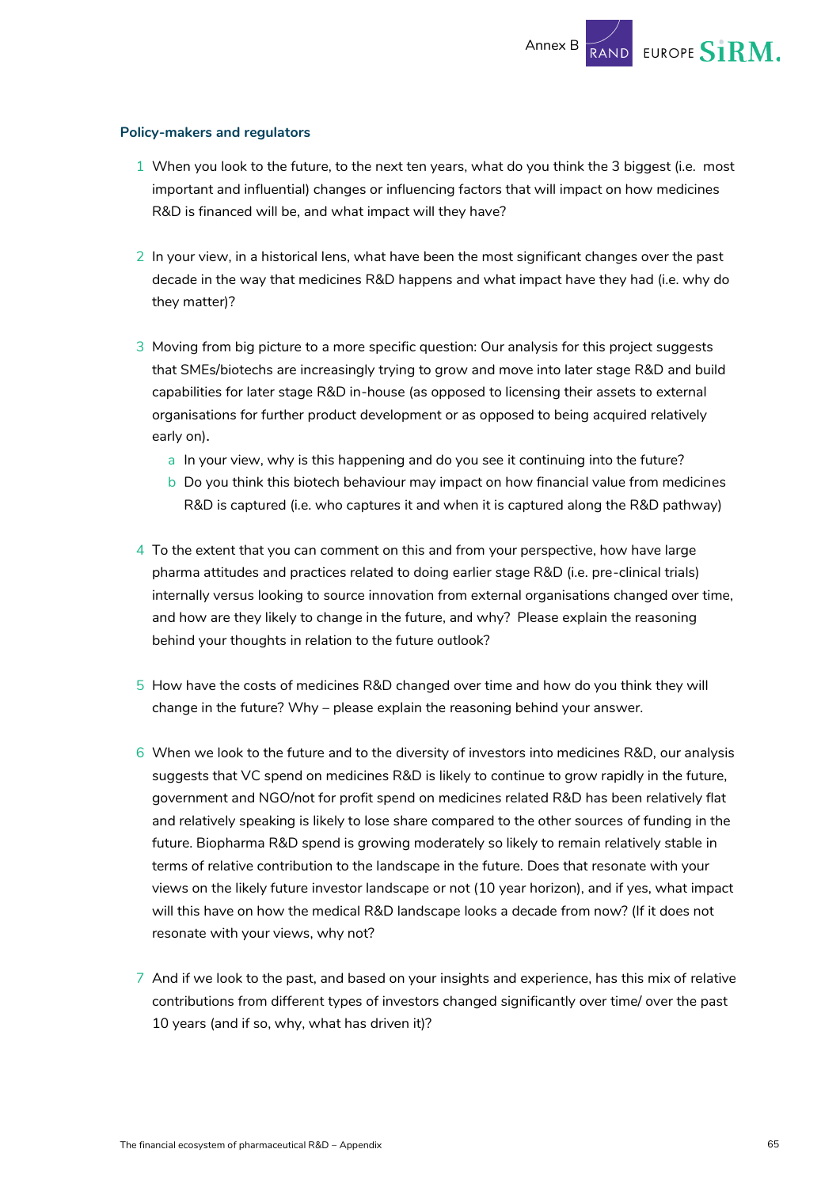### Policy-makers and regulators

1. When you look to the future, to the next ten years, what do you think the 3 biggest (i.e. most important and influential) changes or influencing factors that will impact on how medicines R&D is financed will be, and what impact will they have?

2. In your view, in a historical lens, what have been the most significant changes over the past decade in the way that medicines R&D happens and what impact have they had (i.e. why do they matter)?

3. Moving from big picture to a more specific question: Our analysis for this project suggests that SMEs/biotechs are increasingly trying to grow and move into later stage R&D and build capabilities for later stage R&D in-house (as opposed to licensing their assets to external organisations for further product development or as opposed to being acquired relatively early on).
   a. In your view, why is this happening and do you see it continuing into the future?
   b. Do you think this biotech behaviour may impact on how financial value from medicines R&D is captured (i.e. who captures it and when it is captured along the R&D pathway)

4. To the extent that you can comment on this and from your perspective, how have large pharma attitudes and practices related to doing earlier stage R&D (i.e. pre-clinical trials) internally versus looking to source innovation from external organisations changed over time, and how are they likely to change in the future, and why? Please explain the reasoning behind your thoughts in relation to the future outlook?

5. How have the costs of medicines R&D changed over time and how do you think they will change in the future? Why – please explain the reasoning behind your answer.

6. When we look to the future and to the diversity of investors into medicines R&D, our analysis suggests that VC spend on medicines R&D is likely to continue to grow rapidly in the future, government and NGO/not for profit spend on medicines related R&D has been relatively flat and relatively speaking is likely to lose share compared to the other sources of funding in the future. Biopharma R&D spend is growing moderately so likely to remain relatively stable in terms of relative contribution to the landscape in the future. Does that resonate with your views on the likely future investor landscape or not (10 year horizon), and if yes, what impact will this have on how the medical R&D landscape looks a decade from now? (If it does not resonate with your views, why not?

7. And if we look to the past, and based on your insights and experience, has this mix of relative contributions from different types of investors changed significantly over time/ over the past 10 years (and if so, why, what has driven it)?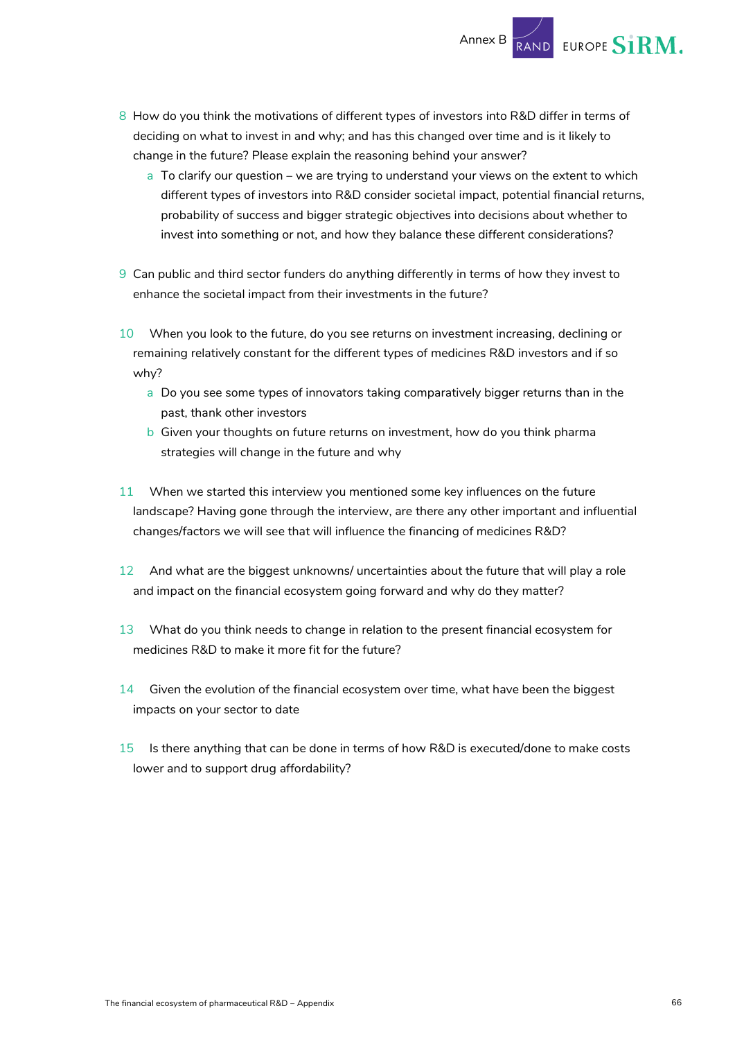8. How do you think the motivations of different types of investors into R&D differ in terms of deciding on what to invest in and why; and has this changed over time and is it likely to change in the future? Please explain the reasoning behind your answer?
   a. To clarify our question – we are trying to understand your views on the extent to which different types of investors into R&D consider societal impact, potential financial returns, probability of success and bigger strategic objectives into decisions about whether to invest into something or not, and how they balance these different considerations?

9. Can public and third sector funders do anything differently in terms of how they invest to enhance the societal impact from their investments in the future?

10. When you look to the future, do you see returns on investment increasing, declining or remaining relatively constant for the different types of medicines R&D investors and if so why?
    a. Do you see some types of innovators taking comparatively bigger returns than in the past, thank other investors
    b. Given your thoughts on future returns on investment, how do you think pharma strategies will change in the future and why

11. When we started this interview you mentioned some key influences on the future landscape? Having gone through the interview, are there any other important and influential changes/factors we will see that will influence the financing of medicines R&D?

12. And what are the biggest unknowns/ uncertainties about the future that will play a role and impact on the financial ecosystem going forward and why do they matter?

13. What do you think needs to change in relation to the present financial ecosystem for medicines R&D to make it more fit for the future?

14. Given the evolution of the financial ecosystem over time, what have been the biggest impacts on your sector to date

15. Is there anything that can be done in terms of how R&D is executed/done to make costs lower and to support drug affordability?